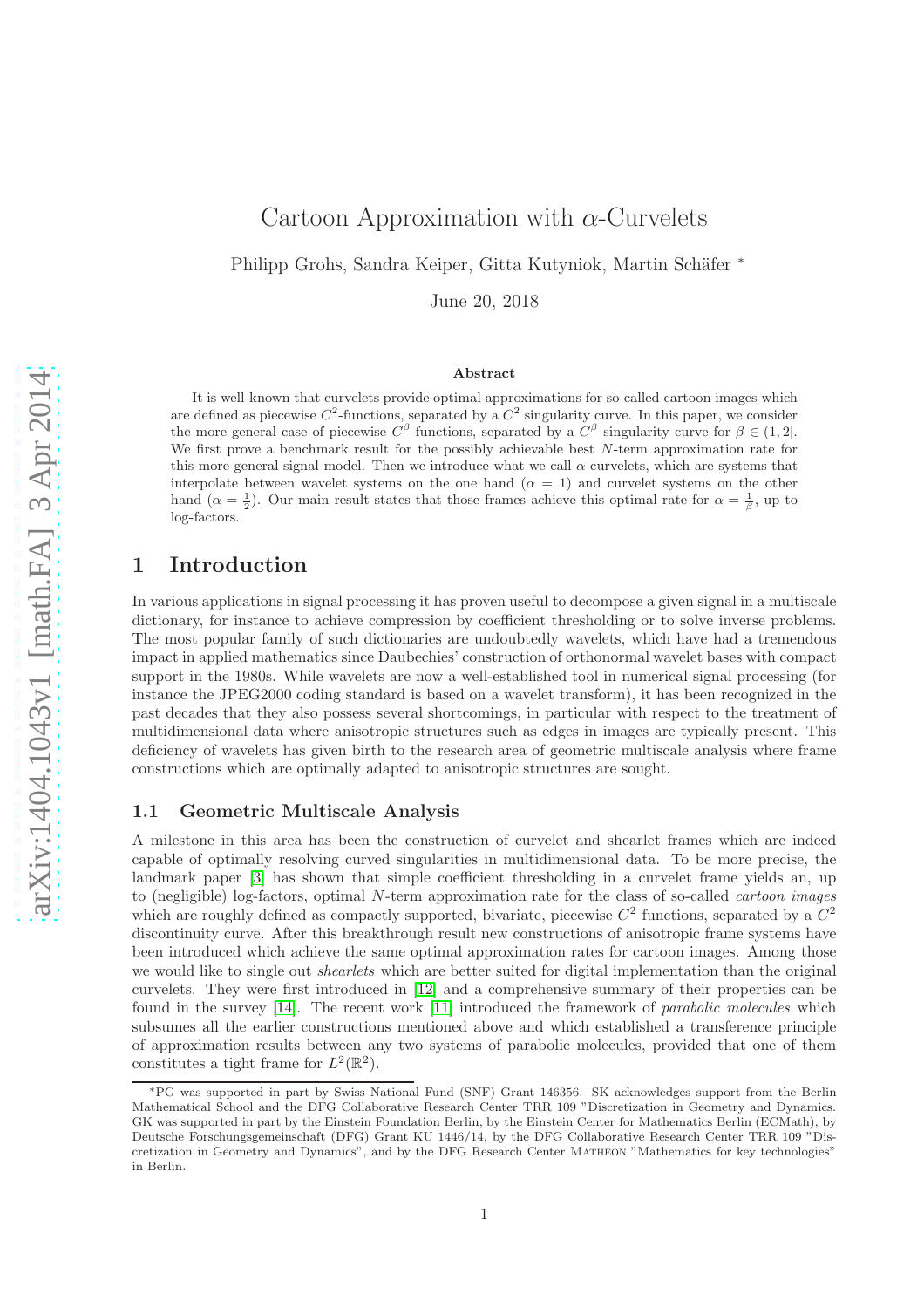# Cartoon Approximation with $\alpha$-Curvelets

Philipp Grohs, Sandra Keiper, Gitta Kutyniok, Martin Schäfer *

June 20, 2018

### Abstract

It is well-known that curvelets provide optimal approximations for so-called cartoon images which are defined as piecewise $C^2$-functions, separated by a $C^2$ singularity curve. In this paper, we consider the more general case of piecewise $C^\beta$-functions, separated by a $C^\beta$ singularity curve for $\beta \in (1, 2]$. We first prove a benchmark result for the possibly achievable best $N$-term approximation rate for this more general signal model. Then we introduce what we call $\alpha$-curvelets, which are systems that interpolate between wavelet systems on the one hand ($\alpha = 1$) and curvelet systems on the other hand ($\alpha = \frac{1}{2}$). Our main result states that those frames achieve this optimal rate for $\alpha = \frac{1}{\beta}$, up to log-factors.

## 1 Introduction

In various applications in signal processing it has proven useful to decompose a given signal in a multiscale dictionary, for instance to achieve compression by coefficient thresholding or to solve inverse problems. The most popular family of such dictionaries are undoubtedly wavelets, which have had a tremendous impact in applied mathematics since Daubechies' construction of orthonormal wavelet bases with compact support in the 1980s. While wavelets are now a well-established tool in numerical signal processing (for instance the JPEG2000 coding standard is based on a wavelet transform), it has been recognized in the past decades that they also possess several shortcomings, in particular with respect to the treatment of multidimensional data where anisotropic structures such as edges in images are typically present. This deficiency of wavelets has given birth to the research area of geometric multiscale analysis where frame constructions which are optimally adapted to anisotropic structures are sought.

### 1.1 Geometric Multiscale Analysis

A milestone in this area has been the construction of curvelet and shearlet frames which are indeed capable of optimally resolving curved singularities in multidimensional data. To be more precise, the landmark paper [3] has shown that simple coefficient thresholding in a curvelet frame yields an, up to (negligible) log-factors, optimal $N$-term approximation rate for the class of so-called *cartoon images* which are roughly defined as compactly supported, bivariate, piecewise $C^2$ functions, separated by a $C^2$ discontinuity curve. After this breakthrough result new constructions of anisotropic frame systems have been introduced which achieve the same optimal approximation rates for cartoon images. Among those we would like to single out *shearlets* which are better suited for digital implementation than the original curvelets. They were first introduced in [12] and a comprehensive summary of their properties can be found in the survey [14]. The recent work [11] introduced the framework of *parabolic molecules* which subsumes all the earlier constructions mentioned above and which established a transference principle of approximation results between any two systems of parabolic molecules, provided that one of them constitutes a tight frame for $L^2(\mathbb{R}^2)$.

*PG was supported in part by Swiss National Fund (SNF) Grant 146356. SK acknowledges support from the Berlin Mathematical School and the DFG Collaborative Research Center TRR 109 "Discretization in Geometry and Dynamics. GK was supported in part by the Einstein Foundation Berlin, by the Einstein Center for Mathematics Berlin (ECMath), by Deutsche Forschungsgemeinschaft (DFG) Grant KU 1446/14, by the DFG Collaborative Research Center TRR 109 "Discretization in Geometry and Dynamics", and by the DFG Research Center MATHEON "Mathematics for key technologies" in Berlin.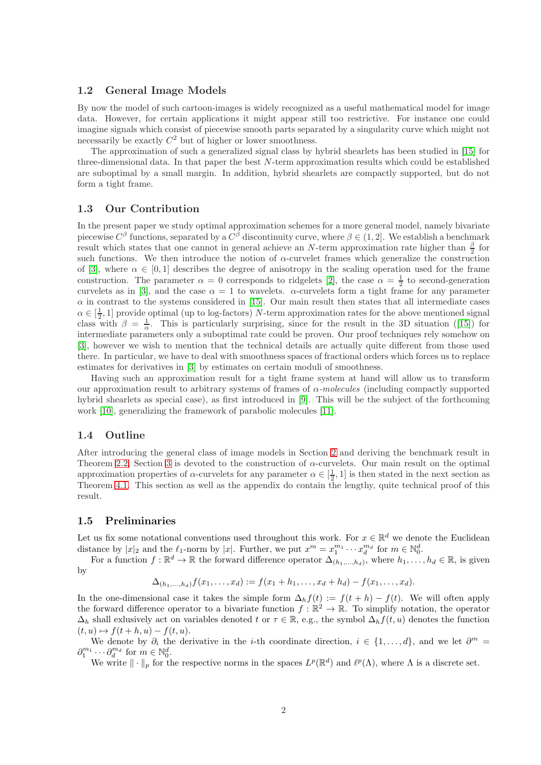### 1.2 General Image Models

By now the model of such cartoon-images is widely recognized as a useful mathematical model for image data. However, for certain applications it might appear still too restrictive. For instance one could imagine signals which consist of piecewise smooth parts separated by a singularity curve which might not necessarily be exactly $C^2$ but of higher or lower smoothness.

The approximation of such a generalized signal class by hybrid shearlets has been studied in [15] for three-dimensional data. In that paper the best $N$-term approximation results which could be established are suboptimal by a small margin. In addition, hybrid shearlets are compactly supported, but do not form a tight frame.

### 1.3 Our Contribution

In the present paper we study optimal approximation schemes for a more general model, namely bivariate piecewise $C^\beta$ functions, separated by a $C^\beta$ discontinuity curve, where $\beta \in (1, 2]$. We establish a benchmark result which states that one cannot in general achieve an $N$-term approximation rate higher than $\frac{\beta}{2}$ for such functions. We then introduce the notion of $\alpha$-curvelet frames which generalize the construction of [3], where $\alpha \in [0, 1]$ describes the degree of anisotropy in the scaling operation used for the frame construction. The parameter $\alpha = 0$ corresponds to ridgelets [2], the case $\alpha = \frac{1}{2}$ to second-generation curvelets as in [3], and the case $\alpha = 1$ to wavelets. $\alpha$-curvelets form a tight frame for any parameter $\alpha$ in contrast to the systems considered in [15]. Our main result then states that all intermediate cases $\alpha \in [\frac{1}{2}, 1]$ provide optimal (up to log-factors) $N$-term approximation rates for the above mentioned signal class with $\beta = \frac{1}{\alpha}$. This is particularly surprising, since for the result in the 3D situation ([15]) for intermediate parameters only a suboptimal rate could be proven. Our proof techniques rely somehow on [3], however we wish to mention that the technical details are actually quite different from those used there. In particular, we have to deal with smoothness spaces of fractional orders which forces us to replace estimates for derivatives in [3] by estimates on certain moduli of smoothness.

Having such an approximation result for a tight frame system at hand will allow us to transform our approximation result to arbitrary systems of frames of *$\alpha$-molecules* (including compactly supported hybrid shearlets as special case), as first introduced in [9]. This will be the subject of the forthcoming work [10], generalizing the framework of parabolic molecules [11].

### 1.4 Outline

After introducing the general class of image models in Section 2 and deriving the benchmark result in Theorem 2.2, Section 3 is devoted to the construction of $\alpha$-curvelets. Our main result on the optimal approximation properties of $\alpha$-curvelets for any parameter $\alpha \in [\frac{1}{2}, 1]$ is then stated in the next section as Theorem 4.1. This section as well as the appendix do contain the lengthy, quite technical proof of this result.

### 1.5 Preliminaries

Let us fix some notational conventions used throughout this work. For $x \in \mathbb{R}^d$ we denote the Euclidean distance by $|x|_2$ and the $\ell_1$-norm by $|x|$. Further, we put $x^m = x_1^{m_1} \cdots x_d^{m_d}$ for $m \in \mathbb{N}_0^d$.

For a function $f : \mathbb{R}^d \to \mathbb{R}$ the forward difference operator $\Delta_{(h_1,\ldots,h_d)}$, where $h_1, \ldots, h_d \in \mathbb{R}$, is given by

$$\Delta_{(h_1,\ldots,h_d)} f(x_1, \ldots, x_d) := f(x_1 + h_1, \ldots, x_d + h_d) - f(x_1, \ldots, x_d).$$

In the one-dimensional case it takes the simple form $\Delta_h f(t) := f(t + h) - f(t)$. We will often apply the forward difference operator to a bivariate function $f : \mathbb{R}^2 \to \mathbb{R}$. To simplify notation, the operator $\Delta_h$ shall exlusively act on variables denoted $t$ or $\tau \in \mathbb{R}$, e.g., the symbol $\Delta_h f(t, u)$ denotes the function $(t, u) \mapsto f(t + h, u) - f(t, u)$.

We denote by $\partial_i$ the derivative in the $i$-th coordinate direction, $i \in \{1, \ldots, d\}$, and we let $\partial^m = \partial_1^{m_1} \cdots \partial_d^{m_d}$ for $m \in \mathbb{N}_0^d$.

We write $\|\cdot\|_p$ for the respective norms in the spaces $L^p(\mathbb{R}^d)$ and $\ell^p(\Lambda)$, where $\Lambda$ is a discrete set.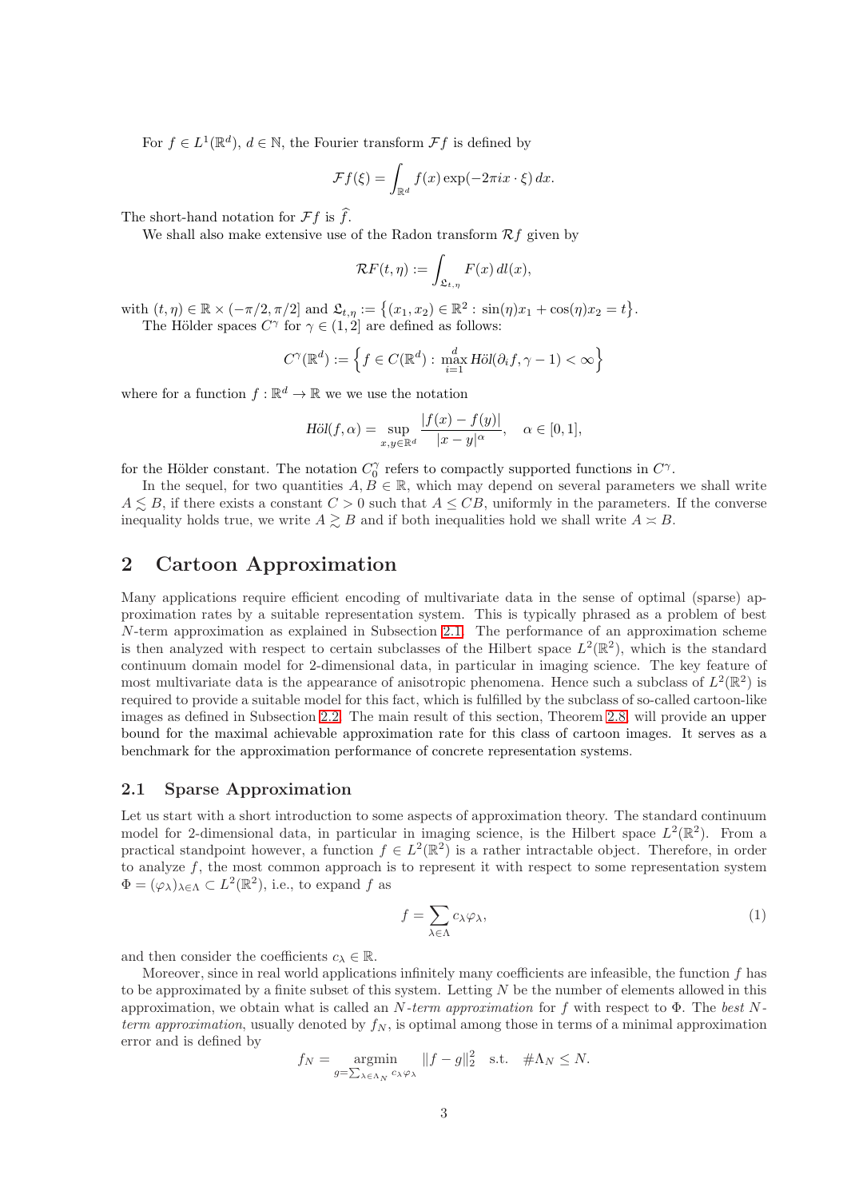For $f \in L^1(\mathbb{R}^d)$, $d \in \mathbb{N}$, the Fourier transform $\mathcal{F}f$ is defined by

$$\mathcal{F}f(\xi) = \int_{\mathbb{R}^d} f(x) \exp(-2\pi i x \cdot \xi)\, dx.$$

The short-hand notation for $\mathcal{F}f$ is $\widehat{f}$.

We shall also make extensive use of the Radon transform $\mathcal{R}f$ given by

$$\mathcal{R}F(t,\eta) := \int_{\mathfrak{L}_{t,\eta}} F(x)\, dl(x),$$

with $(t,\eta) \in \mathbb{R} \times (-\pi/2, \pi/2]$ and $\mathfrak{L}_{t,\eta} := \left\{(x_1,x_2) \in \mathbb{R}^2 : \sin(\eta)x_1 + \cos(\eta)x_2 = t\right\}$.

The Hölder spaces $C^\gamma$ for $\gamma \in (1,2]$ are defined as follows:

$$C^\gamma(\mathbb{R}^d) := \left\{ f \in C(\mathbb{R}^d) : \max_{i=1}^{d} \mathit{H\ddot{o}l}(\partial_i f, \gamma - 1) < \infty \right\}$$

where for a function $f : \mathbb{R}^d \to \mathbb{R}$ we we use the notation

$$\mathit{H\ddot{o}l}(f,\alpha) = \sup_{x,y \in \mathbb{R}^d} \frac{|f(x) - f(y)|}{|x-y|^\alpha}, \quad \alpha \in [0,1],$$

for the Hölder constant. The notation $C_0^\gamma$ refers to compactly supported functions in $C^\gamma$.

In the sequel, for two quantities $A, B \in \mathbb{R}$, which may depend on several parameters we shall write $A \lesssim B$, if there exists a constant $C > 0$ such that $A \leq CB$, uniformly in the parameters. If the converse inequality holds true, we write $A \gtrsim B$ and if both inequalities hold we shall write $A \asymp B$.

## 2 Cartoon Approximation

Many applications require efficient encoding of multivariate data in the sense of optimal (sparse) approximation rates by a suitable representation system. This is typically phrased as a problem of best $N$-term approximation as explained in Subsection 2.1. The performance of an approximation scheme is then analyzed with respect to certain subclasses of the Hilbert space $L^2(\mathbb{R}^2)$, which is the standard continuum domain model for 2-dimensional data, in particular in imaging science. The key feature of most multivariate data is the appearance of anisotropic phenomena. Hence such a subclass of $L^2(\mathbb{R}^2)$ is required to provide a suitable model for this fact, which is fulfilled by the subclass of so-called cartoon-like images as defined in Subsection 2.2. The main result of this section, Theorem 2.8, will provide an upper bound for the maximal achievable approximation rate for this class of cartoon images. It serves as a benchmark for the approximation performance of concrete representation systems.

### 2.1 Sparse Approximation

Let us start with a short introduction to some aspects of approximation theory. The standard continuum model for 2-dimensional data, in particular in imaging science, is the Hilbert space $L^2(\mathbb{R}^2)$. From a practical standpoint however, a function $f \in L^2(\mathbb{R}^2)$ is a rather intractable object. Therefore, in order to analyze $f$, the most common approach is to represent it with respect to some representation system $\Phi = (\varphi_\lambda)_{\lambda \in \Lambda} \subset L^2(\mathbb{R}^2)$, i.e., to expand $f$ as

$$f = \sum_{\lambda \in \Lambda} c_\lambda \varphi_\lambda, \tag{1}$$

and then consider the coefficients $c_\lambda \in \mathbb{R}$.

Moreover, since in real world applications infinitely many coefficients are infeasible, the function $f$ has to be approximated by a finite subset of this system. Letting $N$ be the number of elements allowed in this approximation, we obtain what is called an *$N$-term approximation* for $f$ with respect to $\Phi$. The *best $N$-term approximation*, usually denoted by $f_N$, is optimal among those in terms of a minimal approximation error and is defined by

$$f_N = \underset{g=\sum_{\lambda \in \Lambda_N} c_\lambda \varphi_\lambda}{\operatorname{argmin}} \|f - g\|_2^2 \quad \text{s.t.} \quad \#\Lambda_N \leq N.$$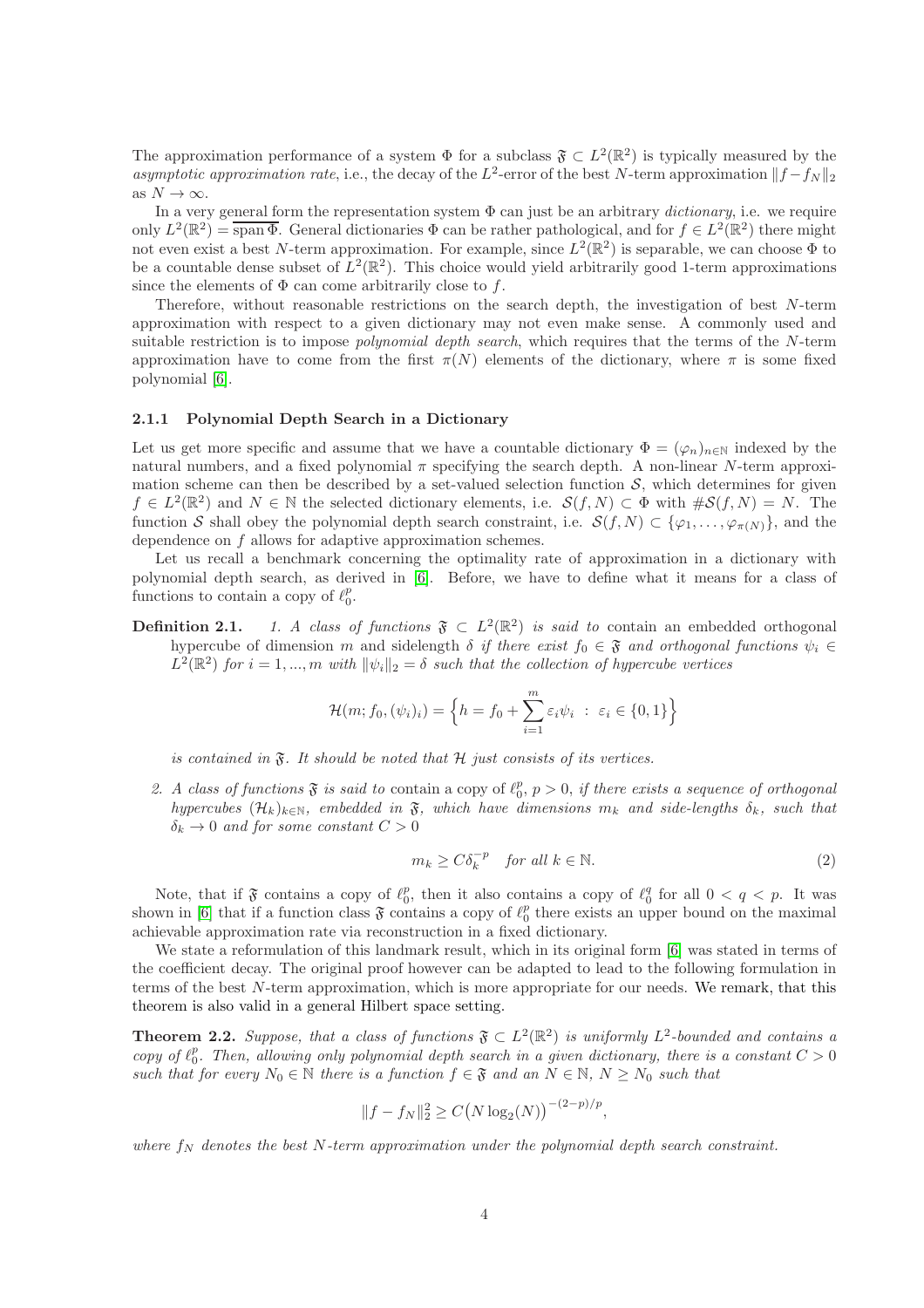The approximation performance of a system $\Phi$ for a subclass $\mathfrak{F} \subset L^2(\mathbb{R}^2)$ is typically measured by the *asymptotic approximation rate*, i.e., the decay of the $L^2$-error of the best $N$-term approximation $\|f - f_N\|_2$ as $N \to \infty$.

In a very general form the representation system $\Phi$ can just be an arbitrary *dictionary*, i.e. we require only $L^2(\mathbb{R}^2) = \overline{\operatorname{span} \Phi}$. General dictionaries $\Phi$ can be rather pathological, and for $f \in L^2(\mathbb{R}^2)$ there might not even exist a best $N$-term approximation. For example, since $L^2(\mathbb{R}^2)$ is separable, we can choose $\Phi$ to be a countable dense subset of $L^2(\mathbb{R}^2)$. This choice would yield arbitrarily good 1-term approximations since the elements of $\Phi$ can come arbitrarily close to $f$.

Therefore, without reasonable restrictions on the search depth, the investigation of best $N$-term approximation with respect to a given dictionary may not even make sense. A commonly used and suitable restriction is to impose *polynomial depth search*, which requires that the terms of the $N$-term approximation have to come from the first $\pi(N)$ elements of the dictionary, where $\pi$ is some fixed polynomial [6].

### 2.1.1 Polynomial Depth Search in a Dictionary

Let us get more specific and assume that we have a countable dictionary $\Phi = (\varphi_n)_{n \in \mathbb{N}}$ indexed by the natural numbers, and a fixed polynomial $\pi$ specifying the search depth. A non-linear $N$-term approximation scheme can then be described by a set-valued selection function $\mathcal{S}$, which determines for given $f \in L^2(\mathbb{R}^2)$ and $N \in \mathbb{N}$ the selected dictionary elements, i.e. $\mathcal{S}(f, N) \subset \Phi$ with $\#\mathcal{S}(f, N) = N$. The function $\mathcal{S}$ shall obey the polynomial depth search constraint, i.e. $\mathcal{S}(f, N) \subset \{\varphi_1, \ldots, \varphi_{\pi(N)}\}$, and the dependence on $f$ allows for adaptive approximation schemes.

Let us recall a benchmark concerning the optimality rate of approximation in a dictionary with polynomial depth search, as derived in [6]. Before, we have to define what it means for a class of functions to contain a copy of $\ell_0^p$.

**Definition 2.1.** *1. A class of functions $\mathfrak{F} \subset L^2(\mathbb{R}^2)$ is said to* contain an embedded orthogonal hypercube of dimension $m$ and sidelength $\delta$ *if there exist $f_0 \in \mathfrak{F}$ and orthogonal functions $\psi_i \in L^2(\mathbb{R}^2)$ for $i = 1, ..., m$ with $\|\psi_i\|_2 = \delta$ such that the collection of hypercube vertices*

$$\mathcal{H}(m; f_0, (\psi_i)_i) = \Big\{ h = f_0 + \sum_{i=1}^{m} \varepsilon_i \psi_i \ : \ \varepsilon_i \in \{0, 1\} \Big\}$$

*is contained in $\mathfrak{F}$. It should be noted that $\mathcal{H}$ just consists of its vertices.*

*2. A class of functions $\mathfrak{F}$ is said to* contain a copy of $\ell_0^p$, $p > 0$, *if there exists a sequence of orthogonal hypercubes $(\mathcal{H}_k)_{k \in \mathbb{N}}$, embedded in $\mathfrak{F}$, which have dimensions $m_k$ and side-lengths $\delta_k$, such that $\delta_k \to 0$ and for some constant $C > 0$*

$$m_k \geq C \delta_k^{-p} \quad \text{for all } k \in \mathbb{N}. \tag{2}$$

Note, that if $\mathfrak{F}$ contains a copy of $\ell_0^p$, then it also contains a copy of $\ell_0^q$ for all $0 < q < p$. It was shown in [6] that if a function class $\mathfrak{F}$ contains a copy of $\ell_0^p$ there exists an upper bound on the maximal achievable approximation rate via reconstruction in a fixed dictionary.

We state a reformulation of this landmark result, which in its original form [6] was stated in terms of the coefficient decay. The original proof however can be adapted to lead to the following formulation in terms of the best $N$-term approximation, which is more appropriate for our needs. We remark, that this theorem is also valid in a general Hilbert space setting.

**Theorem 2.2.** *Suppose, that a class of functions $\mathfrak{F} \subset L^2(\mathbb{R}^2)$ is uniformly $L^2$-bounded and contains a copy of $\ell_0^p$. Then, allowing only polynomial depth search in a given dictionary, there is a constant $C > 0$ such that for every $N_0 \in \mathbb{N}$ there is a function $f \in \mathfrak{F}$ and an $N \in \mathbb{N}$, $N \geq N_0$ such that*

$$\|f - f_N\|_2^2 \geq C\big(N \log_2(N)\big)^{-(2-p)/p},$$

*where $f_N$ denotes the best $N$-term approximation under the polynomial depth search constraint.*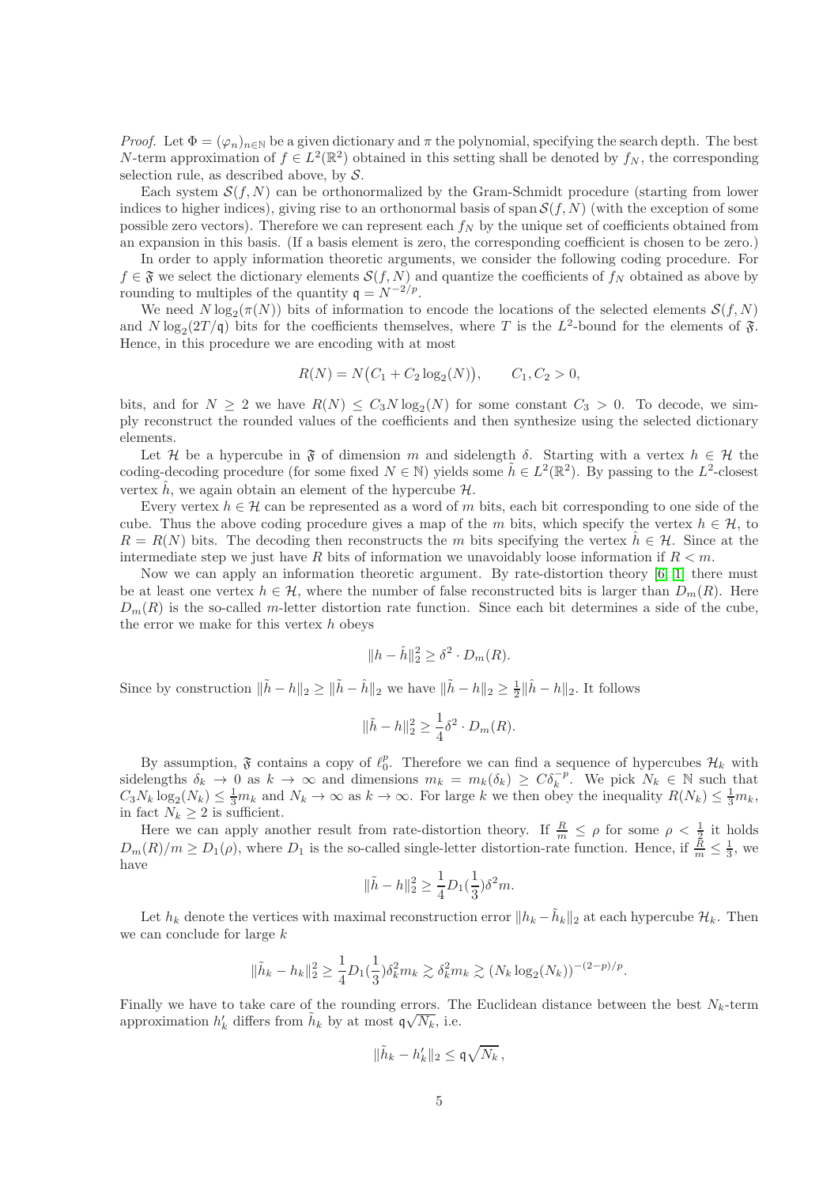*Proof.* Let $\Phi = (\varphi_n)_{n\in\mathbb{N}}$ be a given dictionary and $\pi$ the polynomial, specifying the search depth. The best $N$-term approximation of $f \in L^2(\mathbb{R}^2)$ obtained in this setting shall be denoted by $f_N$, the corresponding selection rule, as described above, by $\mathcal{S}$.

Each system $\mathcal{S}(f, N)$ can be orthonormalized by the Gram-Schmidt procedure (starting from lower indices to higher indices), giving rise to an orthonormal basis of span $\mathcal{S}(f, N)$ (with the exception of some possible zero vectors). Therefore we can represent each $f_N$ by the unique set of coefficients obtained from an expansion in this basis. (If a basis element is zero, the corresponding coefficient is chosen to be zero.)

In order to apply information theoretic arguments, we consider the following coding procedure. For $f \in \mathfrak{F}$ we select the dictionary elements $\mathcal{S}(f, N)$ and quantize the coefficients of $f_N$ obtained as above by rounding to multiples of the quantity $\mathsf{q} = N^{-2/p}$.

We need $N \log_2(\pi(N))$ bits of information to encode the locations of the selected elements $\mathcal{S}(f, N)$ and $N \log_2(2T/\mathsf{q})$ bits for the coefficients themselves, where $T$ is the $L^2$-bound for the elements of $\mathfrak{F}$. Hence, in this procedure we are encoding with at most

$$R(N) = N\big(C_1 + C_2 \log_2(N)\big), \qquad C_1, C_2 > 0,$$

bits, and for $N \geq 2$ we have $R(N) \leq C_3 N \log_2(N)$ for some constant $C_3 > 0$. To decode, we simply reconstruct the rounded values of the coefficients and then synthesize using the selected dictionary elements.

Let $\mathcal{H}$ be a hypercube in $\mathfrak{F}$ of dimension $m$ and sidelength $\delta$. Starting with a vertex $h \in \mathcal{H}$ the coding-decoding procedure (for some fixed $N \in \mathbb{N}$) yields some $\tilde{h} \in L^2(\mathbb{R}^2)$. By passing to the $L^2$-closest vertex $\hat{h}$, we again obtain an element of the hypercube $\mathcal{H}$.

Every vertex $h \in \mathcal{H}$ can be represented as a word of $m$ bits, each bit corresponding to one side of the cube. Thus the above coding procedure gives a map of the $m$ bits, which specify the vertex $h \in \mathcal{H}$, to $R = R(N)$ bits. The decoding then reconstructs the $m$ bits specifying the vertex $\hat{h} \in \mathcal{H}$. Since at the intermediate step we just have $R$ bits of information we unavoidably loose information if $R < m$.

Now we can apply an information theoretic argument. By rate-distortion theory [6, 1] there must be at least one vertex $h \in \mathcal{H}$, where the number of false reconstructed bits is larger than $D_m(R)$. Here $D_m(R)$ is the so-called $m$-letter distortion rate function. Since each bit determines a side of the cube, the error we make for this vertex $h$ obeys

$$\|h - \hat{h}\|_2^2 \geq \delta^2 \cdot D_m(R).$$

Since by construction $\|\tilde{h} - h\|_2 \geq \|\tilde{h} - \hat{h}\|_2$ we have $\|\tilde{h} - h\|_2 \geq \frac{1}{2}\|\hat{h} - h\|_2$. It follows

$$\|\tilde{h} - h\|_2^2 \geq \frac{1}{4}\delta^2 \cdot D_m(R).$$

By assumption, $\mathfrak{F}$ contains a copy of $\ell_0^p$. Therefore we can find a sequence of hypercubes $\mathcal{H}_k$ with sidelengths $\delta_k \to 0$ as $k \to \infty$ and dimensions $m_k = m_k(\delta_k) \geq C\delta_k^{-p}$. We pick $N_k \in \mathbb{N}$ such that $C_3 N_k \log_2(N_k) \leq \frac{1}{3} m_k$ and $N_k \to \infty$ as $k \to \infty$. For large $k$ we then obey the inequality $R(N_k) \leq \frac{1}{3} m_k$, in fact $N_k \geq 2$ is sufficient.

Here we can apply another result from rate-distortion theory. If $\frac{R}{m} \leq \rho$ for some $\rho < \frac{1}{2}$ it holds $D_m(R)/m \geq D_1(\rho)$, where $D_1$ is the so-called single-letter distortion-rate function. Hence, if $\frac{R}{m} \leq \frac{1}{3}$, we have

$$\|\tilde{h} - h\|_2^2 \geq \frac{1}{4} D_1(\frac{1}{3})\delta^2 m.$$

Let $h_k$ denote the vertices with maximal reconstruction error $\|h_k - \tilde{h}_k\|_2$ at each hypercube $\mathcal{H}_k$. Then we can conclude for large $k$

$$\|\tilde{h}_k - h_k\|_2^2 \geq \frac{1}{4} D_1(\frac{1}{3})\delta_k^2 m_k \gtrsim \delta_k^2 m_k \gtrsim (N_k \log_2(N_k))^{-(2-p)/p}.$$

Finally we have to take care of the rounding errors. The Euclidean distance between the best $N_k$-term approximation $h'_k$ differs from $\tilde{h}_k$ by at most $\mathsf{q}\sqrt{N_k}$, i.e.

$$\|\tilde{h}_k - h'_k\|_2 \leq \mathsf{q}\sqrt{N_k}\,,$$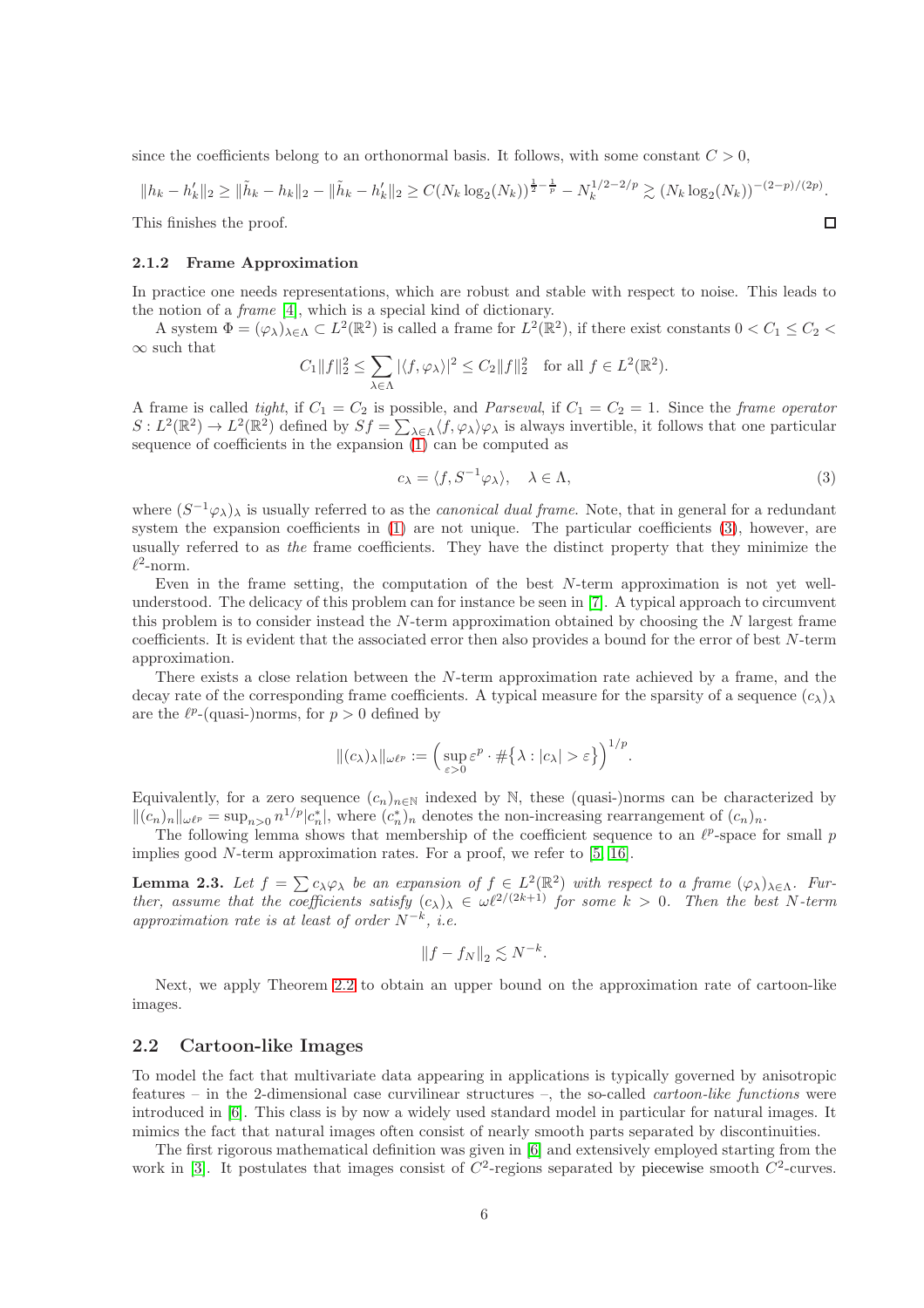since the coefficients belong to an orthonormal basis. It follows, with some constant $C > 0$,

$$\|h_k - h_k'\|_2 \geq \|\tilde{h}_k - h_k\|_2 - \|\tilde{h}_k - h_k'\|_2 \geq C(N_k \log_2(N_k))^{\frac{1}{2}-\frac{1}{p}} - N_k^{1/2-2/p} \gtrsim (N_k \log_2(N_k))^{-(2-p)/(2p)}.$$

This finishes the proof. $\square$

### 2.1.2 Frame Approximation

In practice one needs representations, which are robust and stable with respect to noise. This leads to the notion of a *frame* [4], which is a special kind of dictionary.

A system $\Phi = (\varphi_\lambda)_{\lambda\in\Lambda} \subset L^2(\mathbb{R}^2)$ is called a frame for $L^2(\mathbb{R}^2)$, if there exist constants $0 < C_1 \leq C_2 < \infty$ such that

$$C_1\|f\|_2^2 \leq \sum_{\lambda\in\Lambda} |\langle f, \varphi_\lambda\rangle|^2 \leq C_2\|f\|_2^2 \quad \text{for all } f \in L^2(\mathbb{R}^2).$$

A frame is called *tight*, if $C_1 = C_2$ is possible, and *Parseval*, if $C_1 = C_2 = 1$. Since the *frame operator* $S : L^2(\mathbb{R}^2) \to L^2(\mathbb{R}^2)$ defined by $Sf = \sum_{\lambda\in\Lambda}\langle f, \varphi_\lambda\rangle\varphi_\lambda$ is always invertible, it follows that one particular sequence of coefficients in the expansion (1) can be computed as

$$c_\lambda = \langle f, S^{-1}\varphi_\lambda\rangle, \quad \lambda \in \Lambda, \tag{3}$$

where $(S^{-1}\varphi_\lambda)_\lambda$ is usually referred to as the *canonical dual frame*. Note, that in general for a redundant system the expansion coefficients in (1) are not unique. The particular coefficients (3), however, are usually referred to as *the* frame coefficients. They have the distinct property that they minimize the $\ell^2$-norm.

Even in the frame setting, the computation of the best $N$-term approximation is not yet well-understood. The delicacy of this problem can for instance be seen in [7]. A typical approach to circumvent this problem is to consider instead the $N$-term approximation obtained by choosing the $N$ largest frame coefficients. It is evident that the associated error then also provides a bound for the error of best $N$-term approximation.

There exists a close relation between the $N$-term approximation rate achieved by a frame, and the decay rate of the corresponding frame coefficients. A typical measure for the sparsity of a sequence $(c_\lambda)_\lambda$ are the $\ell^p$-(quasi-)norms, for $p > 0$ defined by

$$\|(c_\lambda)_\lambda\|_{\omega\ell^p} := \Big(\sup_{\varepsilon>0} \varepsilon^p \cdot \#\big\{\lambda : |c_\lambda| > \varepsilon\big\}\Big)^{1/p}.$$

Equivalently, for a zero sequence $(c_n)_{n\in\mathbb{N}}$ indexed by $\mathbb{N}$, these (quasi-)norms can be characterized by $\|(c_n)_n\|_{\omega\ell^p} = \sup_{n>0} n^{1/p}|c_n^*|$, where $(c_n^*)_n$ denotes the non-increasing rearrangement of $(c_n)_n$.

The following lemma shows that membership of the coefficient sequence to an $\ell^p$-space for small $p$ implies good $N$-term approximation rates. For a proof, we refer to [5, 16].

**Lemma 2.3.** *Let $f = \sum c_\lambda\varphi_\lambda$ be an expansion of $f \in L^2(\mathbb{R}^2)$ with respect to a frame $(\varphi_\lambda)_{\lambda\in\Lambda}$. Further, assume that the coefficients satisfy $(c_\lambda)_\lambda \in \omega\ell^{2/(2k+1)}$ for some $k > 0$. Then the best $N$-term approximation rate is at least of order $N^{-k}$, i.e.*

$$\|f - f_N\|_2 \lesssim N^{-k}.$$

Next, we apply Theorem 2.2 to obtain an upper bound on the approximation rate of cartoon-like images.

## 2.2 Cartoon-like Images

To model the fact that multivariate data appearing in applications is typically governed by anisotropic features – in the 2-dimensional case curvilinear structures –, the so-called *cartoon-like functions* were introduced in [6]. This class is by now a widely used standard model in particular for natural images. It mimics the fact that natural images often consist of nearly smooth parts separated by discontinuities.

The first rigorous mathematical definition was given in [6] and extensively employed starting from the work in [3]. It postulates that images consist of $C^2$-regions separated by piecewise smooth $C^2$-curves.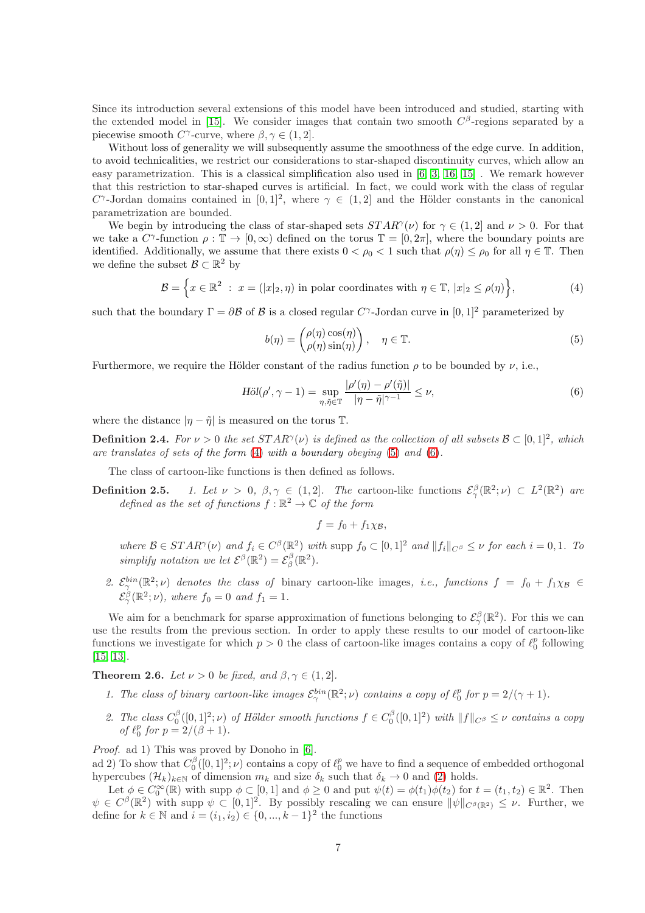Since its introduction several extensions of this model have been introduced and studied, starting with the extended model in [15]. We consider images that contain two smooth $C^\beta$-regions separated by a piecewise smooth $C^\gamma$-curve, where $\beta, \gamma \in (1, 2]$.

Without loss of generality we will subsequently assume the smoothness of the edge curve. In addition, to avoid technicalities, we restrict our considerations to star-shaped discontinuity curves, which allow an easy parametrization. This is a classical simplification also used in [6, 3, 16, 15] . We remark however that this restriction to star-shaped curves is artificial. In fact, we could work with the class of regular $C^\gamma$-Jordan domains contained in $[0, 1]^2$, where $\gamma \in (1, 2]$ and the Hölder constants in the canonical parametrization are bounded.

We begin by introducing the class of star-shaped sets $STAR^\gamma(\nu)$ for $\gamma \in (1, 2]$ and $\nu > 0$. For that we take a $C^\gamma$-function $\rho : \mathbb{T} \to [0, \infty)$ defined on the torus $\mathbb{T} = [0, 2\pi]$, where the boundary points are identified. Additionally, we assume that there exists $0 < \rho_0 < 1$ such that $\rho(\eta) \le \rho_0$ for all $\eta \in \mathbb{T}$. Then we define the subset $\mathcal{B} \subset \mathbb{R}^2$ by

$$\mathcal{B} = \Big\{ x \in \mathbb{R}^2 \; : \; x = (|x|_2, \eta) \text{ in polar coordinates with } \eta \in \mathbb{T}, \, |x|_2 \le \rho(\eta) \Big\}, \tag{4}$$

such that the boundary $\Gamma = \partial \mathcal{B}$ of $\mathcal{B}$ is a closed regular $C^\gamma$-Jordan curve in $[0, 1]^2$ parameterized by

$$b(\eta) = \begin{pmatrix} \rho(\eta)\cos(\eta) \\ \rho(\eta)\sin(\eta) \end{pmatrix}, \quad \eta \in \mathbb{T}. \tag{5}$$

Furthermore, we require the Hölder constant of the radius function $\rho$ to be bounded by $\nu$, i.e.,

$$H\ddot{o}l(\rho', \gamma - 1) = \sup_{\eta, \tilde{\eta} \in \mathbb{T}} \frac{|\rho'(\eta) - \rho'(\tilde{\eta})|}{|\eta - \tilde{\eta}|^{\gamma - 1}} \le \nu, \tag{6}$$

where the distance $|\eta - \tilde{\eta}|$ is measured on the torus $\mathbb{T}$.

**Definition 2.4.** *For $\nu > 0$ the set $STAR^\gamma(\nu)$ is defined as the collection of all subsets $\mathcal{B} \subset [0, 1]^2$, which are translates of sets of the form (4) with a boundary obeying (5) and (6).*

The class of cartoon-like functions is then defined as follows.

**Definition 2.5.** *1. Let $\nu > 0$, $\beta, \gamma \in (1, 2]$. The* cartoon-like functions *$\mathcal{E}^\beta_\gamma(\mathbb{R}^2; \nu) \subset L^2(\mathbb{R}^2)$ are defined as the set of functions $f : \mathbb{R}^2 \to \mathbb{C}$ of the form*

$$f = f_0 + f_1 \chi_{\mathcal{B}},$$

*where $\mathcal{B} \in STAR^\gamma(\nu)$ and $f_i \in C^\beta(\mathbb{R}^2)$ with $\operatorname{supp} f_0 \subset [0, 1]^2$ and $\|f_i\|_{C^\beta} \le \nu$ for each $i = 0, 1$. To simplify notation we let $\mathcal{E}^\beta(\mathbb{R}^2) = \mathcal{E}^\beta_\beta(\mathbb{R}^2)$.*

*2. $\mathcal{E}^{bin}_\gamma(\mathbb{R}^2; \nu)$ denotes the class of* binary *cartoon-like images, i.e., functions $f = f_0 + f_1 \chi_{\mathcal{B}} \in \mathcal{E}^\beta_\gamma(\mathbb{R}^2; \nu)$, where $f_0 = 0$ and $f_1 = 1$.*

We aim for a benchmark for sparse approximation of functions belonging to $\mathcal{E}^\beta_\gamma(\mathbb{R}^2)$. For this we can use the results from the previous section. In order to apply these results to our model of cartoon-like functions we investigate for which $p > 0$ the class of cartoon-like images contains a copy of $\ell^p_0$ following [15, 13].

**Theorem 2.6.** *Let $\nu > 0$ be fixed, and $\beta, \gamma \in (1, 2]$.*

*1. The class of binary cartoon-like images $\mathcal{E}^{bin}_\gamma(\mathbb{R}^2; \nu)$ contains a copy of $\ell^p_0$ for $p = 2/(\gamma + 1)$.*

*2. The class $C^\beta_0([0, 1]^2; \nu)$ of Hölder smooth functions $f \in C^\beta_0([0, 1]^2)$ with $\|f\|_{C^\beta} \le \nu$ contains a copy of $\ell^p_0$ for $p = 2/(\beta + 1)$.*

*Proof.* ad 1) This was proved by Donoho in [6].
ad 2) To show that $C^\beta_0([0, 1]^2; \nu)$ contains a copy of $\ell^p_0$ we have to find a sequence of embedded orthogonal hypercubes $(\mathcal{H}_k)_{k \in \mathbb{N}}$ of dimension $m_k$ and size $\delta_k$ such that $\delta_k \to 0$ and (2) holds.

Let $\phi \in C^\infty_0(\mathbb{R})$ with $\operatorname{supp} \phi \subset [0, 1]$ and $\phi \ge 0$ and put $\psi(t) = \phi(t_1)\phi(t_2)$ for $t = (t_1, t_2) \in \mathbb{R}^2$. Then $\psi \in C^\beta(\mathbb{R}^2)$ with $\operatorname{supp} \psi \subset [0, 1]^2$. By possibly rescaling we can ensure $\|\psi\|_{C^\beta(\mathbb{R}^2)} \le \nu$. Further, we define for $k \in \mathbb{N}$ and $i = (i_1, i_2) \in \{0, ..., k - 1\}^2$ the functions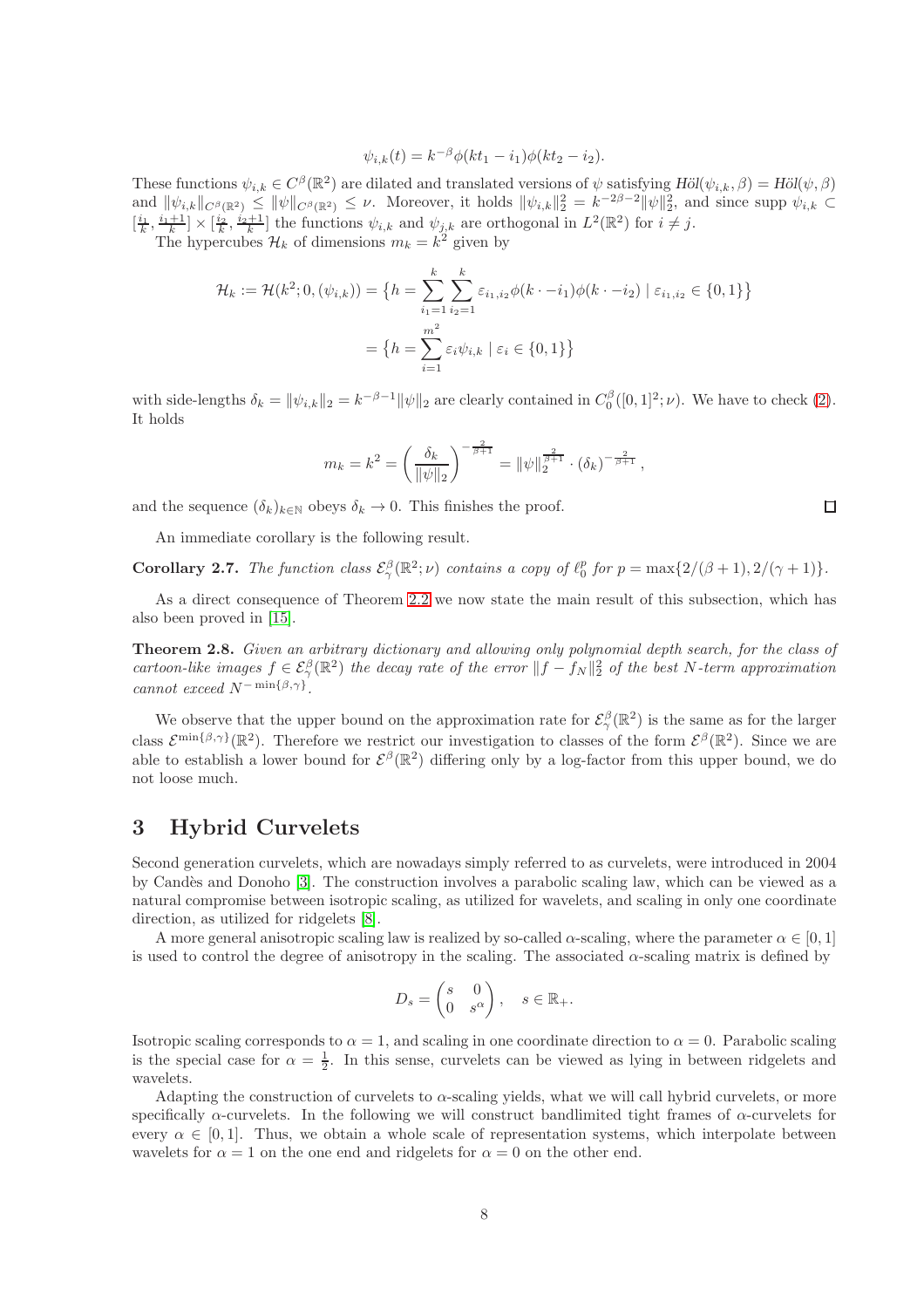$$\psi_{i,k}(t) = k^{-\beta}\phi(kt_1 - i_1)\phi(kt_2 - i_2).$$

These functions $\psi_{i,k} \in C^\beta(\mathbb{R}^2)$ are dilated and translated versions of $\psi$ satisfying $Höl(\psi_{i,k}, \beta) = Höl(\psi, \beta)$ and $\|\psi_{i,k}\|_{C^\beta(\mathbb{R}^2)} \le \|\psi\|_{C^\beta(\mathbb{R}^2)} \le \nu$. Moreover, it holds $\|\psi_{i,k}\|_2^2 = k^{-2\beta-2}\|\psi\|_2^2$, and since supp $\psi_{i,k} \subset [\frac{i_1}{k}, \frac{i_1+1}{k}] \times [\frac{i_2}{k}, \frac{i_2+1}{k}]$ the functions $\psi_{i,k}$ and $\psi_{j,k}$ are orthogonal in $L^2(\mathbb{R}^2)$ for $i \neq j$.

The hypercubes $\mathcal{H}_k$ of dimensions $m_k = k^2$ given by

$$\begin{aligned}\mathcal{H}_k := \mathcal{H}(k^2; 0, (\psi_{i,k})) &= \{h = \sum_{i_1=1}^{k}\sum_{i_2=1}^{k} \varepsilon_{i_1,i_2}\phi(k\cdot - i_1)\phi(k\cdot - i_2) \mid \varepsilon_{i_1,i_2} \in \{0,1\}\} \\ &= \{h = \sum_{i=1}^{m^2} \varepsilon_i \psi_{i,k} \mid \varepsilon_i \in \{0,1\}\}\end{aligned}$$

with side-lengths $\delta_k = \|\psi_{i,k}\|_2 = k^{-\beta-1}\|\psi\|_2$ are clearly contained in $C_0^\beta([0,1]^2; \nu)$. We have to check (2). It holds

$$m_k = k^2 = \left(\frac{\delta_k}{\|\psi\|_2}\right)^{-\frac{2}{\beta+1}} = \|\psi\|_2^{\frac{2}{\beta+1}} \cdot (\delta_k)^{-\frac{2}{\beta+1}},$$

and the sequence $(\delta_k)_{k\in\mathbb{N}}$ obeys $\delta_k \to 0$. This finishes the proof. □

An immediate corollary is the following result.

**Corollary 2.7.** *The function class $\mathcal{E}^\beta_\gamma(\mathbb{R}^2; \nu)$ contains a copy of $\ell_0^p$ for $p = \max\{2/(\beta+1), 2/(\gamma+1)\}$.*

As a direct consequence of Theorem 2.2 we now state the main result of this subsection, which has also been proved in [15].

**Theorem 2.8.** *Given an arbitrary dictionary and allowing only polynomial depth search, for the class of cartoon-like images $f \in \mathcal{E}^\beta_\gamma(\mathbb{R}^2)$ the decay rate of the error $\|f - f_N\|_2^2$ of the best $N$-term approximation cannot exceed $N^{-\min\{\beta,\gamma\}}$.*

We observe that the upper bound on the approximation rate for $\mathcal{E}^\beta_\gamma(\mathbb{R}^2)$ is the same as for the larger class $\mathcal{E}^{\min\{\beta,\gamma\}}(\mathbb{R}^2)$. Therefore we restrict our investigation to classes of the form $\mathcal{E}^\beta(\mathbb{R}^2)$. Since we are able to establish a lower bound for $\mathcal{E}^\beta(\mathbb{R}^2)$ differing only by a log-factor from this upper bound, we do not loose much.

# 3 Hybrid Curvelets

Second generation curvelets, which are nowadays simply referred to as curvelets, were introduced in 2004 by Candès and Donoho [3]. The construction involves a parabolic scaling law, which can be viewed as a natural compromise between isotropic scaling, as utilized for wavelets, and scaling in only one coordinate direction, as utilized for ridgelets [8].

A more general anisotropic scaling law is realized by so-called $\alpha$-scaling, where the parameter $\alpha \in [0,1]$ is used to control the degree of anisotropy in the scaling. The associated $\alpha$-scaling matrix is defined by

$$D_s = \begin{pmatrix} s & 0 \\ 0 & s^\alpha \end{pmatrix}, \quad s \in \mathbb{R}_+.$$

Isotropic scaling corresponds to $\alpha = 1$, and scaling in one coordinate direction to $\alpha = 0$. Parabolic scaling is the special case for $\alpha = \frac{1}{2}$. In this sense, curvelets can be viewed as lying in between ridgelets and wavelets.

Adapting the construction of curvelets to $\alpha$-scaling yields, what we will call hybrid curvelets, or more specifically $\alpha$-curvelets. In the following we will construct bandlimited tight frames of $\alpha$-curvelets for every $\alpha \in [0,1]$. Thus, we obtain a whole scale of representation systems, which interpolate between wavelets for $\alpha = 1$ on the one end and ridgelets for $\alpha = 0$ on the other end.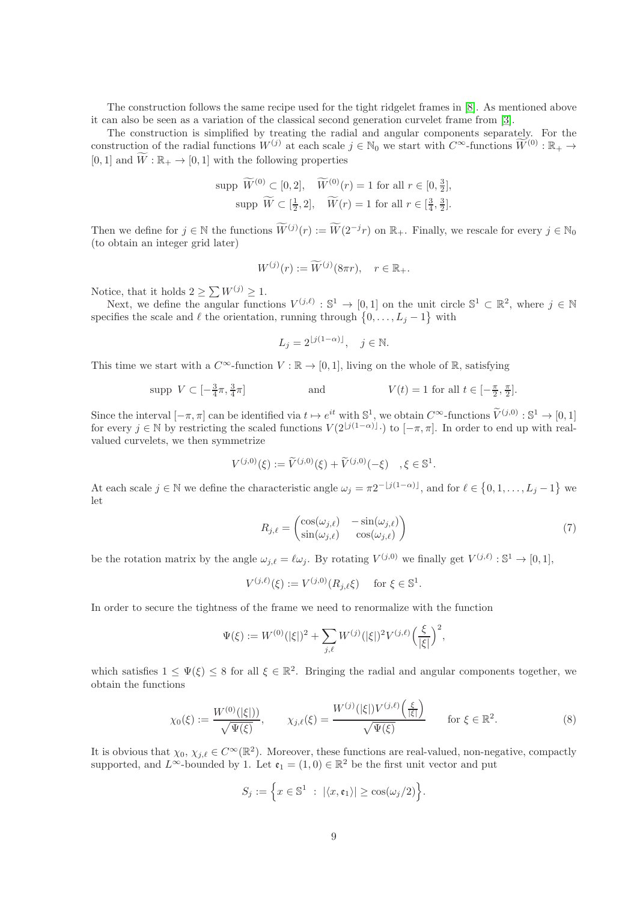The construction follows the same recipe used for the tight ridgelet frames in [8]. As mentioned above it can also be seen as a variation of the classical second generation curvelet frame from [3].

The construction is simplified by treating the radial and angular components separately. For the construction of the radial functions $W^{(j)}$ at each scale $j \in \mathbb{N}_0$ we start with $C^\infty$-functions $\widetilde{W}^{(0)} : \mathbb{R}_+ \to [0,1]$ and $\widetilde{W} : \mathbb{R}_+ \to [0,1]$ with the following properties

$$\operatorname{supp}\ \widetilde{W}^{(0)} \subset [0,2], \quad \widetilde{W}^{(0)}(r) = 1 \text{ for all } r \in [0, \tfrac{3}{2}],$$
$$\operatorname{supp}\ \widetilde{W} \subset [\tfrac{1}{2}, 2], \quad \widetilde{W}(r) = 1 \text{ for all } r \in [\tfrac{3}{4}, \tfrac{3}{2}].$$

Then we define for $j \in \mathbb{N}$ the functions $\widetilde{W}^{(j)}(r) := \widetilde{W}(2^{-j}r)$ on $\mathbb{R}_+$. Finally, we rescale for every $j \in \mathbb{N}_0$ (to obtain an integer grid later)

$$W^{(j)}(r) := \widetilde{W}^{(j)}(8\pi r), \quad r \in \mathbb{R}_+.$$

Notice, that it holds $2 \geq \sum W^{(j)} \geq 1$.

Next, we define the angular functions $V^{(j,\ell)} : \mathbb{S}^1 \to [0,1]$ on the unit circle $\mathbb{S}^1 \subset \mathbb{R}^2$, where $j \in \mathbb{N}$ specifies the scale and $\ell$ the orientation, running through $\{0, \dots, L_j - 1\}$ with

$$L_j = 2^{\lfloor j(1-\alpha) \rfloor}, \quad j \in \mathbb{N}.$$

This time we start with a $C^\infty$-function $V : \mathbb{R} \to [0,1]$, living on the whole of $\mathbb{R}$, satisfying

$$\operatorname{supp}\ V \subset [-\tfrac{3}{4}\pi, \tfrac{3}{4}\pi] \qquad \text{and} \qquad V(t) = 1 \text{ for all } t \in [-\tfrac{\pi}{2}, \tfrac{\pi}{2}].$$

Since the interval $[-\pi, \pi]$ can be identified via $t \mapsto e^{it}$ with $\mathbb{S}^1$, we obtain $C^\infty$-functions $\widetilde{V}^{(j,0)} : \mathbb{S}^1 \to [0,1]$ for every $j \in \mathbb{N}$ by restricting the scaled functions $V(2^{\lfloor j(1-\alpha) \rfloor} \cdot)$ to $[-\pi, \pi]$. In order to end up with real-valued curvelets, we then symmetrize

$$V^{(j,0)}(\xi) := \widetilde{V}^{(j,0)}(\xi) + \widetilde{V}^{(j,0)}(-\xi) \quad , \xi \in \mathbb{S}^1.$$

At each scale $j \in \mathbb{N}$ we define the characteristic angle $\omega_j = \pi 2^{-\lfloor j(1-\alpha) \rfloor}$, and for $\ell \in \{0, 1, \dots, L_j - 1\}$ we let

$$R_{j,\ell} = \begin{pmatrix} \cos(\omega_{j,\ell}) & -\sin(\omega_{j,\ell}) \\ \sin(\omega_{j,\ell}) & \cos(\omega_{j,\ell}) \end{pmatrix} \tag{7}$$

be the rotation matrix by the angle $\omega_{j,\ell} = \ell \omega_j$. By rotating $V^{(j,0)}$ we finally get $V^{(j,\ell)} : \mathbb{S}^1 \to [0,1]$,

$$V^{(j,\ell)}(\xi) := V^{(j,0)}(R_{j,\ell}\xi) \quad \text{for } \xi \in \mathbb{S}^1.$$

In order to secure the tightness of the frame we need to renormalize with the function

$$\Psi(\xi) := W^{(0)}(|\xi|)^2 + \sum_{j,\ell} W^{(j)}(|\xi|)^2 V^{(j,\ell)}\Big(\frac{\xi}{|\xi|}\Big)^2,$$

which satisfies $1 \leq \Psi(\xi) \leq 8$ for all $\xi \in \mathbb{R}^2$. Bringing the radial and angular components together, we obtain the functions

$$\chi_0(\xi) := \frac{W^{(0)}(|\xi|))}{\sqrt{\Psi(\xi)}}, \qquad \chi_{j,\ell}(\xi) = \frac{W^{(j)}(|\xi|) V^{(j,\ell)}\Big(\frac{\xi}{|\xi|}\Big)}{\sqrt{\Psi(\xi)}} \qquad \text{for } \xi \in \mathbb{R}^2. \tag{8}$$

It is obvious that $\chi_0$, $\chi_{j,\ell} \in C^\infty(\mathbb{R}^2)$. Moreover, these functions are real-valued, non-negative, compactly supported, and $L^\infty$-bounded by 1. Let $\mathfrak{e}_1 = (1,0) \in \mathbb{R}^2$ be the first unit vector and put

$$S_j := \Big\{ x \in \mathbb{S}^1 \ : \ |\langle x, \mathfrak{e}_1 \rangle| \geq \cos(\omega_j/2) \Big\}.$$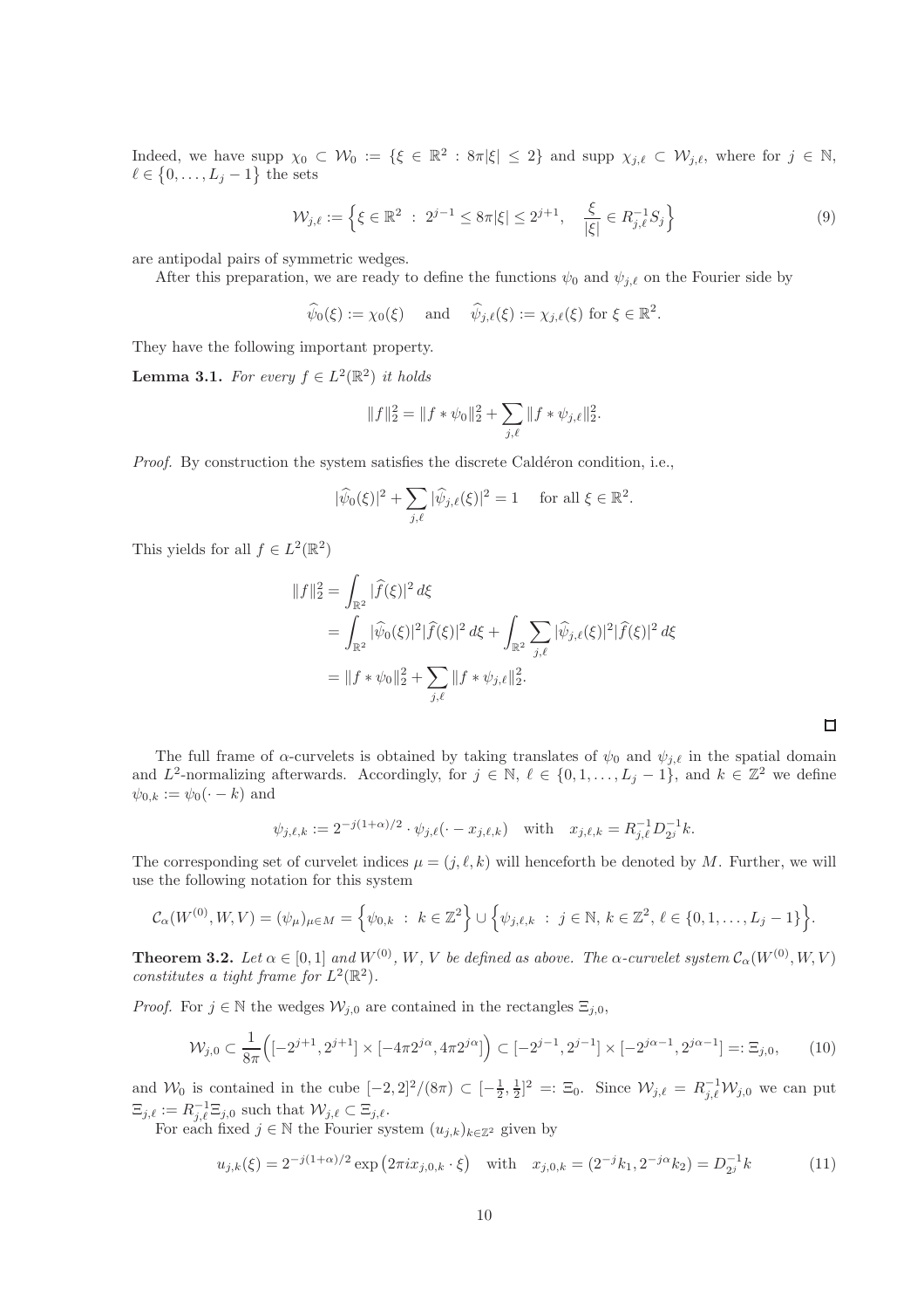Indeed, we have supp $\chi_0 \subset \mathcal{W}_0 := \{\xi \in \mathbb{R}^2 : 8\pi|\xi| \le 2\}$ and supp $\chi_{j,\ell} \subset \mathcal{W}_{j,\ell}$, where for $j \in \mathbb{N}$, $\ell \in \{0, \dots, L_j - 1\}$ the sets

$$
\mathcal{W}_{j,\ell} := \Big\{ \xi \in \mathbb{R}^2 \ :\ 2^{j-1} \le 8\pi|\xi| \le 2^{j+1}, \quad \frac{\xi}{|\xi|} \in R_{j,\ell}^{-1} S_j \Big\} \tag{9}
$$

are antipodal pairs of symmetric wedges.

After this preparation, we are ready to define the functions $\psi_0$ and $\psi_{j,\ell}$ on the Fourier side by

$$
\widehat{\psi}_0(\xi) := \chi_0(\xi) \quad \text{ and } \quad \widehat{\psi}_{j,\ell}(\xi) := \chi_{j,\ell}(\xi) \text{ for } \xi \in \mathbb{R}^2.
$$

They have the following important property.

**Lemma 3.1.** *For every $f \in L^2(\mathbb{R}^2)$ it holds*

$$
\|f\|_2^2 = \|f * \psi_0\|_2^2 + \sum_{j,\ell} \|f * \psi_{j,\ell}\|_2^2.
$$

*Proof.* By construction the system satisfies the discrete Caldéron condition, i.e.,

$$
|\widehat{\psi}_0(\xi)|^2 + \sum_{j,\ell} |\widehat{\psi}_{j,\ell}(\xi)|^2 = 1 \quad \text{ for all } \xi \in \mathbb{R}^2.
$$

This yields for all $f \in L^2(\mathbb{R}^2)$

$$
\begin{aligned}
\|f\|_2^2 &= \int_{\mathbb{R}^2} |\widehat{f}(\xi)|^2 \, d\xi \\
&= \int_{\mathbb{R}^2} |\widehat{\psi}_0(\xi)|^2 |\widehat{f}(\xi)|^2 \, d\xi + \int_{\mathbb{R}^2} \sum_{j,\ell} |\widehat{\psi}_{j,\ell}(\xi)|^2 |\widehat{f}(\xi)|^2 \, d\xi \\
&= \|f * \psi_0\|_2^2 + \sum_{j,\ell} \|f * \psi_{j,\ell}\|_2^2.
\end{aligned}
$$

□

The full frame of $\alpha$-curvelets is obtained by taking translates of $\psi_0$ and $\psi_{j,\ell}$ in the spatial domain and $L^2$-normalizing afterwards. Accordingly, for $j \in \mathbb{N}$, $\ell \in \{0, 1, \dots, L_j - 1\}$, and $k \in \mathbb{Z}^2$ we define $\psi_{0,k} := \psi_0(\cdot - k)$ and

$$
\psi_{j,\ell,k} := 2^{-j(1+\alpha)/2} \cdot \psi_{j,\ell}(\cdot - x_{j,\ell,k}) \quad \text{with} \quad x_{j,\ell,k} = R_{j,\ell}^{-1} D_{2^j}^{-1} k.
$$

The corresponding set of curvelet indices $\mu = (j, \ell, k)$ will henceforth be denoted by $M$. Further, we will use the following notation for this system

$$
\mathcal{C}_\alpha(W^{(0)}, W, V) = (\psi_\mu)_{\mu \in M} = \Big\{ \psi_{0,k} \ :\ k \in \mathbb{Z}^2 \Big\} \cup \Big\{ \psi_{j,\ell,k} \ :\ j \in \mathbb{N}, \, k \in \mathbb{Z}^2, \, \ell \in \{0, 1, \dots, L_j - 1\} \Big\}.
$$

**Theorem 3.2.** *Let $\alpha \in [0,1]$ and $W^{(0)}$, $W$, $V$ be defined as above. The $\alpha$-curvelet system $\mathcal{C}_\alpha(W^{(0)}, W, V)$ constitutes a tight frame for $L^2(\mathbb{R}^2)$.*

*Proof.* For $j \in \mathbb{N}$ the wedges $\mathcal{W}_{j,0}$ are contained in the rectangles $\Xi_{j,0}$,

$$
\mathcal{W}_{j,0} \subset \frac{1}{8\pi}\Big( [-2^{j+1}, 2^{j+1}] \times [-4\pi 2^{j\alpha}, 4\pi 2^{j\alpha}] \Big) \subset [-2^{j-1}, 2^{j-1}] \times [-2^{j\alpha - 1}, 2^{j\alpha - 1}] =: \Xi_{j,0}, \tag{10}
$$

and $\mathcal{W}_0$ is contained in the cube $[-2,2]^2/(8\pi) \subset [-\frac{1}{2}, \frac{1}{2}]^2 =: \Xi_0$. Since $\mathcal{W}_{j,\ell} = R_{j,\ell}^{-1} \mathcal{W}_{j,0}$ we can put $\Xi_{j,\ell} := R_{j,\ell}^{-1} \Xi_{j,0}$ such that $\mathcal{W}_{j,\ell} \subset \Xi_{j,\ell}$.

For each fixed $j \in \mathbb{N}$ the Fourier system $(u_{j,k})_{k \in \mathbb{Z}^2}$ given by

$$
u_{j,k}(\xi) = 2^{-j(1+\alpha)/2} \exp\big(2\pi i x_{j,0,k} \cdot \xi\big) \quad \text{with} \quad x_{j,0,k} = (2^{-j} k_1, 2^{-j\alpha} k_2) = D_{2^j}^{-1} k \tag{11}
$$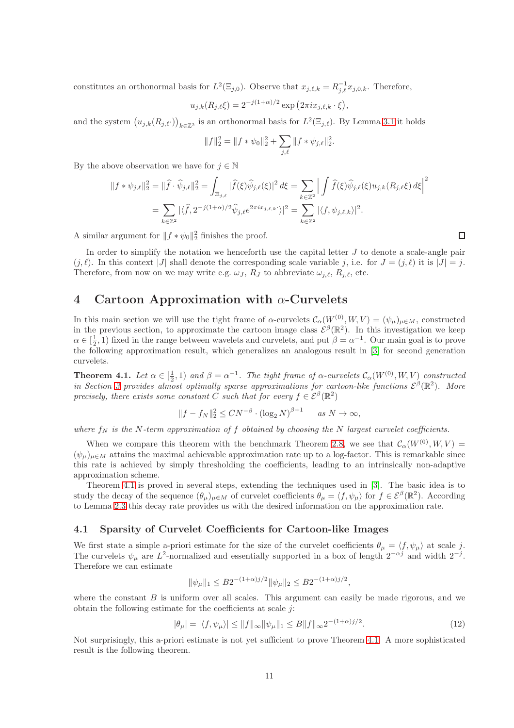constitutes an orthonormal basis for $L^2(\Xi_{j,0})$. Observe that $x_{j,\ell,k} = R_{j,\ell}^{-1} x_{j,0,k}$. Therefore,

$$u_{j,k}(R_{j,\ell}\xi) = 2^{-j(1+\alpha)/2} \exp\left(2\pi i x_{j,\ell,k} \cdot \xi\right),$$

and the system $\left(u_{j,k}(R_{j,\ell}\cdot)\right)_{k\in\mathbb{Z}^2}$ is an orthonormal basis for $L^2(\Xi_{j,\ell})$. By Lemma 3.1 it holds

$$\|f\|_2^2 = \|f * \psi_0\|_2^2 + \sum_{j,\ell} \|f * \psi_{j,\ell}\|_2^2.$$

By the above observation we have for $j \in \mathbb{N}$

$$\begin{aligned}\|f * \psi_{j,\ell}\|_2^2 = \|\widehat{f} \cdot \widehat{\psi}_{j,\ell}\|_2^2 &= \int_{\Xi_{j,\ell}} |\widehat{f}(\xi)\widehat{\psi}_{j,\ell}(\xi)|^2 \, d\xi = \sum_{k\in\mathbb{Z}^2} \left| \int \widehat{f}(\xi)\widehat{\psi}_{j,\ell}(\xi) u_{j,k}(R_{j,\ell}\xi) \, d\xi \right|^2 \\ &= \sum_{k\in\mathbb{Z}^2} |\langle \widehat{f}, 2^{-j(1+\alpha)/2}\widehat{\psi}_{j,\ell} e^{2\pi i x_{j,\ell,k}\cdot}\rangle|^2 = \sum_{k\in\mathbb{Z}^2} |\langle f, \psi_{j,\ell,k}\rangle|^2.\end{aligned}$$

A similar argument for $\|f * \psi_0\|_2^2$ finishes the proof. □

In order to simplify the notation we henceforth use the capital letter $J$ to denote a scale-angle pair $(j,\ell)$. In this context $|J|$ shall denote the corresponding scale variable $j$, i.e. for $J = (j,\ell)$ it is $|J| = j$. Therefore, from now on we may write e.g. $\omega_J$, $R_J$ to abbreviate $\omega_{j,\ell}$, $R_{j,\ell}$, etc.

# 4 Cartoon Approximation with $\alpha$-Curvelets

In this main section we will use the tight frame of $\alpha$-curvelets $\mathcal{C}_\alpha(W^{(0)}, W, V) = (\psi_\mu)_{\mu\in M}$, constructed in the previous section, to approximate the cartoon image class $\mathcal{E}^\beta(\mathbb{R}^2)$. In this investigation we keep $\alpha \in [\frac{1}{2}, 1)$ fixed in the range between wavelets and curvelets, and put $\beta = \alpha^{-1}$. Our main goal is to prove the following approximation result, which generalizes an analogous result in [3] for second generation curvelets.

**Theorem 4.1.** *Let $\alpha \in [\frac{1}{2}, 1)$ and $\beta = \alpha^{-1}$. The tight frame of $\alpha$-curvelets $\mathcal{C}_\alpha(W^{(0)}, W, V)$ constructed in Section 3 provides almost optimally sparse approximations for cartoon-like functions $\mathcal{E}^\beta(\mathbb{R}^2)$. More precisely, there exists some constant $C$ such that for every $f \in \mathcal{E}^\beta(\mathbb{R}^2)$*

$$\|f - f_N\|_2^2 \le CN^{-\beta} \cdot (\log_2 N)^{\beta+1} \qquad \text{as } N \to \infty,$$

*where $f_N$ is the $N$-term approximation of $f$ obtained by choosing the $N$ largest curvelet coefficients.*

When we compare this theorem with the benchmark Theorem 2.8, we see that $\mathcal{C}_\alpha(W^{(0)}, W, V) = (\psi_\mu)_{\mu\in M}$ attains the maximal achievable approximation rate up to a log-factor. This is remarkable since this rate is achieved by simply thresholding the coefficients, leading to an intrinsically non-adaptive approximation scheme.

Theorem 4.1 is proved in several steps, extending the techniques used in [3]. The basic idea is to study the decay of the sequence $(\theta_\mu)_{\mu\in M}$ of curvelet coefficients $\theta_\mu = \langle f, \psi_\mu\rangle$ for $f \in \mathcal{E}^\beta(\mathbb{R}^2)$. According to Lemma 2.3 this decay rate provides us with the desired information on the approximation rate.

## 4.1 Sparsity of Curvelet Coefficients for Cartoon-like Images

We first state a simple a-priori estimate for the size of the curvelet coefficients $\theta_\mu = \langle f, \psi_\mu\rangle$ at scale $j$. The curvelets $\psi_\mu$ are $L^2$-normalized and essentially supported in a box of length $2^{-\alpha j}$ and width $2^{-j}$. Therefore we can estimate

$$\|\psi_\mu\|_1 \le B2^{-(1+\alpha)j/2}\|\psi_\mu\|_2 \le B2^{-(1+\alpha)j/2},$$

where the constant $B$ is uniform over all scales. This argument can easily be made rigorous, and we obtain the following estimate for the coefficients at scale $j$:

$$|\theta_\mu| = |\langle f, \psi_\mu\rangle| \le \|f\|_\infty \|\psi_\mu\|_1 \le B\|f\|_\infty 2^{-(1+\alpha)j/2}. \tag{12}$$

Not surprisingly, this a-priori estimate is not yet sufficient to prove Theorem 4.1. A more sophisticated result is the following theorem.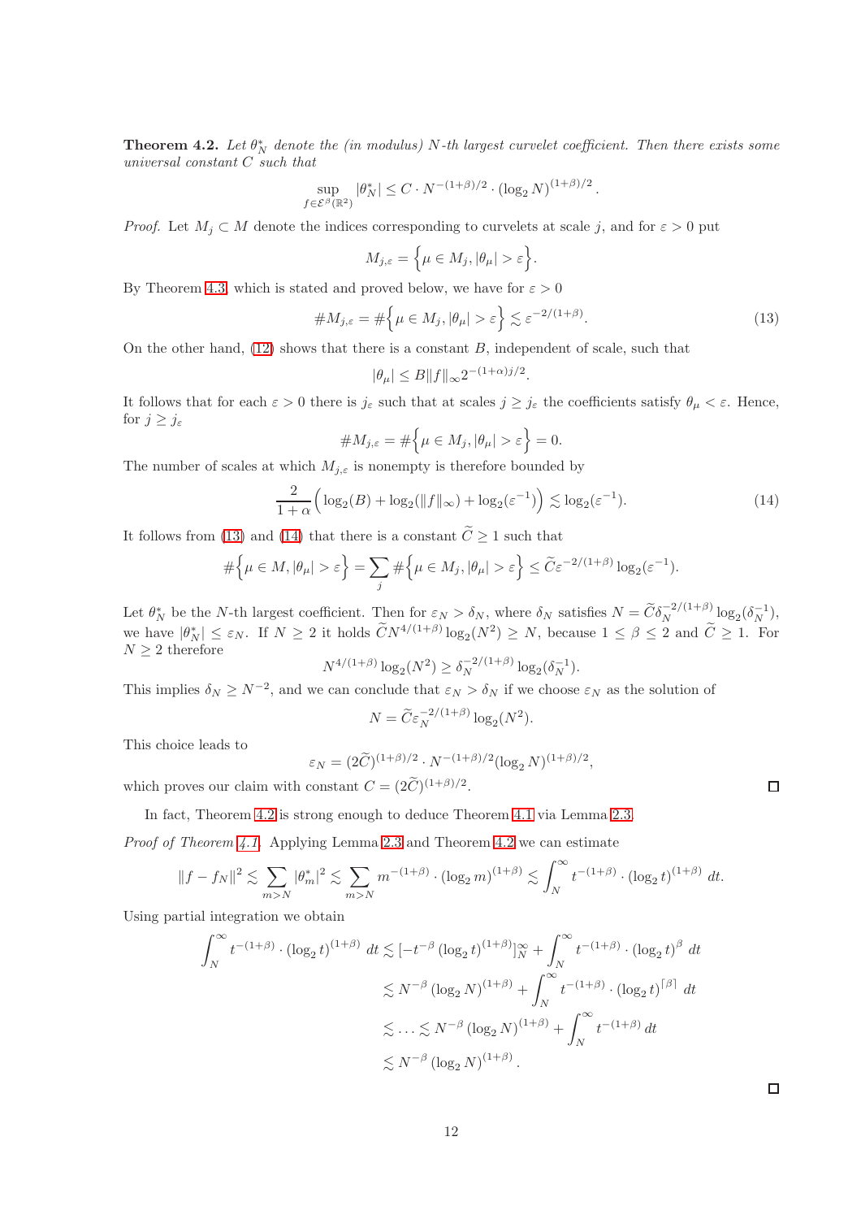**Theorem 4.2.** *Let $\theta_N^*$ denote the (in modulus) $N$-th largest curvelet coefficient. Then there exists some universal constant $C$ such that*

$$\sup_{f\in\mathcal{E}^\beta(\mathbb{R}^2)} |\theta_N^*| \le C \cdot N^{-(1+\beta)/2} \cdot (\log_2 N)^{(1+\beta)/2}.$$

*Proof.* Let $M_j \subset M$ denote the indices corresponding to curvelets at scale $j$, and for $\varepsilon > 0$ put

$$M_{j,\varepsilon} = \Big\{\mu \in M_j, |\theta_\mu| > \varepsilon\Big\}.$$

By Theorem 4.3, which is stated and proved below, we have for $\varepsilon > 0$

$$\# M_{j,\varepsilon} = \#\Big\{\mu \in M_j, |\theta_\mu| > \varepsilon\Big\} \lesssim \varepsilon^{-2/(1+\beta)}. \tag{13}$$

On the other hand, (12) shows that there is a constant $B$, independent of scale, such that

$$|\theta_\mu| \le B\|f\|_\infty 2^{-(1+\alpha)j/2}.$$

It follows that for each $\varepsilon > 0$ there is $j_\varepsilon$ such that at scales $j \ge j_\varepsilon$ the coefficients satisfy $\theta_\mu < \varepsilon$. Hence, for $j \ge j_\varepsilon$

$$\# M_{j,\varepsilon} = \#\Big\{\mu \in M_j, |\theta_\mu| > \varepsilon\Big\} = 0.$$

The number of scales at which $M_{j,\varepsilon}$ is nonempty is therefore bounded by

$$\frac{2}{1+\alpha}\Big(\log_2(B) + \log_2(\|f\|_\infty) + \log_2(\varepsilon^{-1})\Big) \lesssim \log_2(\varepsilon^{-1}). \tag{14}$$

It follows from (13) and (14) that there is a constant $\widetilde{C} \ge 1$ such that

$$\#\Big\{\mu \in M, |\theta_\mu| > \varepsilon\Big\} = \sum_j \#\Big\{\mu \in M_j, |\theta_\mu| > \varepsilon\Big\} \le \widetilde{C}\varepsilon^{-2/(1+\beta)}\log_2(\varepsilon^{-1}).$$

Let $\theta_N^*$ be the $N$-th largest coefficient. Then for $\varepsilon_N > \delta_N$, where $\delta_N$ satisfies $N = \widetilde{C}\delta_N^{-2/(1+\beta)}\log_2(\delta_N^{-1})$, we have $|\theta_N^*| \le \varepsilon_N$. If $N \ge 2$ it holds $\widetilde{C}N^{4/(1+\beta)}\log_2(N^2) \ge N$, because $1 \le \beta \le 2$ and $\widetilde{C} \ge 1$. For $N \ge 2$ therefore

$$N^{4/(1+\beta)}\log_2(N^2) \ge \delta_N^{-2/(1+\beta)}\log_2(\delta_N^{-1}).$$

This implies $\delta_N \ge N^{-2}$, and we can conclude that $\varepsilon_N > \delta_N$ if we choose $\varepsilon_N$ as the solution of

$$N = \widetilde{C}\varepsilon_N^{-2/(1+\beta)}\log_2(N^2).$$

This choice leads to

$$\varepsilon_N = (2\widetilde{C})^{(1+\beta)/2} \cdot N^{-(1+\beta)/2}(\log_2 N)^{(1+\beta)/2},$$

which proves our claim with constant $C = (2\widetilde{C})^{(1+\beta)/2}$. □

In fact, Theorem 4.2 is strong enough to deduce Theorem 4.1 via Lemma 2.3.

*Proof of Theorem 4.1.* Applying Lemma 2.3 and Theorem 4.2 we can estimate

$$\|f - f_N\|^2 \lesssim \sum_{m>N} |\theta_m^*|^2 \lesssim \sum_{m>N} m^{-(1+\beta)} \cdot (\log_2 m)^{(1+\beta)} \lesssim \int_N^\infty t^{-(1+\beta)} \cdot (\log_2 t)^{(1+\beta)}\, dt.$$

Using partial integration we obtain

$$\begin{aligned}
\int_N^\infty t^{-(1+\beta)} \cdot (\log_2 t)^{(1+\beta)}\, dt &\lesssim [-t^{-\beta}(\log_2 t)^{(1+\beta)}]_N^\infty + \int_N^\infty t^{-(1+\beta)} \cdot (\log_2 t)^{\beta}\, dt \\
&\lesssim N^{-\beta}(\log_2 N)^{(1+\beta)} + \int_N^\infty t^{-(1+\beta)} \cdot (\log_2 t)^{\lceil\beta\rceil}\, dt \\
&\lesssim \ldots \lesssim N^{-\beta}(\log_2 N)^{(1+\beta)} + \int_N^\infty t^{-(1+\beta)}\, dt \\
&\lesssim N^{-\beta}(\log_2 N)^{(1+\beta)}.
\end{aligned}$$

□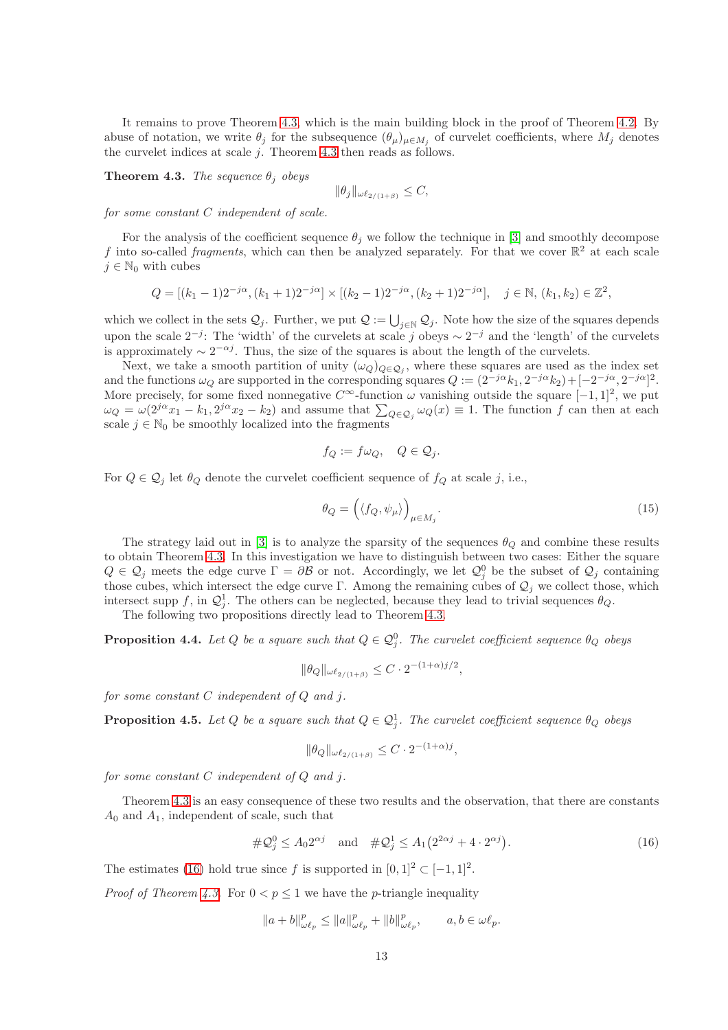It remains to prove Theorem 4.3, which is the main building block in the proof of Theorem 4.2. By abuse of notation, we write $\theta_j$ for the subsequence $(\theta_\mu)_{\mu\in M_j}$ of curvelet coefficients, where $M_j$ denotes the curvelet indices at scale $j$. Theorem 4.3 then reads as follows.

**Theorem 4.3.** *The sequence $\theta_j$ obeys*

$$\|\theta_j\|_{\omega\ell_{2/(1+\beta)}} \leq C,$$

*for some constant $C$ independent of scale.*

For the analysis of the coefficient sequence $\theta_j$ we follow the technique in [3] and smoothly decompose $f$ into so-called *fragments*, which can then be analyzed separately. For that we cover $\mathbb{R}^2$ at each scale $j \in \mathbb{N}_0$ with cubes

$$Q = [(k_1-1)2^{-j\alpha},(k_1+1)2^{-j\alpha}] \times [(k_2-1)2^{-j\alpha},(k_2+1)2^{-j\alpha}], \quad j\in\mathbb{N},\ (k_1,k_2)\in\mathbb{Z}^2,$$

which we collect in the sets $\mathcal{Q}_j$. Further, we put $\mathcal{Q} := \bigcup_{j\in\mathbb{N}} \mathcal{Q}_j$. Note how the size of the squares depends upon the scale $2^{-j}$: The 'width' of the curvelets at scale $j$ obeys $\sim 2^{-j}$ and the 'length' of the curvelets is approximately $\sim 2^{-\alpha j}$. Thus, the size of the squares is about the length of the curvelets.

Next, we take a smooth partition of unity $(\omega_Q)_{Q\in\mathcal{Q}_j}$, where these squares are used as the index set and the functions $\omega_Q$ are supported in the corresponding squares $Q := (2^{-j\alpha}k_1, 2^{-j\alpha}k_2) + [-2^{-j\alpha}, 2^{-j\alpha}]^2$. More precisely, for some fixed nonnegative $C^\infty$-function $\omega$ vanishing outside the square $[-1,1]^2$, we put $\omega_Q = \omega(2^{j\alpha}x_1 - k_1, 2^{j\alpha}x_2 - k_2)$ and assume that $\sum_{Q\in\mathcal{Q}_j}\omega_Q(x) \equiv 1$. The function $f$ can then at each scale $j\in\mathbb{N}_0$ be smoothly localized into the fragments

$$f_Q := f\omega_Q, \quad Q\in\mathcal{Q}_j.$$

For $Q\in\mathcal{Q}_j$ let $\theta_Q$ denote the curvelet coefficient sequence of $f_Q$ at scale $j$, i.e.,

$$\theta_Q = \Big(\langle f_Q, \psi_\mu\rangle\Big)_{\mu\in M_j}. \tag{15}$$

The strategy laid out in [3] is to analyze the sparsity of the sequences $\theta_Q$ and combine these results to obtain Theorem 4.3. In this investigation we have to distinguish between two cases: Either the square $Q\in\mathcal{Q}_j$ meets the edge curve $\Gamma = \partial\mathcal{B}$ or not. Accordingly, we let $\mathcal{Q}_j^0$ be the subset of $\mathcal{Q}_j$ containing those cubes, which intersect the edge curve $\Gamma$. Among the remaining cubes of $\mathcal{Q}_j$ we collect those, which intersect $\operatorname{supp} f$, in $\mathcal{Q}_j^1$. The others can be neglected, because they lead to trivial sequences $\theta_Q$.

The following two propositions directly lead to Theorem 4.3.

**Proposition 4.4.** *Let $Q$ be a square such that $Q\in\mathcal{Q}_j^0$. The curvelet coefficient sequence $\theta_Q$ obeys*

$$\|\theta_Q\|_{\omega\ell_{2/(1+\beta)}} \leq C\cdot 2^{-(1+\alpha)j/2},$$

*for some constant $C$ independent of $Q$ and $j$.*

**Proposition 4.5.** *Let $Q$ be a square such that $Q\in\mathcal{Q}_j^1$. The curvelet coefficient sequence $\theta_Q$ obeys*

$$\|\theta_Q\|_{\omega\ell_{2/(1+\beta)}} \leq C\cdot 2^{-(1+\alpha)j},$$

*for some constant $C$ independent of $Q$ and $j$.*

Theorem 4.3 is an easy consequence of these two results and the observation, that there are constants $A_0$ and $A_1$, independent of scale, such that

$$\#\mathcal{Q}_j^0 \leq A_0 2^{\alpha j} \quad \text{and} \quad \#\mathcal{Q}_j^1 \leq A_1\big(2^{2\alpha j} + 4\cdot 2^{\alpha j}\big). \tag{16}$$

The estimates (16) hold true since $f$ is supported in $[0,1]^2\subset[-1,1]^2$.

*Proof of Theorem 4.3.* For $0<p\leq 1$ we have the $p$-triangle inequality

$$\|a+b\|^p_{\omega\ell_p} \leq \|a\|^p_{\omega\ell_p} + \|b\|^p_{\omega\ell_p}, \qquad a,b\in\omega\ell_p.$$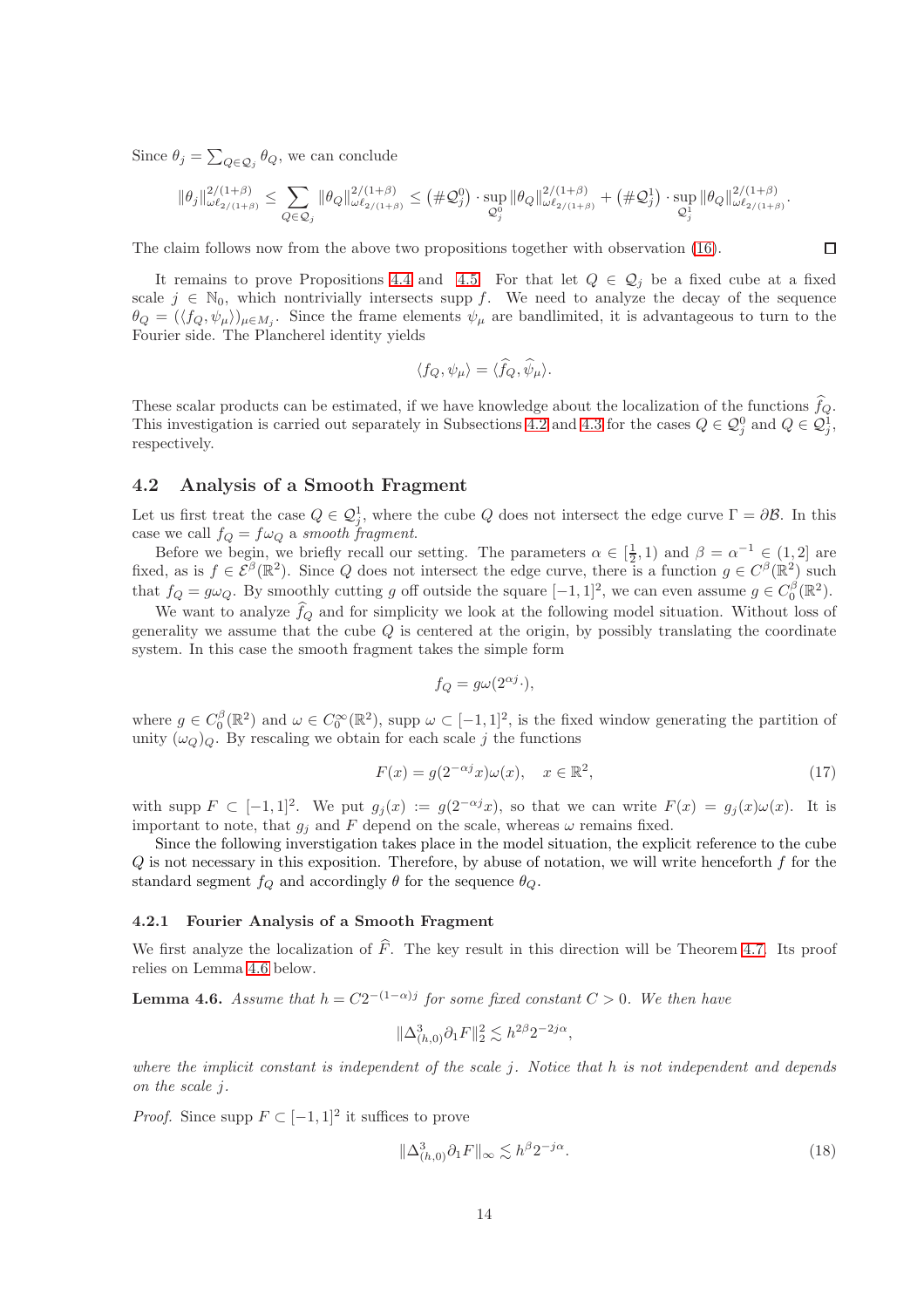Since $\theta_j = \sum_{Q\in\mathcal{Q}_j} \theta_Q$, we can conclude

$$\|\theta_j\|_{\omega\ell_{2/(1+\beta)}}^{2/(1+\beta)} \leq \sum_{Q\in\mathcal{Q}_j} \|\theta_Q\|_{\omega\ell_{2/(1+\beta)}}^{2/(1+\beta)} \leq (\#\mathcal{Q}_j^0)\cdot \sup_{\mathcal{Q}_j^0} \|\theta_Q\|_{\omega\ell_{2/(1+\beta)}}^{2/(1+\beta)} + (\#\mathcal{Q}_j^1)\cdot \sup_{\mathcal{Q}_j^1} \|\theta_Q\|_{\omega\ell_{2/(1+\beta)}}^{2/(1+\beta)}.$$

The claim follows now from the above two propositions together with observation (16). ◻

It remains to prove Propositions 4.4 and 4.5. For that let $Q \in \mathcal{Q}_j$ be a fixed cube at a fixed scale $j \in \mathbb{N}_0$, which nontrivially intersects supp $f$. We need to analyze the decay of the sequence $\theta_Q = (\langle f_Q, \psi_\mu\rangle)_{\mu\in M_j}$. Since the frame elements $\psi_\mu$ are bandlimited, it is advantageous to turn to the Fourier side. The Plancherel identity yields

$$\langle f_Q, \psi_\mu\rangle = \langle \widehat{f}_Q, \widehat{\psi}_\mu\rangle.$$

These scalar products can be estimated, if we have knowledge about the localization of the functions $\widehat{f}_Q$. This investigation is carried out separately in Subsections 4.2 and 4.3 for the cases $Q \in \mathcal{Q}_j^0$ and $Q \in \mathcal{Q}_j^1$, respectively.

## 4.2 Analysis of a Smooth Fragment

Let us first treat the case $Q \in \mathcal{Q}_j^1$, where the cube $Q$ does not intersect the edge curve $\Gamma = \partial\mathcal{B}$. In this case we call $f_Q = f\omega_Q$ a *smooth fragment*.

Before we begin, we briefly recall our setting. The parameters $\alpha \in [\frac{1}{2}, 1)$ and $\beta = \alpha^{-1} \in (1, 2]$ are fixed, as is $f \in \mathcal{E}^\beta(\mathbb{R}^2)$. Since $Q$ does not intersect the edge curve, there is a function $g \in C^\beta(\mathbb{R}^2)$ such that $f_Q = g\omega_Q$. By smoothly cutting $g$ off outside the square $[-1,1]^2$, we can even assume $g \in C_0^\beta(\mathbb{R}^2)$.

We want to analyze $\widehat{f}_Q$ and for simplicity we look at the following model situation. Without loss of generality we assume that the cube $Q$ is centered at the origin, by possibly translating the coordinate system. In this case the smooth fragment takes the simple form

$$f_Q = g\omega(2^{\alpha j}\cdot),$$

where $g \in C_0^\beta(\mathbb{R}^2)$ and $\omega \in C_0^\infty(\mathbb{R}^2)$, supp $\omega \subset [-1,1]^2$, is the fixed window generating the partition of unity $(\omega_Q)_Q$. By rescaling we obtain for each scale $j$ the functions

$$F(x) = g(2^{-\alpha j}x)\omega(x), \quad x \in \mathbb{R}^2, \tag{17}$$

with supp $F \subset [-1,1]^2$. We put $g_j(x) := g(2^{-\alpha j}x)$, so that we can write $F(x) = g_j(x)\omega(x)$. It is important to note, that $g_j$ and $F$ depend on the scale, whereas $\omega$ remains fixed.

Since the following inverstigation takes place in the model situation, the explicit reference to the cube $Q$ is not necessary in this exposition. Therefore, by abuse of notation, we will write henceforth $f$ for the standard segment $f_Q$ and accordingly $\theta$ for the sequence $\theta_Q$.

### 4.2.1 Fourier Analysis of a Smooth Fragment

We first analyze the localization of $\widehat{F}$. The key result in this direction will be Theorem 4.7. Its proof relies on Lemma 4.6 below.

**Lemma 4.6.** *Assume that $h = C2^{-(1-\alpha)j}$ for some fixed constant $C > 0$. We then have*

$$\|\Delta_{(h,0)}^3 \partial_1 F\|_2^2 \lesssim h^{2\beta}2^{-2j\alpha},$$

*where the implicit constant is independent of the scale $j$. Notice that $h$ is not independent and depends on the scale $j$.*

*Proof.* Since supp $F \subset [-1,1]^2$ it suffices to prove

$$\|\Delta_{(h,0)}^3 \partial_1 F\|_\infty \lesssim h^\beta 2^{-j\alpha}. \tag{18}$$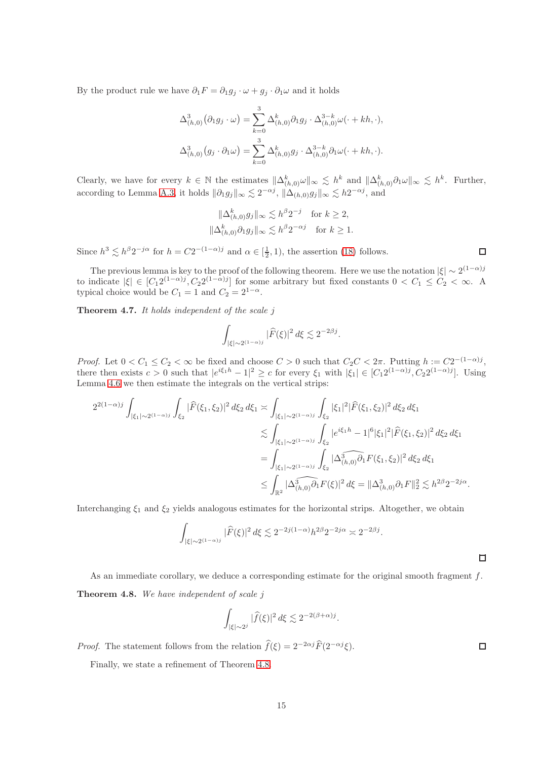By the product rule we have $\partial_1 F = \partial_1 g_j \cdot \omega + g_j \cdot \partial_1 \omega$ and it holds

$$\Delta^3_{(h,0)}\big(\partial_1 g_j \cdot \omega\big) = \sum_{k=0}^{3} \Delta^k_{(h,0)} \partial_1 g_j \cdot \Delta^{3-k}_{(h,0)} \omega(\cdot + kh, \cdot),$$

$$\Delta^3_{(h,0)}\big(g_j \cdot \partial_1 \omega\big) = \sum_{k=0}^{3} \Delta^k_{(h,0)} g_j \cdot \Delta^{3-k}_{(h,0)} \partial_1 \omega(\cdot + kh, \cdot).$$

Clearly, we have for every $k \in \mathbb{N}$ the estimates $\|\Delta^k_{(h,0)}\omega\|_\infty \lesssim h^k$ and $\|\Delta^k_{(h,0)}\partial_1\omega\|_\infty \lesssim h^k$. Further, according to Lemma A.3, it holds $\|\partial_1 g_j\|_\infty \lesssim 2^{-\alpha j}$, $\|\Delta_{(h,0)} g_j\|_\infty \lesssim h 2^{-\alpha j}$, and

$$\|\Delta^k_{(h,0)} g_j\|_\infty \lesssim h^\beta 2^{-j} \quad \text{for } k \geq 2,$$

$$\|\Delta^k_{(h,0)} \partial_1 g_j\|_\infty \lesssim h^\beta 2^{-\alpha j} \quad \text{for } k \geq 1.$$

Since $h^3 \lesssim h^\beta 2^{-j\alpha}$ for $h = C2^{-(1-\alpha)j}$ and $\alpha \in [\frac{1}{2}, 1)$, the assertion (18) follows. ◻

The previous lemma is key to the proof of the following theorem. Here we use the notation $|\xi| \sim 2^{(1-\alpha)j}$ to indicate $|\xi| \in [C_1 2^{(1-\alpha)j}, C_2 2^{(1-\alpha)j}]$ for some arbitrary but fixed constants $0 < C_1 \leq C_2 < \infty$. A typical choice would be $C_1 = 1$ and $C_2 = 2^{1-\alpha}$.

**Theorem 4.7.** *It holds independent of the scale $j$*

$$\int_{|\xi|\sim 2^{(1-\alpha)j}} |\widehat{F}(\xi)|^2 \, d\xi \lesssim 2^{-2\beta j}.$$

*Proof.* Let $0 < C_1 \leq C_2 < \infty$ be fixed and choose $C > 0$ such that $C_2 C < 2\pi$. Putting $h := C2^{-(1-\alpha)j}$, there then exists $c > 0$ such that $|e^{i\xi_1 h} - 1|^2 \geq c$ for every $\xi_1$ with $|\xi_1| \in [C_1 2^{(1-\alpha)j}, C_2 2^{(1-\alpha)j}]$. Using Lemma 4.6 we then estimate the integrals on the vertical strips:

$$\begin{aligned}
2^{2(1-\alpha)j} \int_{|\xi_1|\sim 2^{(1-\alpha)j}} \int_{\xi_2} |\widehat{F}(\xi_1,\xi_2)|^2 \, d\xi_2 \, d\xi_1 &\asymp \int_{|\xi_1|\sim 2^{(1-\alpha)j}} \int_{\xi_2} |\xi_1|^2 |\widehat{F}(\xi_1,\xi_2)|^2 \, d\xi_2 \, d\xi_1 \\
&\lesssim \int_{|\xi_1|\sim 2^{(1-\alpha)j}} \int_{\xi_2} |e^{i\xi_1 h} - 1|^6 |\xi_1|^2 |\widehat{F}(\xi_1,\xi_2)|^2 \, d\xi_2 \, d\xi_1 \\
&= \int_{|\xi_1|\sim 2^{(1-\alpha)j}} \int_{\xi_2} |\widehat{\Delta^3_{(h,0)}\partial_1} F(\xi_1,\xi_2)|^2 \, d\xi_2 \, d\xi_1 \\
&\leq \int_{\mathbb{R}^2} |\widehat{\Delta^3_{(h,0)}\partial_1} F(\xi)|^2 \, d\xi = \|\Delta^3_{(h,0)}\partial_1 F\|_2^2 \lesssim h^{2\beta} 2^{-2j\alpha}.
\end{aligned}$$

Interchanging $\xi_1$ and $\xi_2$ yields analogous estimates for the horizontal strips. Altogether, we obtain

$$\int_{|\xi|\sim 2^{(1-\alpha)j}} |\widehat{F}(\xi)|^2 \, d\xi \lesssim 2^{-2j(1-\alpha)} h^{2\beta} 2^{-2j\alpha} \asymp 2^{-2\beta j}.$$

◻

As an immediate corollary, we deduce a corresponding estimate for the original smooth fragment $f$.

**Theorem 4.8.** *We have independent of scale $j$*

$$\int_{|\xi|\sim 2^j} |\widehat{f}(\xi)|^2 \, d\xi \lesssim 2^{-2(\beta+\alpha)j}.$$

*Proof.* The statement follows from the relation $\widehat{f}(\xi) = 2^{-2\alpha j}\widehat{F}(2^{-\alpha j}\xi)$. ◻

Finally, we state a refinement of Theorem 4.8.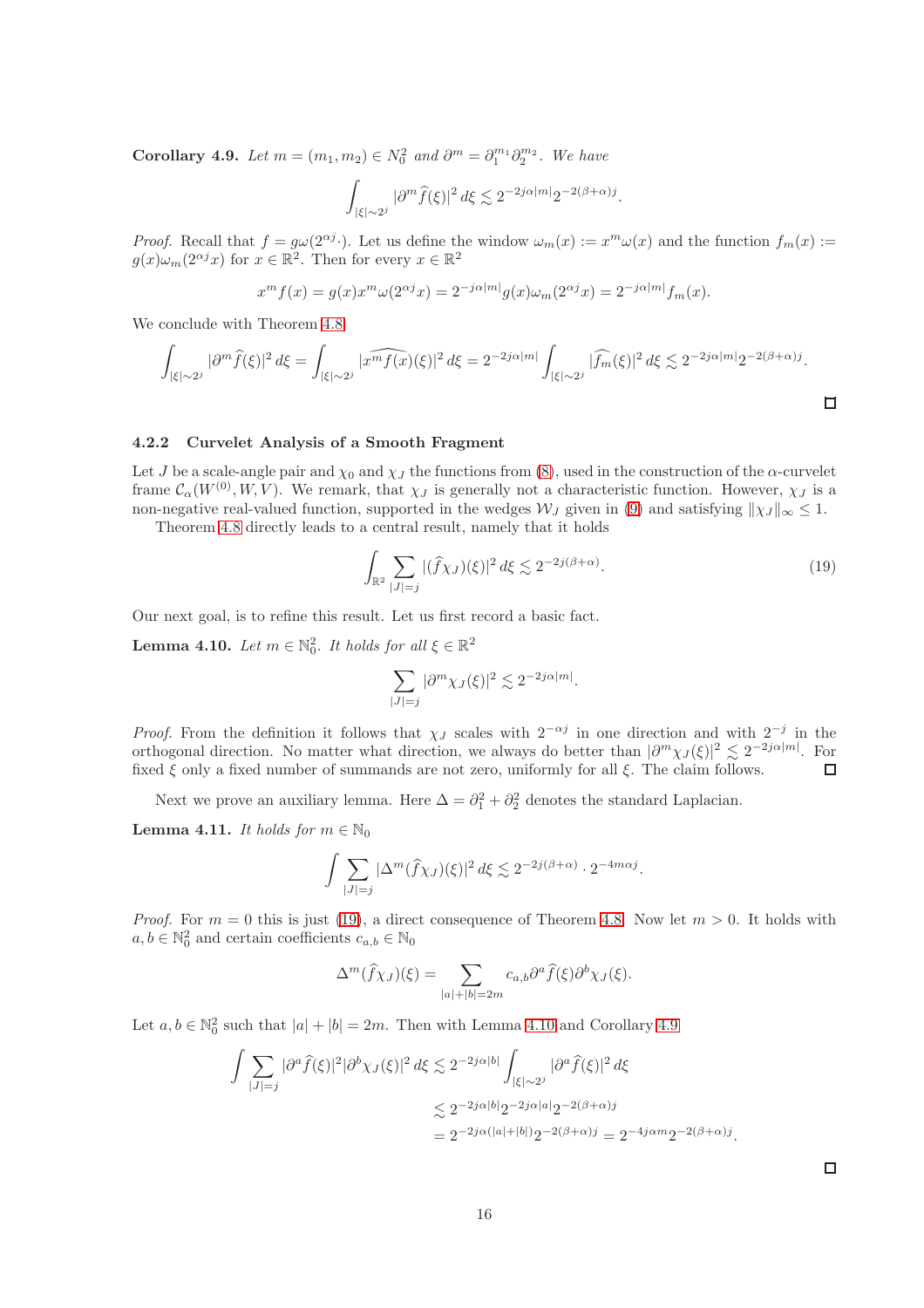**Corollary 4.9.** *Let $m = (m_1, m_2) \in N_0^2$ and $\partial^m = \partial_1^{m_1}\partial_2^{m_2}$. We have*

$$\int_{|\xi|\sim 2^j} |\partial^m \widehat{f}(\xi)|^2 \, d\xi \lesssim 2^{-2j\alpha|m|} 2^{-2(\beta+\alpha)j}.$$

*Proof.* Recall that $f = g\omega(2^{\alpha j}\cdot)$. Let us define the window $\omega_m(x) := x^m\omega(x)$ and the function $f_m(x) := g(x)\omega_m(2^{\alpha j}x)$ for $x \in \mathbb{R}^2$. Then for every $x \in \mathbb{R}^2$

$$x^m f(x) = g(x)x^m\omega(2^{\alpha j}x) = 2^{-j\alpha|m|}g(x)\omega_m(2^{\alpha j}x) = 2^{-j\alpha|m|}f_m(x).$$

We conclude with Theorem 4.8

$$\int_{|\xi|\sim 2^j} |\partial^m \widehat{f}(\xi)|^2 \, d\xi = \int_{|\xi|\sim 2^j} |\widehat{x^m f(x)}(\xi)|^2 \, d\xi = 2^{-2j\alpha|m|} \int_{|\xi|\sim 2^j} |\widehat{f_m}(\xi)|^2 \, d\xi \lesssim 2^{-2j\alpha|m|} 2^{-2(\beta+\alpha)j}.$$

□

#### 4.2.2 Curvelet Analysis of a Smooth Fragment

Let $J$ be a scale-angle pair and $\chi_0$ and $\chi_J$ the functions from (8), used in the construction of the $\alpha$-curvelet frame $\mathcal{C}_\alpha(W^{(0)}, W, V)$. We remark, that $\chi_J$ is generally not a characteristic function. However, $\chi_J$ is a non-negative real-valued function, supported in the wedges $\mathcal{W}_J$ given in (9) and satisfying $\|\chi_J\|_\infty \le 1$.

Theorem 4.8 directly leads to a central result, namely that it holds

$$\int_{\mathbb{R}^2} \sum_{|J|=j} |(\widehat{f}\chi_J)(\xi)|^2 \, d\xi \lesssim 2^{-2j(\beta+\alpha)}. \tag{19}$$

Our next goal, is to refine this result. Let us first record a basic fact.

**Lemma 4.10.** *Let $m \in \mathbb{N}_0^2$. It holds for all $\xi \in \mathbb{R}^2$*

$$\sum_{|J|=j} |\partial^m \chi_J(\xi)|^2 \lesssim 2^{-2j\alpha|m|}.$$

*Proof.* From the definition it follows that $\chi_J$ scales with $2^{-\alpha j}$ in one direction and with $2^{-j}$ in the orthogonal direction. No matter what direction, we always do better than $|\partial^m \chi_J(\xi)|^2 \lesssim 2^{-2j\alpha|m|}$. For fixed $\xi$ only a fixed number of summands are not zero, uniformly for all $\xi$. The claim follows. □

Next we prove an auxiliary lemma. Here $\Delta = \partial_1^2 + \partial_2^2$ denotes the standard Laplacian.

**Lemma 4.11.** *It holds for $m \in \mathbb{N}_0$*

$$\int \sum_{|J|=j} |\Delta^m(\widehat{f}\chi_J)(\xi)|^2 \, d\xi \lesssim 2^{-2j(\beta+\alpha)} \cdot 2^{-4m\alpha j}.$$

*Proof.* For $m = 0$ this is just (19), a direct consequence of Theorem 4.8. Now let $m > 0$. It holds with $a, b \in \mathbb{N}_0^2$ and certain coefficients $c_{a,b} \in \mathbb{N}_0$

$$\Delta^m(\widehat{f}\chi_J)(\xi) = \sum_{|a|+|b|=2m} c_{a,b}\partial^a \widehat{f}(\xi)\partial^b \chi_J(\xi).$$

Let $a, b \in \mathbb{N}_0^2$ such that $|a| + |b| = 2m$. Then with Lemma 4.10 and Corollary 4.9

$$\begin{aligned}
\int \sum_{|J|=j} |\partial^a \widehat{f}(\xi)|^2 |\partial^b \chi_J(\xi)|^2 \, d\xi &\lesssim 2^{-2j\alpha|b|} \int_{|\xi|\sim 2^j} |\partial^a \widehat{f}(\xi)|^2 \, d\xi \\
&\lesssim 2^{-2j\alpha|b|} 2^{-2j\alpha|a|} 2^{-2(\beta+\alpha)j} \\
&= 2^{-2j\alpha(|a|+|b|)} 2^{-2(\beta+\alpha)j} = 2^{-4j\alpha m} 2^{-2(\beta+\alpha)j}.
\end{aligned}$$

□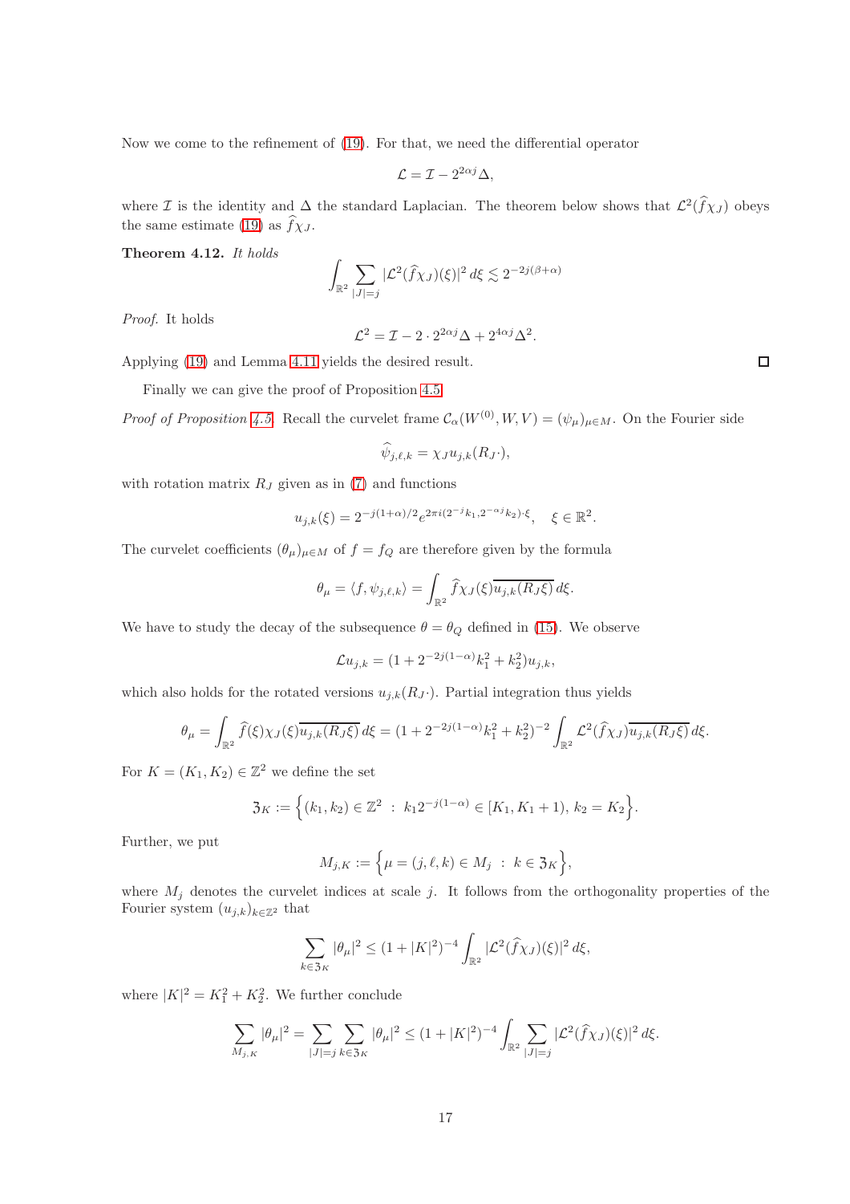Now we come to the refinement of (19). For that, we need the differential operator

$$\mathcal{L} = \mathcal{I} - 2^{2\alpha j}\Delta,$$

where $\mathcal{I}$ is the identity and $\Delta$ the standard Laplacian. The theorem below shows that $\mathcal{L}^2(\widehat{f}\chi_J)$ obeys the same estimate (19) as $\widehat{f}\chi_J$.

**Theorem 4.12.** *It holds*

$$\int_{\mathbb{R}^2} \sum_{|J|=j} |\mathcal{L}^2(\widehat{f}\chi_J)(\xi)|^2 \, d\xi \lesssim 2^{-2j(\beta+\alpha)}$$

*Proof.* It holds

$$\mathcal{L}^2 = \mathcal{I} - 2 \cdot 2^{2\alpha j}\Delta + 2^{4\alpha j}\Delta^2.$$

Applying (19) and Lemma 4.11 yields the desired result. □

Finally we can give the proof of Proposition 4.5.

*Proof of Proposition 4.5.* Recall the curvelet frame $\mathcal{C}_\alpha(W^{(0)}, W, V) = (\psi_\mu)_{\mu\in M}$. On the Fourier side

$$\widehat{\psi}_{j,\ell,k} = \chi_J u_{j,k}(R_J \cdot),$$

with rotation matrix $R_J$ given as in (7) and functions

$$u_{j,k}(\xi) = 2^{-j(1+\alpha)/2} e^{2\pi i (2^{-j}k_1, 2^{-\alpha j}k_2)\cdot\xi}, \quad \xi \in \mathbb{R}^2.$$

The curvelet coefficients $(\theta_\mu)_{\mu\in M}$ of $f = f_Q$ are therefore given by the formula

$$\theta_\mu = \langle f, \psi_{j,\ell,k}\rangle = \int_{\mathbb{R}^2} \widehat{f}\chi_J(\xi)\overline{u_{j,k}(R_J\xi)} \, d\xi.$$

We have to study the decay of the subsequence $\theta = \theta_Q$ defined in (15). We observe

$$\mathcal{L}u_{j,k} = (1 + 2^{-2j(1-\alpha)}k_1^2 + k_2^2)u_{j,k},$$

which also holds for the rotated versions $u_{j,k}(R_J\cdot)$. Partial integration thus yields

$$\theta_\mu = \int_{\mathbb{R}^2} \widehat{f}(\xi)\chi_J(\xi)\overline{u_{j,k}(R_J\xi)} \, d\xi = (1 + 2^{-2j(1-\alpha)}k_1^2 + k_2^2)^{-2} \int_{\mathbb{R}^2} \mathcal{L}^2(\widehat{f}\chi_J)\overline{u_{j,k}(R_J\xi)} \, d\xi.$$

For $K = (K_1, K_2) \in \mathbb{Z}^2$ we define the set

$$\mathfrak{Z}_K := \Big\{ (k_1, k_2) \in \mathbb{Z}^2 \ : \ k_1 2^{-j(1-\alpha)} \in [K_1, K_1 + 1), \, k_2 = K_2 \Big\}.$$

Further, we put

$$M_{j,K} := \Big\{ \mu = (j, \ell, k) \in M_j \ : \ k \in \mathfrak{Z}_K \Big\},$$

where $M_j$ denotes the curvelet indices at scale $j$. It follows from the orthogonality properties of the Fourier system $(u_{j,k})_{k\in\mathbb{Z}^2}$ that

$$\sum_{k\in\mathfrak{Z}_K} |\theta_\mu|^2 \leq (1 + |K|^2)^{-4} \int_{\mathbb{R}^2} |\mathcal{L}^2(\widehat{f}\chi_J)(\xi)|^2 \, d\xi,$$

where $|K|^2 = K_1^2 + K_2^2$. We further conclude

$$\sum_{M_{j,K}} |\theta_\mu|^2 = \sum_{|J|=j} \sum_{k\in\mathfrak{Z}_K} |\theta_\mu|^2 \leq (1 + |K|^2)^{-4} \int_{\mathbb{R}^2} \sum_{|J|=j} |\mathcal{L}^2(\widehat{f}\chi_J)(\xi)|^2 \, d\xi.$$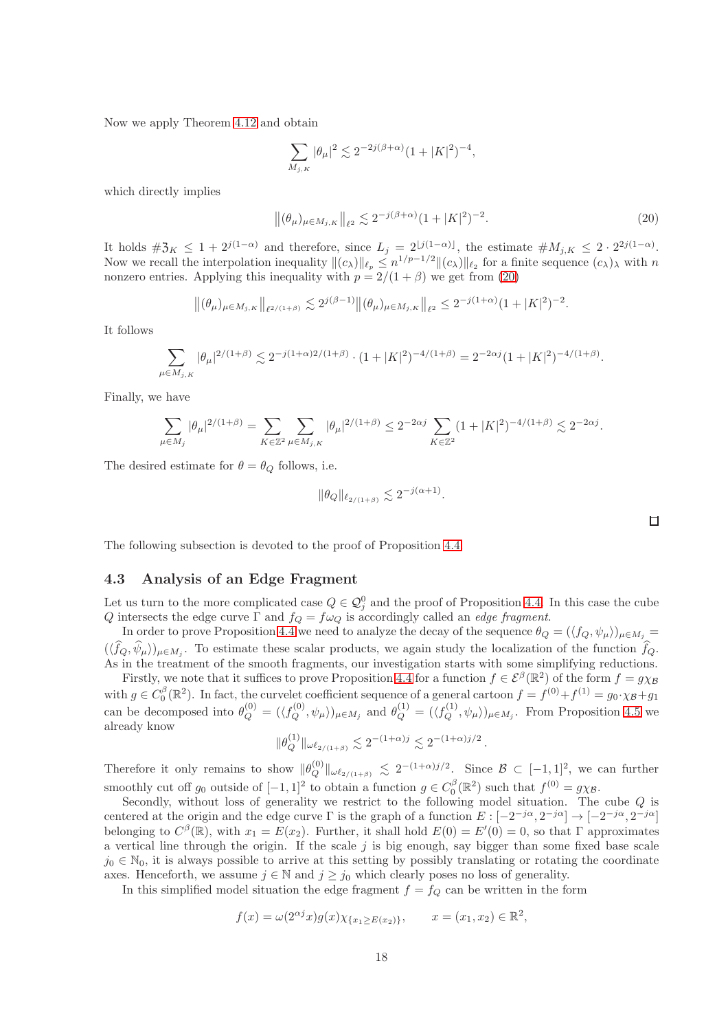Now we apply Theorem 4.12 and obtain

$$\sum_{M_{j,K}} |\theta_\mu|^2 \lesssim 2^{-2j(\beta+\alpha)}(1+|K|^2)^{-4},$$

which directly implies

$$\big\|(\theta_\mu)_{\mu\in M_{j,K}}\big\|_{\ell^2} \lesssim 2^{-j(\beta+\alpha)}(1+|K|^2)^{-2}. \tag{20}$$

It holds $\#\mathfrak{Z}_K \leq 1 + 2^{j(1-\alpha)}$ and therefore, since $L_j = 2^{\lfloor j(1-\alpha)\rfloor}$, the estimate $\#M_{j,K} \leq 2\cdot 2^{2j(1-\alpha)}$. Now we recall the interpolation inequality $\|(c_\lambda)\|_{\ell_p} \leq n^{1/p-1/2}\|(c_\lambda)\|_{\ell_2}$ for a finite sequence $(c_\lambda)_\lambda$ with $n$ nonzero entries. Applying this inequality with $p = 2/(1+\beta)$ we get from (20)

$$\big\|(\theta_\mu)_{\mu\in M_{j,K}}\big\|_{\ell^{2/(1+\beta)}} \lesssim 2^{j(\beta-1)}\big\|(\theta_\mu)_{\mu\in M_{j,K}}\big\|_{\ell^2} \leq 2^{-j(1+\alpha)}(1+|K|^2)^{-2}.$$

It follows

$$\sum_{\mu\in M_{j,K}} |\theta_\mu|^{2/(1+\beta)} \lesssim 2^{-j(1+\alpha)2/(1+\beta)}\cdot(1+|K|^2)^{-4/(1+\beta)} = 2^{-2\alpha j}(1+|K|^2)^{-4/(1+\beta)}.$$

Finally, we have

$$\sum_{\mu\in M_j} |\theta_\mu|^{2/(1+\beta)} = \sum_{K\in\mathbb{Z}^2}\sum_{\mu\in M_{j,K}} |\theta_\mu|^{2/(1+\beta)} \leq 2^{-2\alpha j}\sum_{K\in\mathbb{Z}^2}(1+|K|^2)^{-4/(1+\beta)} \lesssim 2^{-2\alpha j}.$$

The desired estimate for $\theta = \theta_Q$ follows, i.e.

$$\|\theta_Q\|_{\ell_{2/(1+\beta)}} \lesssim 2^{-j(\alpha+1)}.$$

□

The following subsection is devoted to the proof of Proposition 4.4.

### 4.3 Analysis of an Edge Fragment

Let us turn to the more complicated case $Q \in \mathcal{Q}_j^0$ and the proof of Proposition 4.4. In this case the cube $Q$ intersects the edge curve $\Gamma$ and $f_Q = f\omega_Q$ is accordingly called an *edge fragment*.

In order to prove Proposition 4.4 we need to analyze the decay of the sequence $\theta_Q = (\langle f_Q, \psi_\mu\rangle)_{\mu\in M_j} = (\langle \widehat{f}_Q, \widehat{\psi}_\mu\rangle)_{\mu\in M_j}$. To estimate these scalar products, we again study the localization of the function $\widehat{f}_Q$. As in the treatment of the smooth fragments, our investigation starts with some simplifying reductions.

Firstly, we note that it suffices to prove Proposition 4.4 for a function $f\in\mathcal{E}^\beta(\mathbb{R}^2)$ of the form $f = g\chi_\mathcal{B}$ with $g\in C_0^\beta(\mathbb{R}^2)$. In fact, the curvelet coefficient sequence of a general cartoon $f = f^{(0)} + f^{(1)} = g_0\cdot\chi_\mathcal{B} + g_1$ can be decomposed into $\theta_Q^{(0)} = (\langle f_Q^{(0)}, \psi_\mu\rangle)_{\mu\in M_j}$ and $\theta_Q^{(1)} = (\langle f_Q^{(1)}, \psi_\mu\rangle)_{\mu\in M_j}$. From Proposition 4.5 we already know

$$\|\theta_Q^{(1)}\|_{\omega\ell_{2/(1+\beta)}} \lesssim 2^{-(1+\alpha)j} \lesssim 2^{-(1+\alpha)j/2}.$$

Therefore it only remains to show $\|\theta_Q^{(0)}\|_{\omega\ell_{2/(1+\beta)}} \lesssim 2^{-(1+\alpha)j/2}$. Since $\mathcal{B}\subset[-1,1]^2$, we can further smoothly cut off $g_0$ outside of $[-1,1]^2$ to obtain a function $g\in C_0^\beta(\mathbb{R}^2)$ such that $f^{(0)} = g\chi_\mathcal{B}$.

Secondly, without loss of generality we restrict to the following model situation. The cube $Q$ is centered at the origin and the edge curve $\Gamma$ is the graph of a function $E : [-2^{-j\alpha}, 2^{-j\alpha}] \to [-2^{-j\alpha}, 2^{-j\alpha}]$ belonging to $C^\beta(\mathbb{R})$, with $x_1 = E(x_2)$. Further, it shall hold $E(0) = E'(0) = 0$, so that $\Gamma$ approximates a vertical line through the origin. If the scale $j$ is big enough, say bigger than some fixed base scale $j_0\in\mathbb{N}_0$, it is always possible to arrive at this setting by possibly translating or rotating the coordinate axes. Henceforth, we assume $j\in\mathbb{N}$ and $j\geq j_0$ which clearly poses no loss of generality.

In this simplified model situation the edge fragment $f = f_Q$ can be written in the form

$$f(x) = \omega(2^{\alpha j}x)g(x)\chi_{\{x_1\geq E(x_2)\}}, \qquad x = (x_1,x_2)\in\mathbb{R}^2,$$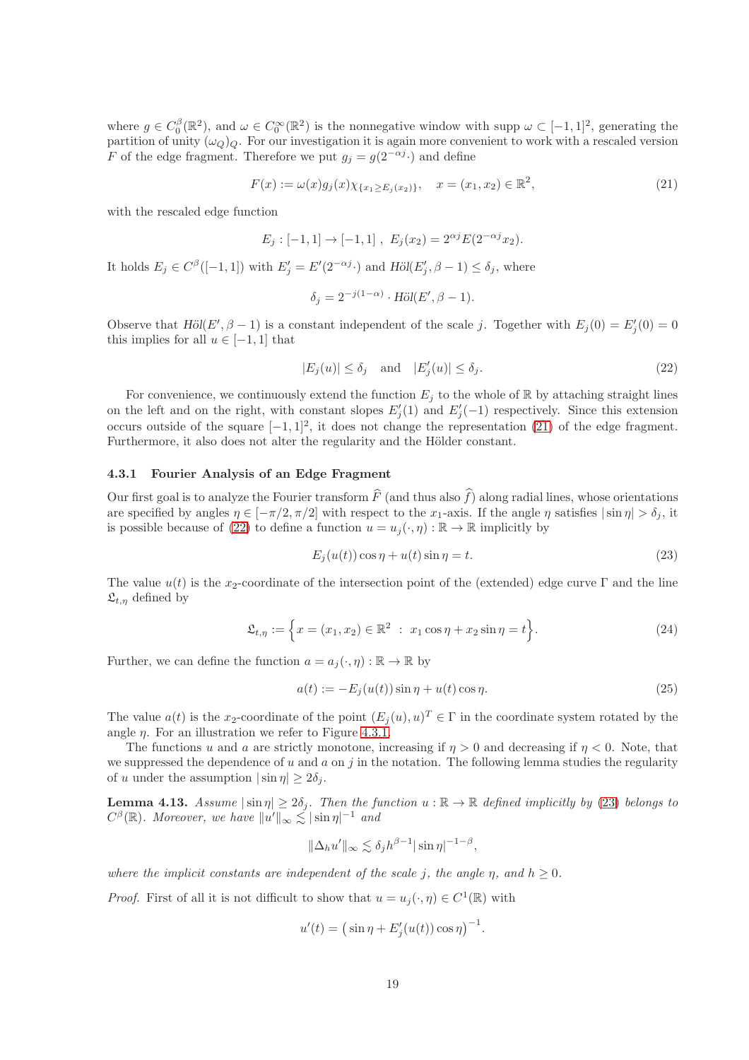where $g \in C_0^\beta(\mathbb{R}^2)$, and $\omega \in C_0^\infty(\mathbb{R}^2)$ is the nonnegative window with supp $\omega \subset [-1,1]^2$, generating the partition of unity $(\omega_Q)_Q$. For our investigation it is again more convenient to work with a rescaled version $F$ of the edge fragment. Therefore we put $g_j = g(2^{-\alpha j}\cdot)$ and define

$$F(x) := \omega(x) g_j(x) \chi_{\{x_1 \geq E_j(x_2)\}}, \quad x = (x_1, x_2) \in \mathbb{R}^2, \tag{21}$$

with the rescaled edge function

$$E_j : [-1,1] \to [-1,1]\ ,\ E_j(x_2) = 2^{\alpha j} E(2^{-\alpha j} x_2).$$

It holds $E_j \in C^\beta([-1,1])$ with $E_j' = E'(2^{-\alpha j}\cdot)$ and $\textit{Höl}(E_j', \beta-1) \leq \delta_j$, where

$$\delta_j = 2^{-j(1-\alpha)} \cdot \textit{Höl}(E', \beta - 1).$$

Observe that $\textit{Höl}(E', \beta-1)$ is a constant independent of the scale $j$. Together with $E_j(0) = E_j'(0) = 0$ this implies for all $u \in [-1,1]$ that

$$|E_j(u)| \leq \delta_j \quad \text{and} \quad |E_j'(u)| \leq \delta_j. \tag{22}$$

For convenience, we continuously extend the function $E_j$ to the whole of $\mathbb{R}$ by attaching straight lines on the left and on the right, with constant slopes $E_j'(1)$ and $E_j'(-1)$ respectively. Since this extension occurs outside of the square $[-1,1]^2$, it does not change the representation (21) of the edge fragment. Furthermore, it also does not alter the regularity and the Hölder constant.

#### 4.3.1 Fourier Analysis of an Edge Fragment

Our first goal is to analyze the Fourier transform $\widehat{F}$ (and thus also $\widehat{f}$) along radial lines, whose orientations are specified by angles $\eta \in [-\pi/2, \pi/2]$ with respect to the $x_1$-axis. If the angle $\eta$ satisfies $|\sin\eta| > \delta_j$, it is possible because of (22) to define a function $u = u_j(\cdot, \eta) : \mathbb{R} \to \mathbb{R}$ implicitly by

$$E_j(u(t)) \cos\eta + u(t) \sin\eta = t. \tag{23}$$

The value $u(t)$ is the $x_2$-coordinate of the intersection point of the (extended) edge curve $\Gamma$ and the line $\mathfrak{L}_{t,\eta}$ defined by

$$\mathfrak{L}_{t,\eta} := \Big\{ x = (x_1, x_2) \in \mathbb{R}^2 \ : \ x_1 \cos\eta + x_2 \sin\eta = t \Big\}. \tag{24}$$

Further, we can define the function $a = a_j(\cdot, \eta) : \mathbb{R} \to \mathbb{R}$ by

$$a(t) := -E_j(u(t)) \sin\eta + u(t) \cos\eta. \tag{25}$$

The value $a(t)$ is the $x_2$-coordinate of the point $(E_j(u), u)^T \in \Gamma$ in the coordinate system rotated by the angle $\eta$. For an illustration we refer to Figure 4.3.1.

The functions $u$ and $a$ are strictly monotone, increasing if $\eta > 0$ and decreasing if $\eta < 0$. Note, that we suppressed the dependence of $u$ and $a$ on $j$ in the notation. The following lemma studies the regularity of $u$ under the assumption $|\sin\eta| \geq 2\delta_j$.

**Lemma 4.13.** *Assume $|\sin\eta| \geq 2\delta_j$. Then the function $u : \mathbb{R} \to \mathbb{R}$ defined implicitly by (23) belongs to $C^\beta(\mathbb{R})$. Moreover, we have $\|u'\|_\infty \lesssim |\sin\eta|^{-1}$ and*

$$\|\Delta_h u'\|_\infty \lesssim \delta_j h^{\beta-1} |\sin\eta|^{-1-\beta},$$

*where the implicit constants are independent of the scale $j$, the angle $\eta$, and $h \geq 0$.*

*Proof.* First of all it is not difficult to show that $u = u_j(\cdot, \eta) \in C^1(\mathbb{R})$ with

$$u'(t) = \big( \sin\eta + E_j'(u(t)) \cos\eta \big)^{-1}.$$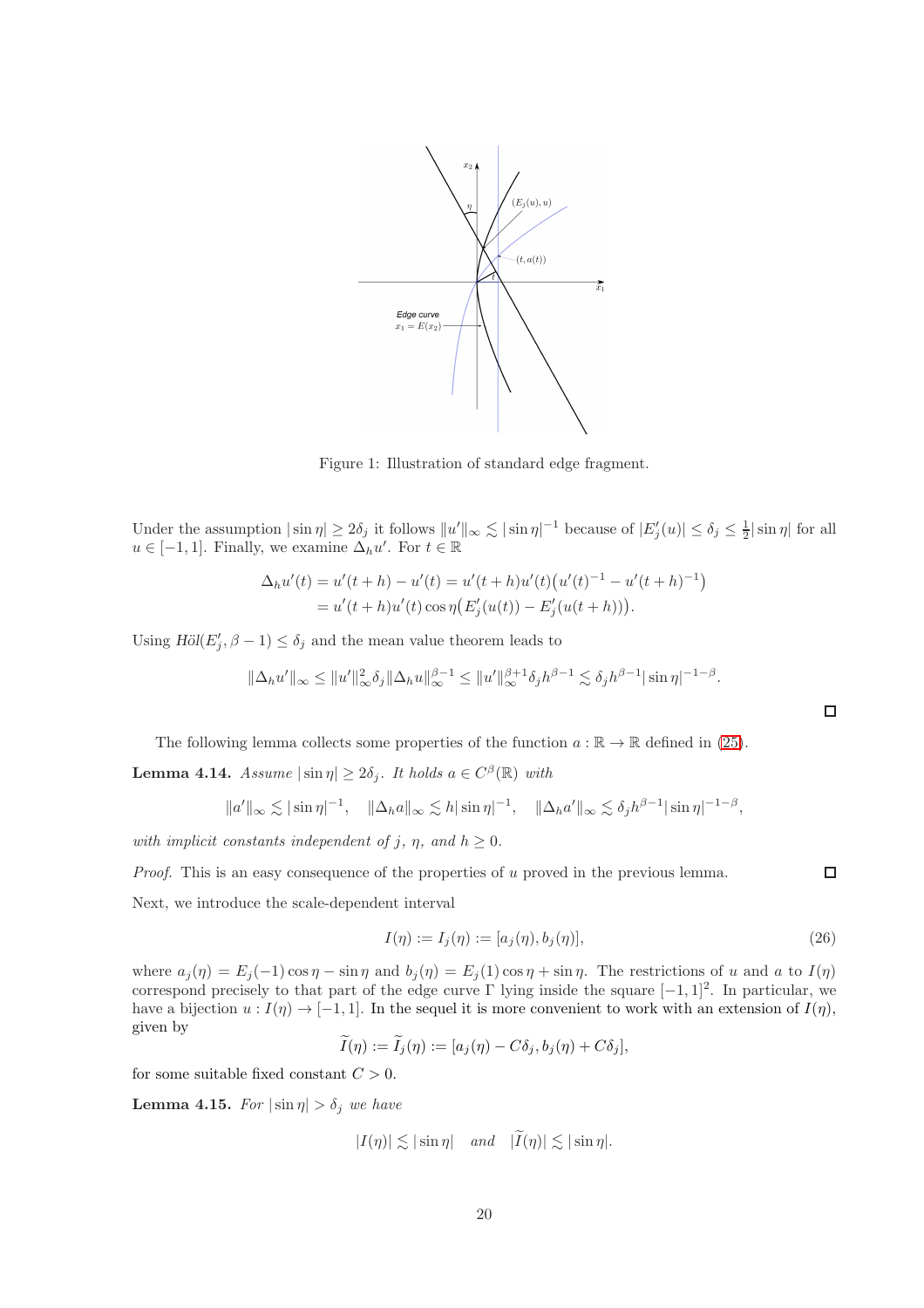Figure 1: Illustration of standard edge fragment.

Under the assumption $|\sin\eta| \geq 2\delta_j$ it follows $\|u'\|_\infty \lesssim |\sin\eta|^{-1}$ because of $|E_j'(u)| \leq \delta_j \leq \frac{1}{2}|\sin\eta|$ for all $u \in [-1,1]$. Finally, we examine $\Delta_h u'$. For $t \in \mathbb{R}$

$$
\begin{aligned}
\Delta_h u'(t) &= u'(t+h) - u'(t) = u'(t+h)u'(t)\big(u'(t)^{-1} - u'(t+h)^{-1}\big) \\
&= u'(t+h)u'(t)\cos\eta\big(E_j'(u(t)) - E_j'(u(t+h))\big).
\end{aligned}
$$

Using $\textit{Höl}(E_j', \beta-1) \leq \delta_j$ and the mean value theorem leads to

$$
\|\Delta_h u'\|_\infty \leq \|u'\|_\infty^2 \delta_j \|\Delta_h u\|_\infty^{\beta-1} \leq \|u'\|_\infty^{\beta+1}\delta_j h^{\beta-1} \lesssim \delta_j h^{\beta-1}|\sin\eta|^{-1-\beta}.
$$

□

The following lemma collects some properties of the function $a : \mathbb{R} \to \mathbb{R}$ defined in (25).

**Lemma 4.14.** *Assume $|\sin\eta| \geq 2\delta_j$. It holds $a \in C^\beta(\mathbb{R})$ with*

$$
\|a'\|_\infty \lesssim |\sin\eta|^{-1}, \quad \|\Delta_h a\|_\infty \lesssim h|\sin\eta|^{-1}, \quad \|\Delta_h a'\|_\infty \lesssim \delta_j h^{\beta-1}|\sin\eta|^{-1-\beta},
$$

*with implicit constants independent of $j$, $\eta$, and $h \geq 0$.*

*Proof.* This is an easy consequence of the properties of $u$ proved in the previous lemma. □

Next, we introduce the scale-dependent interval

$$
I(\eta) := I_j(\eta) := [a_j(\eta), b_j(\eta)], \tag{26}
$$

where $a_j(\eta) = E_j(-1)\cos\eta - \sin\eta$ and $b_j(\eta) = E_j(1)\cos\eta + \sin\eta$. The restrictions of $u$ and $a$ to $I(\eta)$ correspond precisely to that part of the edge curve $\Gamma$ lying inside the square $[-1,1]^2$. In particular, we have a bijection $u : I(\eta) \to [-1,1]$. In the sequel it is more convenient to work with an extension of $I(\eta)$, given by

$$
\widetilde{I}(\eta) := \widetilde{I}_j(\eta) := [a_j(\eta) - C\delta_j, b_j(\eta) + C\delta_j],
$$

for some suitable fixed constant $C > 0$.

**Lemma 4.15.** *For $|\sin\eta| > \delta_j$ we have*

$$
|I(\eta)| \lesssim |\sin\eta| \quad \textit{and} \quad |\widetilde{I}(\eta)| \lesssim |\sin\eta|.
$$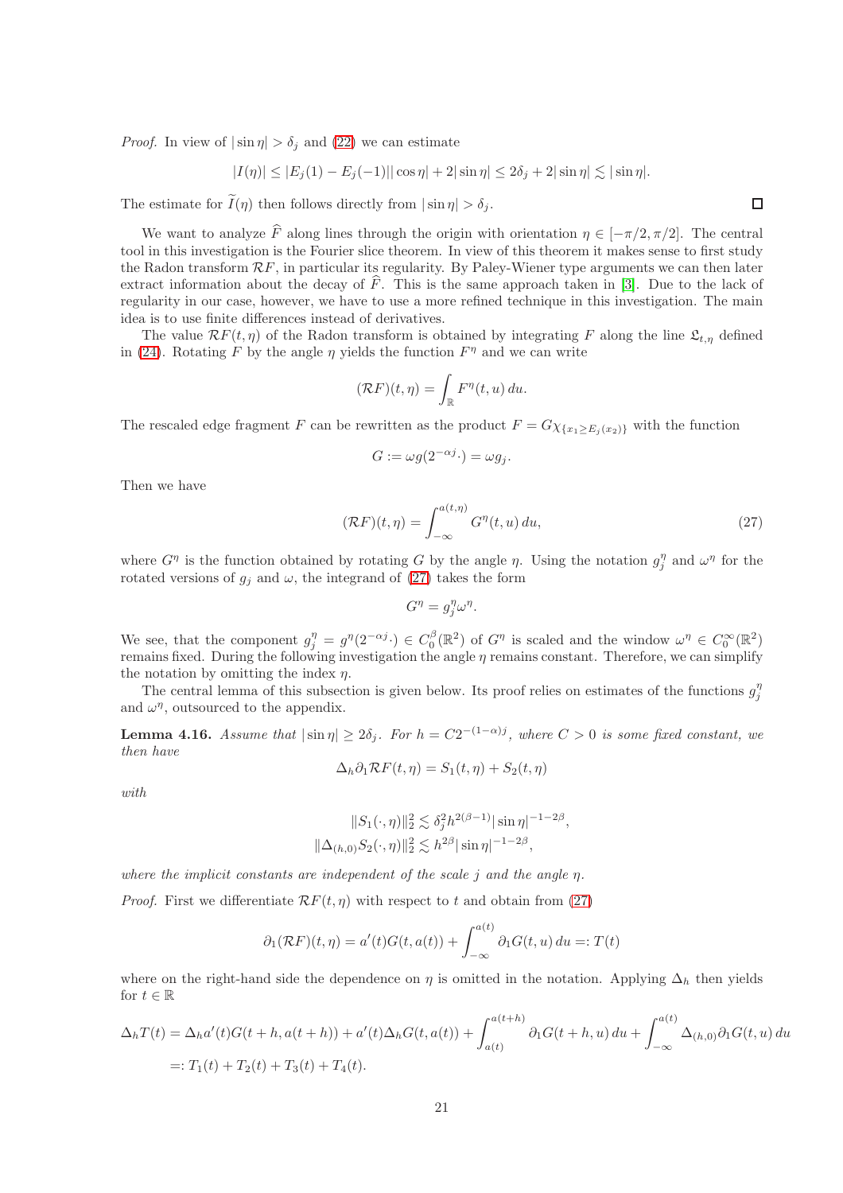*Proof.* In view of $|\sin\eta| > \delta_j$ and (22) we can estimate

$$|I(\eta)| \le |E_j(1) - E_j(-1)||\cos\eta| + 2|\sin\eta| \le 2\delta_j + 2|\sin\eta| \lesssim |\sin\eta|.$$

The estimate for $\widetilde{I}(\eta)$ then follows directly from $|\sin\eta| > \delta_j$. $\square$

We want to analyze $\widehat{F}$ along lines through the origin with orientation $\eta \in [-\pi/2, \pi/2]$. The central tool in this investigation is the Fourier slice theorem. In view of this theorem it makes sense to first study the Radon transform $\mathcal{R}F$, in particular its regularity. By Paley-Wiener type arguments we can then later extract information about the decay of $\widehat{F}$. This is the same approach taken in [3]. Due to the lack of regularity in our case, however, we have to use a more refined technique in this investigation. The main idea is to use finite differences instead of derivatives.

The value $\mathcal{R}F(t,\eta)$ of the Radon transform is obtained by integrating $F$ along the line $\mathfrak{L}_{t,\eta}$ defined in (24). Rotating $F$ by the angle $\eta$ yields the function $F^\eta$ and we can write

$$(\mathcal{R}F)(t,\eta) = \int_{\mathbb{R}} F^\eta(t,u)\,du.$$

The rescaled edge fragment $F$ can be rewritten as the product $F = G\chi_{\{x_1 \ge E_j(x_2)\}}$ with the function

$$G := \omega g(2^{-\alpha j}\cdot) = \omega g_j.$$

Then we have

$$(\mathcal{R}F)(t,\eta) = \int_{-\infty}^{a(t,\eta)} G^\eta(t,u)\,du, \tag{27}$$

where $G^\eta$ is the function obtained by rotating $G$ by the angle $\eta$. Using the notation $g_j^\eta$ and $\omega^\eta$ for the rotated versions of $g_j$ and $\omega$, the integrand of (27) takes the form

$$G^\eta = g_j^\eta \omega^\eta.$$

We see, that the component $g_j^\eta = g^\eta(2^{-\alpha j}\cdot) \in C_0^\beta(\mathbb{R}^2)$ of $G^\eta$ is scaled and the window $\omega^\eta \in C_0^\infty(\mathbb{R}^2)$ remains fixed. During the following investigation the angle $\eta$ remains constant. Therefore, we can simplify the notation by omitting the index $\eta$.

The central lemma of this subsection is given below. Its proof relies on estimates of the functions $g_j^\eta$ and $\omega^\eta$, outsourced to the appendix.

**Lemma 4.16.** *Assume that $|\sin\eta| \ge 2\delta_j$. For $h = C2^{-(1-\alpha)j}$, where $C > 0$ is some fixed constant, we then have*

$$\Delta_h \partial_1 \mathcal{R}F(t,\eta) = S_1(t,\eta) + S_2(t,\eta)$$

*with*

$$\|S_1(\cdot,\eta)\|_2^2 \lesssim \delta_j^2 h^{2(\beta-1)}|\sin\eta|^{-1-2\beta},$$
$$\|\Delta_{(h,0)}S_2(\cdot,\eta)\|_2^2 \lesssim h^{2\beta}|\sin\eta|^{-1-2\beta},$$

*where the implicit constants are independent of the scale $j$ and the angle $\eta$.*

*Proof.* First we differentiate $\mathcal{R}F(t,\eta)$ with respect to $t$ and obtain from (27)

$$\partial_1(\mathcal{R}F)(t,\eta) = a'(t)G(t,a(t)) + \int_{-\infty}^{a(t)} \partial_1 G(t,u)\,du =: T(t)$$

where on the right-hand side the dependence on $\eta$ is omitted in the notation. Applying $\Delta_h$ then yields for $t \in \mathbb{R}$

$$\begin{aligned}
\Delta_h T(t) &= \Delta_h a'(t)G(t+h, a(t+h)) + a'(t)\Delta_h G(t,a(t)) + \int_{a(t)}^{a(t+h)} \partial_1 G(t+h,u)\,du + \int_{-\infty}^{a(t)} \Delta_{(h,0)}\partial_1 G(t,u)\,du \\
&=: T_1(t) + T_2(t) + T_3(t) + T_4(t).
\end{aligned}$$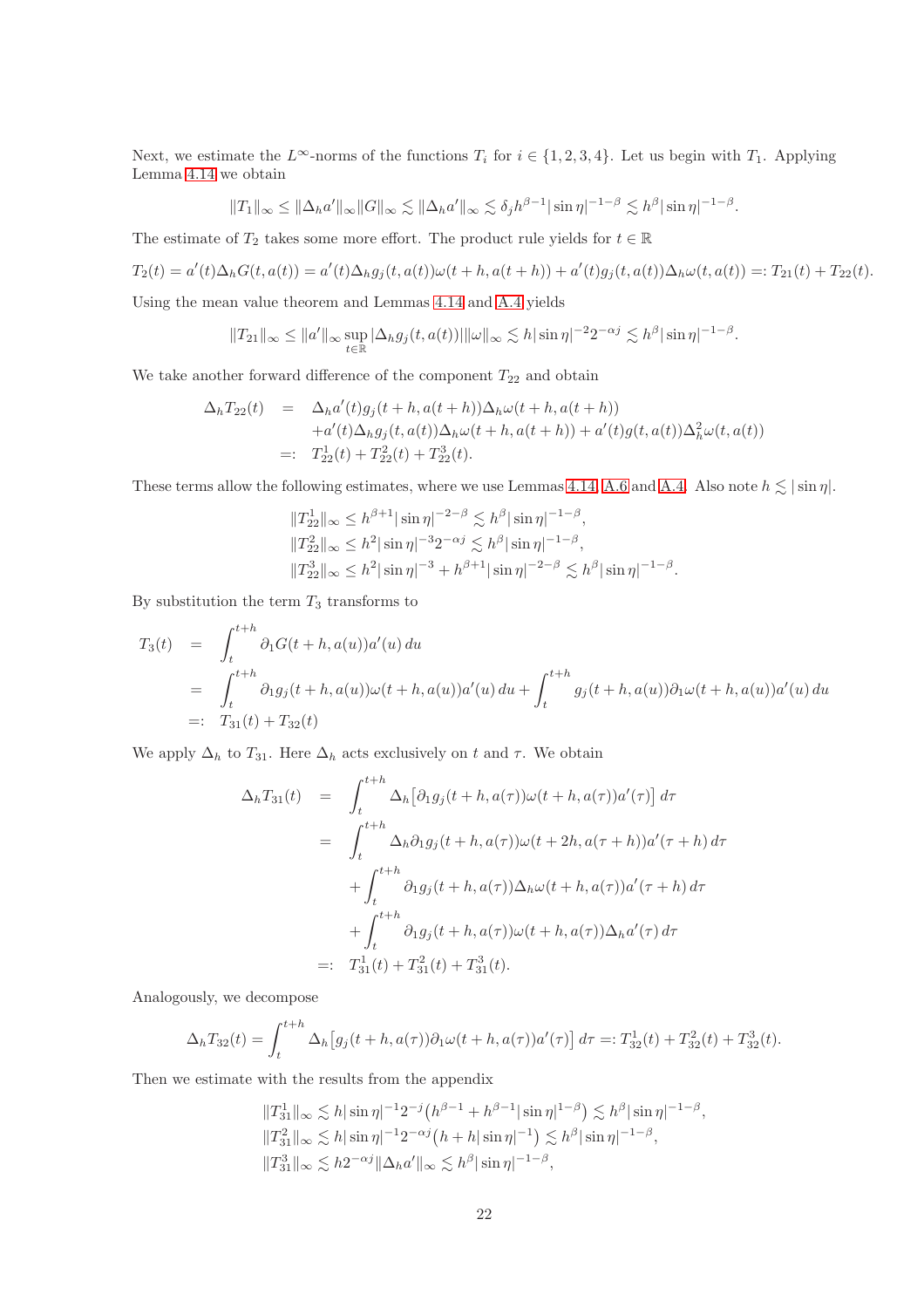Next, we estimate the $L^\infty$-norms of the functions $T_i$ for $i \in \{1,2,3,4\}$. Let us begin with $T_1$. Applying Lemma 4.14 we obtain

$$\|T_1\|_\infty \le \|\Delta_h a'\|_\infty \|G\|_\infty \lesssim \|\Delta_h a'\|_\infty \lesssim \delta_j h^{\beta-1} |\sin\eta|^{-1-\beta} \lesssim h^\beta |\sin\eta|^{-1-\beta}.$$

The estimate of $T_2$ takes some more effort. The product rule yields for $t \in \mathbb{R}$

$$T_2(t) = a'(t)\Delta_h G(t,a(t)) = a'(t)\Delta_h g_j(t,a(t))\omega(t+h,a(t+h)) + a'(t) g_j(t,a(t))\Delta_h \omega(t,a(t)) =: T_{21}(t) + T_{22}(t).$$

Using the mean value theorem and Lemmas 4.14 and A.4 yields

$$\|T_{21}\|_\infty \le \|a'\|_\infty \sup_{t\in\mathbb{R}} |\Delta_h g_j(t,a(t))| \|\omega\|_\infty \lesssim h|\sin\eta|^{-2} 2^{-\alpha j} \lesssim h^\beta |\sin\eta|^{-1-\beta}.$$

We take another forward difference of the component $T_{22}$ and obtain

$$\begin{aligned}
\Delta_h T_{22}(t) \quad &= \quad \Delta_h a'(t) g_j(t+h,a(t+h))\Delta_h \omega(t+h,a(t+h)) \\
&\quad + a'(t)\Delta_h g_j(t,a(t))\Delta_h \omega(t+h,a(t+h)) + a'(t) g(t,a(t))\Delta_h^2 \omega(t,a(t)) \\
&=: \quad T_{22}^1(t) + T_{22}^2(t) + T_{22}^3(t).
\end{aligned}$$

These terms allow the following estimates, where we use Lemmas 4.14, A.6 and A.4. Also note $h \lesssim |\sin\eta|$.

$$\begin{aligned}
\|T_{22}^1\|_\infty &\le h^{\beta+1}|\sin\eta|^{-2-\beta} \lesssim h^\beta |\sin\eta|^{-1-\beta}, \\
\|T_{22}^2\|_\infty &\le h^2 |\sin\eta|^{-3} 2^{-\alpha j} \lesssim h^\beta |\sin\eta|^{-1-\beta}, \\
\|T_{22}^3\|_\infty &\le h^2 |\sin\eta|^{-3} + h^{\beta+1}|\sin\eta|^{-2-\beta} \lesssim h^\beta |\sin\eta|^{-1-\beta}.
\end{aligned}$$

By substitution the term $T_3$ transforms to

$$\begin{aligned}
T_3(t) \quad &= \quad \int_t^{t+h} \partial_1 G(t+h,a(u))a'(u)\,du \\
&= \quad \int_t^{t+h} \partial_1 g_j(t+h,a(u))\omega(t+h,a(u))a'(u)\,du + \int_t^{t+h} g_j(t+h,a(u))\partial_1\omega(t+h,a(u))a'(u)\,du \\
&=: \quad T_{31}(t) + T_{32}(t)
\end{aligned}$$

We apply $\Delta_h$ to $T_{31}$. Here $\Delta_h$ acts exclusively on $t$ and $\tau$. We obtain

$$\begin{aligned}
\Delta_h T_{31}(t) \quad &= \quad \int_t^{t+h} \Delta_h\big[\partial_1 g_j(t+h,a(\tau))\omega(t+h,a(\tau))a'(\tau)\big]\,d\tau \\
&= \quad \int_t^{t+h} \Delta_h \partial_1 g_j(t+h,a(\tau))\omega(t+2h,a(\tau+h))a'(\tau+h)\,d\tau \\
&\quad + \int_t^{t+h} \partial_1 g_j(t+h,a(\tau))\Delta_h\omega(t+h,a(\tau))a'(\tau+h)\,d\tau \\
&\quad + \int_t^{t+h} \partial_1 g_j(t+h,a(\tau))\omega(t+h,a(\tau))\Delta_h a'(\tau)\,d\tau \\
&=: \quad T_{31}^1(t) + T_{31}^2(t) + T_{31}^3(t).
\end{aligned}$$

Analogously, we decompose

$$\Delta_h T_{32}(t) = \int_t^{t+h} \Delta_h\big[g_j(t+h,a(\tau))\partial_1\omega(t+h,a(\tau))a'(\tau)\big]\,d\tau =: T_{32}^1(t) + T_{32}^2(t) + T_{32}^3(t).$$

Then we estimate with the results from the appendix

$$\begin{aligned}
\|T_{31}^1\|_\infty &\lesssim h|\sin\eta|^{-1} 2^{-j}\big(h^{\beta-1} + h^{\beta-1}|\sin\eta|^{1-\beta}\big) \lesssim h^\beta |\sin\eta|^{-1-\beta}, \\
\|T_{31}^2\|_\infty &\lesssim h|\sin\eta|^{-1} 2^{-\alpha j}\big(h + h|\sin\eta|^{-1}\big) \lesssim h^\beta |\sin\eta|^{-1-\beta}, \\
\|T_{31}^3\|_\infty &\lesssim h 2^{-\alpha j}\|\Delta_h a'\|_\infty \lesssim h^\beta |\sin\eta|^{-1-\beta},
\end{aligned}$$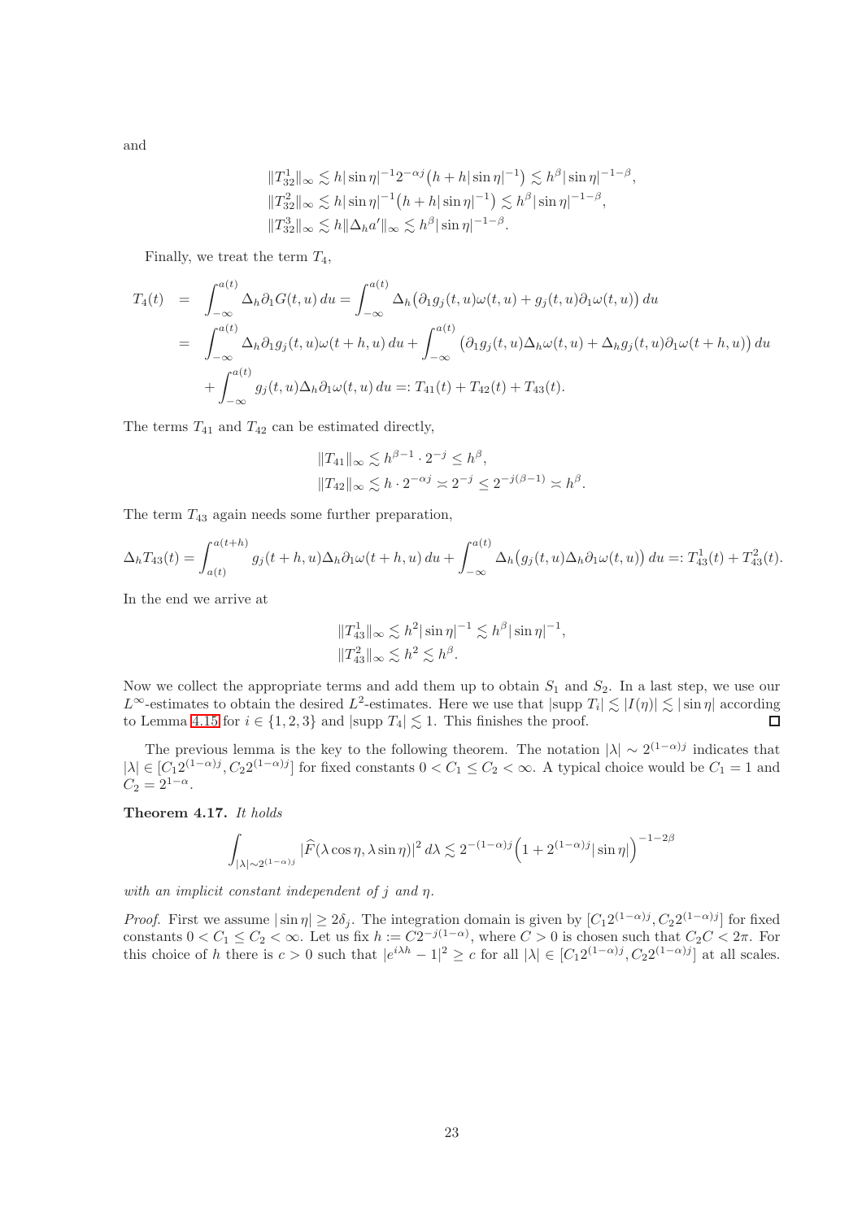and

$$
\begin{aligned}
\|T_{32}^1\|_\infty &\lesssim h|\sin\eta|^{-1}2^{-\alpha j}\big(h+h|\sin\eta|^{-1}\big) \lesssim h^\beta|\sin\eta|^{-1-\beta},\\
\|T_{32}^2\|_\infty &\lesssim h|\sin\eta|^{-1}\big(h+h|\sin\eta|^{-1}\big) \lesssim h^\beta|\sin\eta|^{-1-\beta},\\
\|T_{32}^3\|_\infty &\lesssim h\|\Delta_h a'\|_\infty \lesssim h^\beta|\sin\eta|^{-1-\beta}.
\end{aligned}
$$

Finally, we treat the term $T_4$,

$$
\begin{aligned}
T_4(t) &= \int_{-\infty}^{a(t)} \Delta_h\partial_1 G(t,u)\,du = \int_{-\infty}^{a(t)} \Delta_h\big(\partial_1 g_j(t,u)\omega(t,u) + g_j(t,u)\partial_1\omega(t,u)\big)\,du\\
&= \int_{-\infty}^{a(t)} \Delta_h\partial_1 g_j(t,u)\omega(t+h,u)\,du + \int_{-\infty}^{a(t)} \big(\partial_1 g_j(t,u)\Delta_h\omega(t,u) + \Delta_h g_j(t,u)\partial_1\omega(t+h,u)\big)\,du\\
&\quad + \int_{-\infty}^{a(t)} g_j(t,u)\Delta_h\partial_1\omega(t,u)\,du =: T_{41}(t)+T_{42}(t)+T_{43}(t).
\end{aligned}
$$

The terms $T_{41}$ and $T_{42}$ can be estimated directly,

$$
\begin{aligned}
\|T_{41}\|_\infty &\lesssim h^{\beta-1}\cdot 2^{-j} \le h^\beta,\\
\|T_{42}\|_\infty &\lesssim h\cdot 2^{-\alpha j} \asymp 2^{-j} \le 2^{-j(\beta-1)} \asymp h^\beta.
\end{aligned}
$$

The term $T_{43}$ again needs some further preparation,

$$
\Delta_h T_{43}(t) = \int_{a(t)}^{a(t+h)} g_j(t+h,u)\Delta_h\partial_1\omega(t+h,u)\,du + \int_{-\infty}^{a(t)} \Delta_h\big(g_j(t,u)\Delta_h\partial_1\omega(t,u)\big)\,du =: T_{43}^1(t)+T_{43}^2(t).
$$

In the end we arrive at

$$
\begin{aligned}
\|T_{43}^1\|_\infty &\lesssim h^2|\sin\eta|^{-1} \lesssim h^\beta|\sin\eta|^{-1},\\
\|T_{43}^2\|_\infty &\lesssim h^2 \lesssim h^\beta.
\end{aligned}
$$

Now we collect the appropriate terms and add them up to obtain $S_1$ and $S_2$. In a last step, we use our $L^\infty$-estimates to obtain the desired $L^2$-estimates. Here we use that $|\text{supp}\,T_i| \lesssim |I(\eta)| \lesssim |\sin\eta|$ according to Lemma 4.15 for $i\in\{1,2,3\}$ and $|\text{supp}\,T_4|\lesssim 1$. This finishes the proof. $\square$

The previous lemma is the key to the following theorem. The notation $|\lambda|\sim 2^{(1-\alpha)j}$ indicates that $|\lambda|\in[C_1 2^{(1-\alpha)j}, C_2 2^{(1-\alpha)j}]$ for fixed constants $0<C_1\le C_2<\infty$. A typical choice would be $C_1=1$ and $C_2=2^{1-\alpha}$.

**Theorem 4.17.** *It holds*

$$
\int_{|\lambda|\sim 2^{(1-\alpha)j}} |\widehat{F}(\lambda\cos\eta,\lambda\sin\eta)|^2\,d\lambda \lesssim 2^{-(1-\alpha)j}\Big(1+2^{(1-\alpha)j}|\sin\eta|\Big)^{-1-2\beta}
$$

*with an implicit constant independent of $j$ and $\eta$.*

*Proof.* First we assume $|\sin\eta|\ge 2\delta_j$. The integration domain is given by $[C_1 2^{(1-\alpha)j}, C_2 2^{(1-\alpha)j}]$ for fixed constants $0<C_1\le C_2<\infty$. Let us fix $h:=C2^{-j(1-\alpha)}$, where $C>0$ is chosen such that $C_2 C<2\pi$. For this choice of $h$ there is $c>0$ such that $|e^{i\lambda h}-1|^2\ge c$ for all $|\lambda|\in[C_1 2^{(1-\alpha)j}, C_2 2^{(1-\alpha)j}]$ at all scales.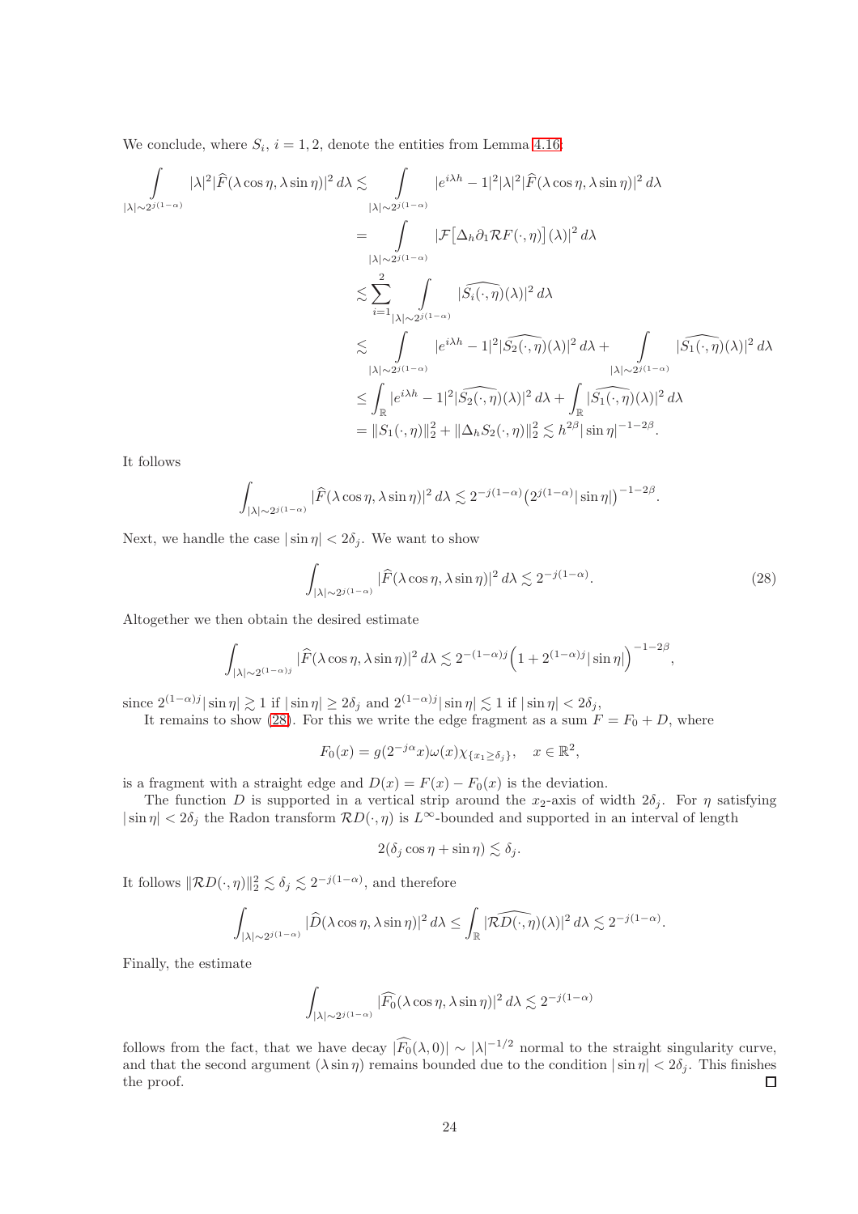We conclude, where $S_i$, $i = 1, 2$, denote the entities from Lemma 4.16:

$$
\begin{aligned}
\int\limits_{|\lambda|\sim 2^{j(1-\alpha)}} |\lambda|^2 |\widehat{F}(\lambda\cos\eta, \lambda\sin\eta)|^2 \, d\lambda &\lesssim \int\limits_{|\lambda|\sim 2^{j(1-\alpha)}} |e^{i\lambda h} - 1|^2 |\lambda|^2 |\widehat{F}(\lambda\cos\eta, \lambda\sin\eta)|^2 \, d\lambda \\
&= \int\limits_{|\lambda|\sim 2^{j(1-\alpha)}} |\mathcal{F}\big[\Delta_h \partial_1 \mathcal{R}F(\cdot,\eta)\big](\lambda)|^2 \, d\lambda \\
&\lesssim \sum_{i=1}^{2} \int\limits_{|\lambda|\sim 2^{j(1-\alpha)}} |\widehat{S_i(\cdot,\eta)}(\lambda)|^2 \, d\lambda \\
&\lesssim \int\limits_{|\lambda|\sim 2^{j(1-\alpha)}} |e^{i\lambda h} - 1|^2 |\widehat{S_2(\cdot,\eta)}(\lambda)|^2 \, d\lambda + \int\limits_{|\lambda|\sim 2^{j(1-\alpha)}} |\widehat{S_1(\cdot,\eta)}(\lambda)|^2 \, d\lambda \\
&\leq \int_{\mathbb{R}} |e^{i\lambda h} - 1|^2 |\widehat{S_2(\cdot,\eta)}(\lambda)|^2 \, d\lambda + \int_{\mathbb{R}} |\widehat{S_1(\cdot,\eta)}(\lambda)|^2 \, d\lambda \\
&= \|S_1(\cdot,\eta)\|_2^2 + \|\Delta_h S_2(\cdot,\eta)\|_2^2 \lesssim h^{2\beta} |\sin\eta|^{-1-2\beta}.
\end{aligned}
$$

It follows

$$
\int_{|\lambda|\sim 2^{j(1-\alpha)}} |\widehat{F}(\lambda\cos\eta, \lambda\sin\eta)|^2 \, d\lambda \lesssim 2^{-j(1-\alpha)} \big(2^{j(1-\alpha)} |\sin\eta|\big)^{-1-2\beta}.
$$

Next, we handle the case $|\sin\eta| < 2\delta_j$. We want to show

$$
\int_{|\lambda|\sim 2^{j(1-\alpha)}} |\widehat{F}(\lambda\cos\eta, \lambda\sin\eta)|^2 \, d\lambda \lesssim 2^{-j(1-\alpha)}. \tag{28}
$$

Altogether we then obtain the desired estimate

$$
\int_{|\lambda|\sim 2^{(1-\alpha)j}} |\widehat{F}(\lambda\cos\eta, \lambda\sin\eta)|^2 \, d\lambda \lesssim 2^{-(1-\alpha)j} \Big(1 + 2^{(1-\alpha)j} |\sin\eta|\Big)^{-1-2\beta},
$$

since $2^{(1-\alpha)j}|\sin\eta| \gtrsim 1$ if $|\sin\eta| \geq 2\delta_j$ and $2^{(1-\alpha)j}|\sin\eta| \lesssim 1$ if $|\sin\eta| < 2\delta_j$,

It remains to show (28). For this we write the edge fragment as a sum $F = F_0 + D$, where

$$
F_0(x) = g(2^{-j\alpha}x)\omega(x)\chi_{\{x_1 \geq \delta_j\}}, \quad x \in \mathbb{R}^2,
$$

is a fragment with a straight edge and $D(x) = F(x) - F_0(x)$ is the deviation.

The function $D$ is supported in a vertical strip around the $x_2$-axis of width $2\delta_j$. For $\eta$ satisfying $|\sin\eta| < 2\delta_j$ the Radon transform $\mathcal{R}D(\cdot,\eta)$ is $L^\infty$-bounded and supported in an interval of length

$$
2(\delta_j \cos\eta + \sin\eta) \lesssim \delta_j.
$$

It follows $\|\mathcal{R}D(\cdot,\eta)\|_2^2 \lesssim \delta_j \lesssim 2^{-j(1-\alpha)}$, and therefore

$$
\int_{|\lambda|\sim 2^{j(1-\alpha)}} |\widehat{D}(\lambda\cos\eta, \lambda\sin\eta)|^2 \, d\lambda \leq \int_{\mathbb{R}} |\widehat{\mathcal{R}D(\cdot,\eta)}(\lambda)|^2 \, d\lambda \lesssim 2^{-j(1-\alpha)}.
$$

Finally, the estimate

$$
\int_{|\lambda|\sim 2^{j(1-\alpha)}} |\widehat{F_0}(\lambda\cos\eta, \lambda\sin\eta)|^2 \, d\lambda \lesssim 2^{-j(1-\alpha)}
$$

follows from the fact, that we have decay $|\widehat{F_0}(\lambda, 0)| \sim |\lambda|^{-1/2}$ normal to the straight singularity curve, and that the second argument $(\lambda\sin\eta)$ remains bounded due to the condition $|\sin\eta| < 2\delta_j$. This finishes the proof. $\square$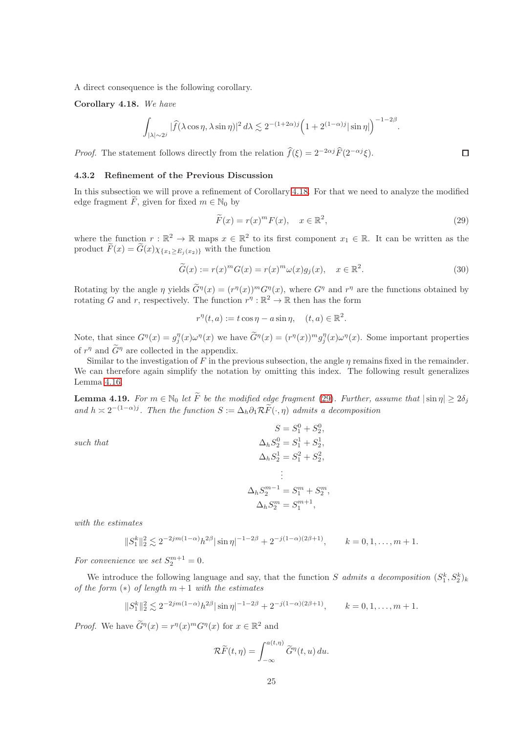A direct consequence is the following corollary.

**Corollary 4.18.** *We have*

$$\int_{|\lambda|\sim 2^j} |\widehat{f}(\lambda\cos\eta, \lambda\sin\eta)|^2\, d\lambda \lesssim 2^{-(1+2\alpha)j}\Big(1 + 2^{(1-\alpha)j}|\sin\eta|\Big)^{-1-2\beta}.$$

*Proof.* The statement follows directly from the relation $\widehat{f}(\xi) = 2^{-2\alpha j}\widehat{F}(2^{-\alpha j}\xi)$. ∎

### 4.3.2 Refinement of the Previous Discussion

In this subsection we will prove a refinement of Corollary 4.18. For that we need to analyze the modified edge fragment $\widetilde{F}$, given for fixed $m \in \mathbb{N}_0$ by

$$\widetilde{F}(x) = r(x)^m F(x), \quad x \in \mathbb{R}^2, \tag{29}$$

where the function $r : \mathbb{R}^2 \to \mathbb{R}$ maps $x \in \mathbb{R}^2$ to its first component $x_1 \in \mathbb{R}$. It can be written as the product $\widetilde{F}(x) = \widetilde{G}(x)\chi_{\{x_1 \geq E_j(x_2)\}}$ with the function

$$\widetilde{G}(x) := r(x)^m G(x) = r(x)^m \omega(x) g_j(x), \quad x \in \mathbb{R}^2. \tag{30}$$

Rotating by the angle $\eta$ yields $\widetilde{G}^\eta(x) = (r^\eta(x))^m G^\eta(x)$, where $G^\eta$ and $r^\eta$ are the functions obtained by rotating $G$ and $r$, respectively. The function $r^\eta : \mathbb{R}^2 \to \mathbb{R}$ then has the form

$$r^\eta(t, a) := t\cos\eta - a\sin\eta, \quad (t, a) \in \mathbb{R}^2.$$

Note, that since $G^\eta(x) = g_j^\eta(x)\omega^\eta(x)$ we have $\widetilde{G}^\eta(x) = (r^\eta(x))^m g_j^\eta(x)\omega^\eta(x)$. Some important properties of $r^\eta$ and $\widetilde{G}^\eta$ are collected in the appendix.

Similar to the investigation of $F$ in the previous subsection, the angle $\eta$ remains fixed in the remainder. We can therefore again simplify the notation by omitting this index. The following result generalizes Lemma 4.16.

**Lemma 4.19.** *For $m \in \mathbb{N}_0$ let $\widetilde{F}$ be the modified edge fragment (29). Further, assume that $|\sin\eta| \geq 2\delta_j$ and $h \asymp 2^{-(1-\alpha)j}$. Then the function $S := \Delta_h \partial_1 \mathcal{R}\widetilde{F}(\cdot, \eta)$ admits a decomposition*

$$S = S_1^0 + S_2^0,$$

*such that*

$$\begin{aligned}
\Delta_h S_2^0 &= S_1^1 + S_2^1,\\
\Delta_h S_2^1 &= S_1^2 + S_2^2,\\
&\;\;\vdots\\
\Delta_h S_2^{m-1} &= S_1^m + S_2^m,\\
\Delta_h S_2^m &= S_1^{m+1},
\end{aligned}$$

*with the estimates*

$$\|S_1^k\|_2^2 \lesssim 2^{-2jm(1-\alpha)}h^{2\beta}|\sin\eta|^{-1-2\beta} + 2^{-j(1-\alpha)(2\beta+1)}, \qquad k = 0, 1, \ldots, m+1.$$

*For convenience we set $S_2^{m+1} = 0$.*

We introduce the following language and say, that the function $S$ *admits a decomposition* $(S_1^k, S_2^k)_k$ *of the form* $(*)$ *of length* $m+1$ *with the estimates*

$$\|S_1^k\|_2^2 \lesssim 2^{-2jm(1-\alpha)}h^{2\beta}|\sin\eta|^{-1-2\beta} + 2^{-j(1-\alpha)(2\beta+1)}, \qquad k = 0, 1, \ldots, m+1.$$

*Proof.* We have $\widetilde{G}^\eta(x) = r^\eta(x)^m G^\eta(x)$ for $x \in \mathbb{R}^2$ and

$$\mathcal{R}\widetilde{F}(t, \eta) = \int_{-\infty}^{a(t,\eta)} \widetilde{G}^\eta(t, u)\, du.$$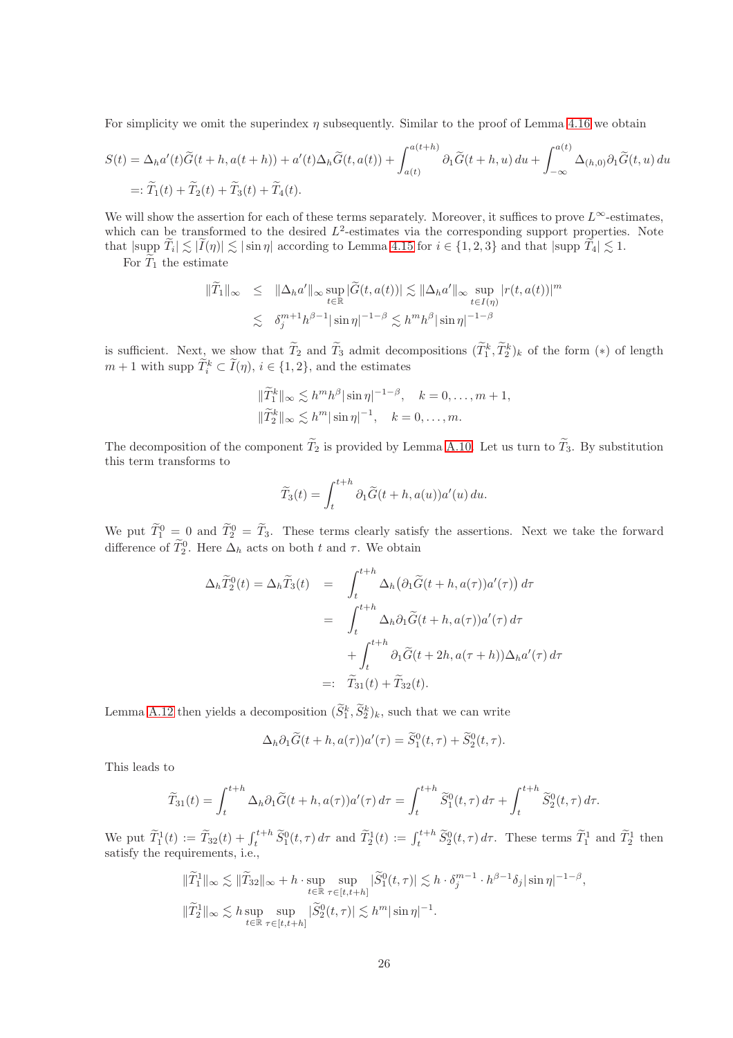For simplicity we omit the superindex $\eta$ subsequently. Similar to the proof of Lemma 4.16 we obtain

$$
\begin{aligned}
S(t) &= \Delta_h a'(t)\widetilde{G}(t+h, a(t+h)) + a'(t)\Delta_h \widetilde{G}(t, a(t)) + \int_{a(t)}^{a(t+h)} \partial_1 \widetilde{G}(t+h, u)\, du + \int_{-\infty}^{a(t)} \Delta_{(h,0)} \partial_1 \widetilde{G}(t, u)\, du \\
&=: \widetilde{T}_1(t) + \widetilde{T}_2(t) + \widetilde{T}_3(t) + \widetilde{T}_4(t).
\end{aligned}
$$

We will show the assertion for each of these terms separately. Moreover, it suffices to prove $L^\infty$-estimates, which can be transformed to the desired $L^2$-estimates via the corresponding support properties. Note that $|\operatorname{supp} \widetilde{T}_i| \lesssim |\widetilde{I}(\eta)| \lesssim |\sin\eta|$ according to Lemma 4.15 for $i \in \{1,2,3\}$ and that $|\operatorname{supp} \widetilde{T}_4| \lesssim 1$.

For $\widetilde{T}_1$ the estimate

$$
\begin{aligned}
\|\widetilde{T}_1\|_\infty &\leq \|\Delta_h a'\|_\infty \sup_{t\in\mathbb{R}} |\widetilde{G}(t, a(t))| \lesssim \|\Delta_h a'\|_\infty \sup_{t\in I(\eta)} |r(t, a(t))|^m \\
&\lesssim \delta_j^{m+1} h^{\beta-1} |\sin\eta|^{-1-\beta} \lesssim h^m h^\beta |\sin\eta|^{-1-\beta}
\end{aligned}
$$

is sufficient. Next, we show that $\widetilde{T}_2$ and $\widetilde{T}_3$ admit decompositions $(\widetilde{T}_1^k, \widetilde{T}_2^k)_k$ of the form $(*)$ of length $m+1$ with $\operatorname{supp} \widetilde{T}_i^k \subset \widetilde{I}(\eta)$, $i \in \{1,2\}$, and the estimates

$$
\begin{aligned}
\|\widetilde{T}_1^k\|_\infty &\lesssim h^m h^\beta |\sin\eta|^{-1-\beta}, \quad k = 0, \dots, m+1, \\
\|\widetilde{T}_2^k\|_\infty &\lesssim h^m |\sin\eta|^{-1}, \quad k = 0, \dots, m.
\end{aligned}
$$

The decomposition of the component $\widetilde{T}_2$ is provided by Lemma A.10. Let us turn to $\widetilde{T}_3$. By substitution this term transforms to

$$
\widetilde{T}_3(t) = \int_t^{t+h} \partial_1 \widetilde{G}(t+h, a(u)) a'(u)\, du.
$$

We put $\widetilde{T}_1^0 = 0$ and $\widetilde{T}_2^0 = \widetilde{T}_3$. These terms clearly satisfy the assertions. Next we take the forward difference of $\widetilde{T}_2^0$. Here $\Delta_h$ acts on both $t$ and $\tau$. We obtain

$$
\begin{aligned}
\Delta_h \widetilde{T}_2^0(t) = \Delta_h \widetilde{T}_3(t) &= \int_t^{t+h} \Delta_h \big(\partial_1 \widetilde{G}(t+h, a(\tau)) a'(\tau)\big)\, d\tau \\
&= \int_t^{t+h} \Delta_h \partial_1 \widetilde{G}(t+h, a(\tau)) a'(\tau)\, d\tau \\
&\quad + \int_t^{t+h} \partial_1 \widetilde{G}(t+2h, a(\tau+h)) \Delta_h a'(\tau)\, d\tau \\
&=: \widetilde{T}_{31}(t) + \widetilde{T}_{32}(t).
\end{aligned}
$$

Lemma A.12 then yields a decomposition $(\widetilde{S}_1^k, \widetilde{S}_2^k)_k$, such that we can write

$$
\Delta_h \partial_1 \widetilde{G}(t+h, a(\tau)) a'(\tau) = \widetilde{S}_1^0(t,\tau) + \widetilde{S}_2^0(t,\tau).
$$

This leads to

$$
\widetilde{T}_{31}(t) = \int_t^{t+h} \Delta_h \partial_1 \widetilde{G}(t+h, a(\tau)) a'(\tau)\, d\tau = \int_t^{t+h} \widetilde{S}_1^0(t,\tau)\, d\tau + \int_t^{t+h} \widetilde{S}_2^0(t,\tau)\, d\tau.
$$

We put $\widetilde{T}_1^1(t) := \widetilde{T}_{32}(t) + \int_t^{t+h} \widetilde{S}_1^0(t,\tau)\, d\tau$ and $\widetilde{T}_2^1(t) := \int_t^{t+h} \widetilde{S}_2^0(t,\tau)\, d\tau$. These terms $\widetilde{T}_1^1$ and $\widetilde{T}_2^1$ then satisfy the requirements, i.e.,

$$
\begin{aligned}
\|\widetilde{T}_1^1\|_\infty &\lesssim \|\widetilde{T}_{32}\|_\infty + h \cdot \sup_{t\in\mathbb{R}} \sup_{\tau\in[t,t+h]} |\widetilde{S}_1^0(t,\tau)| \lesssim h \cdot \delta_j^{m-1} \cdot h^{\beta-1} \delta_j |\sin\eta|^{-1-\beta}, \\
\|\widetilde{T}_2^1\|_\infty &\lesssim h \sup_{t\in\mathbb{R}} \sup_{\tau\in[t,t+h]} |\widetilde{S}_2^0(t,\tau)| \lesssim h^m |\sin\eta|^{-1}.
\end{aligned}
$$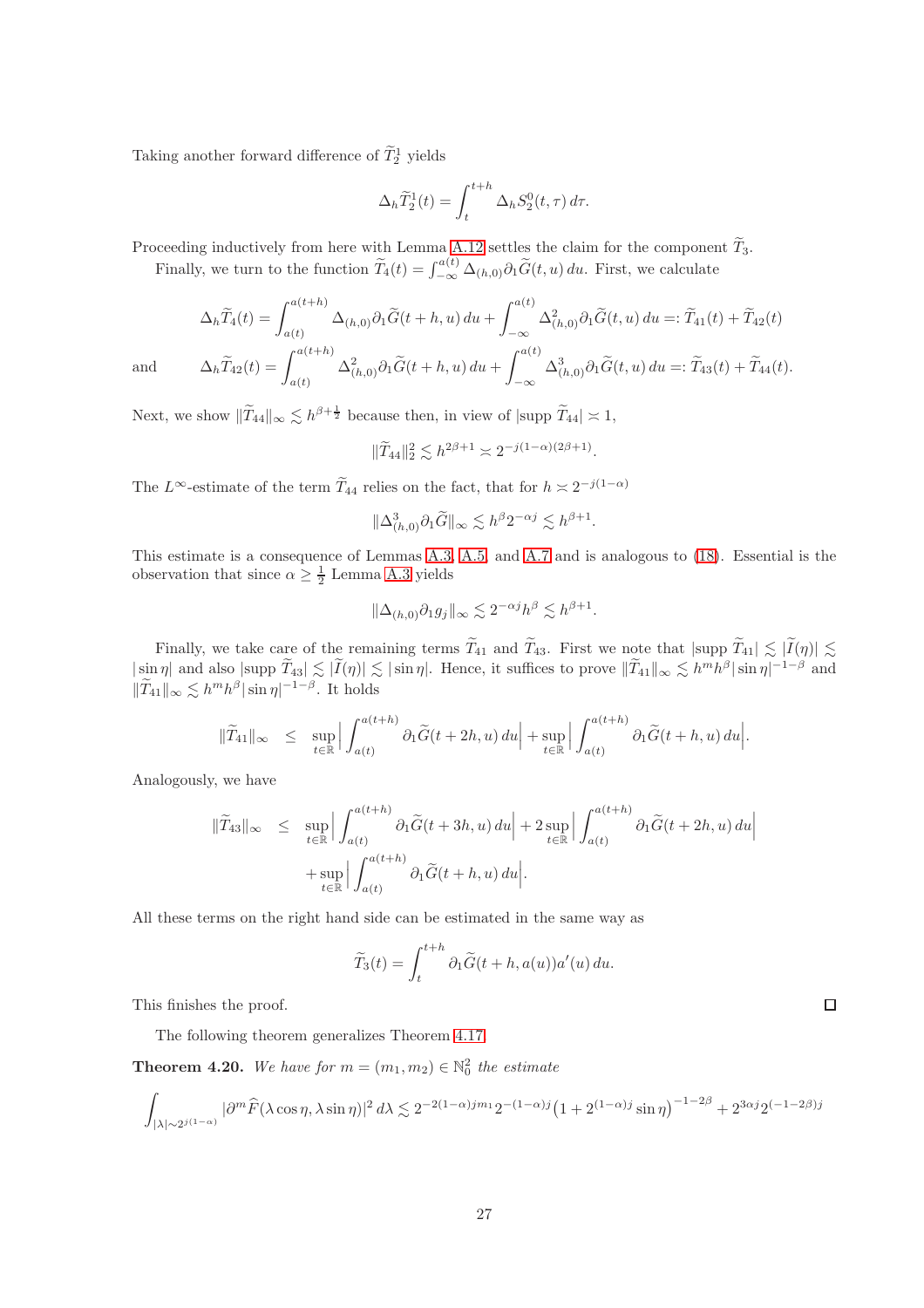Taking another forward difference of $\widetilde{T}_2^1$ yields

$$\Delta_h \widetilde{T}_2^1(t) = \int_t^{t+h} \Delta_h S_2^0(t,\tau)\, d\tau.$$

Proceeding inductively from here with Lemma A.12 settles the claim for the component $\widetilde{T}_3$.

Finally, we turn to the function $\widetilde{T}_4(t) = \int_{-\infty}^{a(t)} \Delta_{(h,0)} \partial_1 \widetilde{G}(t,u)\, du$. First, we calculate

$$\Delta_h \widetilde{T}_4(t) = \int_{a(t)}^{a(t+h)} \Delta_{(h,0)} \partial_1 \widetilde{G}(t+h,u)\, du + \int_{-\infty}^{a(t)} \Delta_{(h,0)}^2 \partial_1 \widetilde{G}(t,u)\, du =: \widetilde{T}_{41}(t) + \widetilde{T}_{42}(t)$$

and

$$\Delta_h \widetilde{T}_{42}(t) = \int_{a(t)}^{a(t+h)} \Delta_{(h,0)}^2 \partial_1 \widetilde{G}(t+h,u)\, du + \int_{-\infty}^{a(t)} \Delta_{(h,0)}^3 \partial_1 \widetilde{G}(t,u)\, du =: \widetilde{T}_{43}(t) + \widetilde{T}_{44}(t).$$

Next, we show $\|\widetilde{T}_{44}\|_\infty \lesssim h^{\beta+\frac{1}{2}}$ because then, in view of $|\operatorname{supp} \widetilde{T}_{44}| \asymp 1$,

$$\|\widetilde{T}_{44}\|_2^2 \lesssim h^{2\beta+1} \asymp 2^{-j(1-\alpha)(2\beta+1)}.$$

The $L^\infty$-estimate of the term $\widetilde{T}_{44}$ relies on the fact, that for $h \asymp 2^{-j(1-\alpha)}$

$$\|\Delta_{(h,0)}^3 \partial_1 \widetilde{G}\|_\infty \lesssim h^\beta 2^{-\alpha j} \lesssim h^{\beta+1}.$$

This estimate is a consequence of Lemmas A.3, A.5, and A.7 and is analogous to (18). Essential is the observation that since $\alpha \geq \frac{1}{2}$ Lemma A.3 yields

$$\|\Delta_{(h,0)} \partial_1 g_j\|_\infty \lesssim 2^{-\alpha j} h^\beta \lesssim h^{\beta+1}.$$

Finally, we take care of the remaining terms $\widetilde{T}_{41}$ and $\widetilde{T}_{43}$. First we note that $|\operatorname{supp} \widetilde{T}_{41}| \lesssim |\widetilde{I}(\eta)| \lesssim |\sin\eta|$ and also $|\operatorname{supp} \widetilde{T}_{43}| \lesssim |\widetilde{I}(\eta)| \lesssim |\sin\eta|$. Hence, it suffices to prove $\|\widetilde{T}_{41}\|_\infty \lesssim h^m h^\beta |\sin\eta|^{-1-\beta}$ and $\|\widetilde{T}_{41}\|_\infty \lesssim h^m h^\beta |\sin\eta|^{-1-\beta}$. It holds

$$\|\widetilde{T}_{41}\|_\infty \leq \sup_{t\in\mathbb{R}} \Big| \int_{a(t)}^{a(t+h)} \partial_1 \widetilde{G}(t+2h,u)\, du \Big| + \sup_{t\in\mathbb{R}} \Big| \int_{a(t)}^{a(t+h)} \partial_1 \widetilde{G}(t+h,u)\, du \Big|.$$

Analogously, we have

$$\begin{aligned}
\|\widetilde{T}_{43}\|_\infty \leq\ & \sup_{t\in\mathbb{R}} \Big| \int_{a(t)}^{a(t+h)} \partial_1 \widetilde{G}(t+3h,u)\, du \Big| + 2 \sup_{t\in\mathbb{R}} \Big| \int_{a(t)}^{a(t+h)} \partial_1 \widetilde{G}(t+2h,u)\, du \Big| \\
& + \sup_{t\in\mathbb{R}} \Big| \int_{a(t)}^{a(t+h)} \partial_1 \widetilde{G}(t+h,u)\, du \Big|.
\end{aligned}$$

All these terms on the right hand side can be estimated in the same way as

$$\widetilde{T}_3(t) = \int_t^{t+h} \partial_1 \widetilde{G}(t+h, a(u)) a'(u)\, du.$$

This finishes the proof. ∎

The following theorem generalizes Theorem 4.17.

**Theorem 4.20.** *We have for $m = (m_1, m_2) \in \mathbb{N}_0^2$ the estimate*

$$\int_{|\lambda|\sim 2^{j(1-\alpha)}} |\partial^m \widehat{F}(\lambda\cos\eta, \lambda\sin\eta)|^2\, d\lambda \lesssim 2^{-2(1-\alpha)jm_1} 2^{-(1-\alpha)j} \big(1 + 2^{(1-\alpha)j} \sin\eta\big)^{-1-2\beta} + 2^{3\alpha j} 2^{(-1-2\beta)j}$$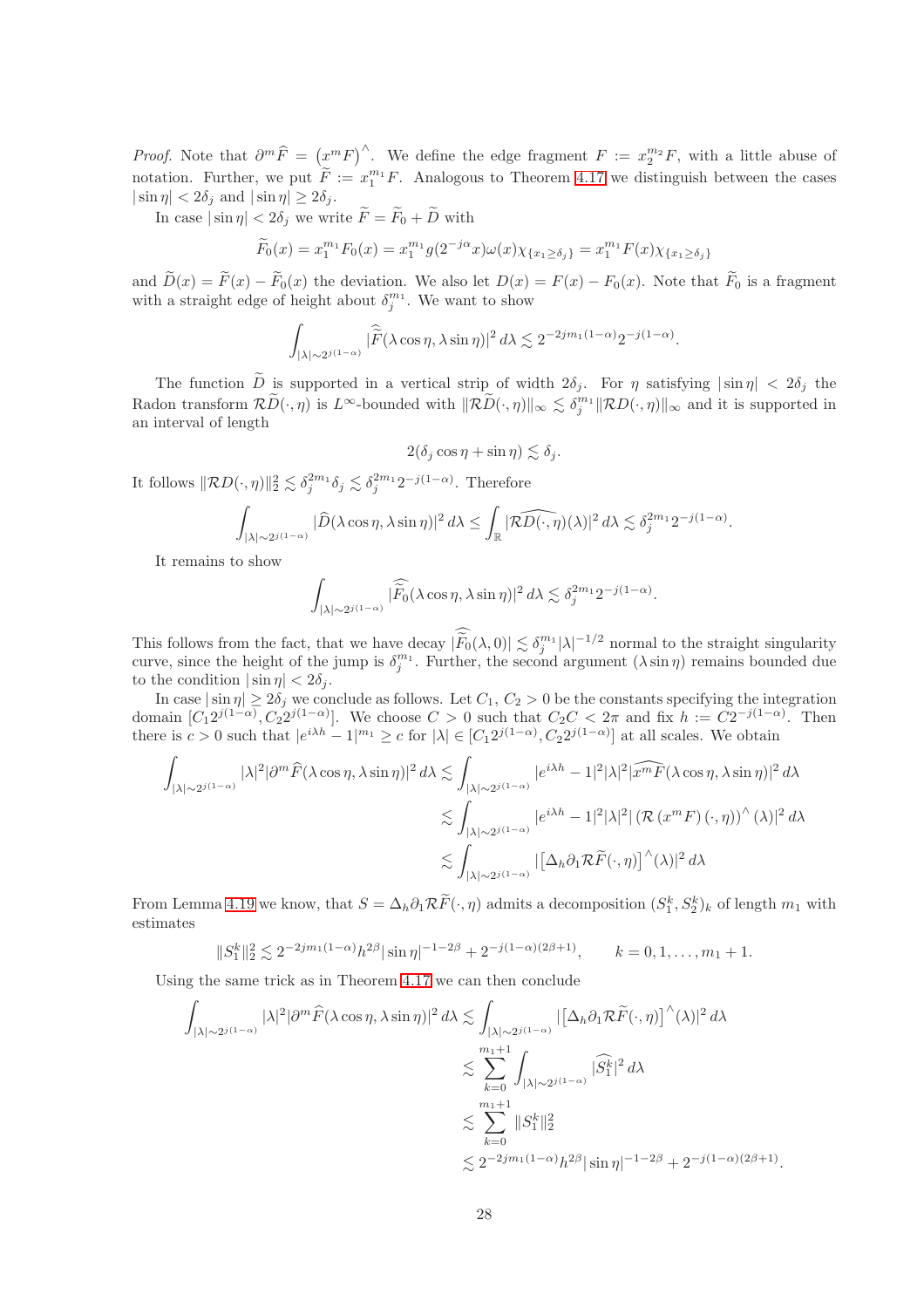*Proof.* Note that $\partial^m \widehat{F} = \left(x^m F\right)^\wedge$. We define the edge fragment $F := x_2^{m_2} F$, with a little abuse of notation. Further, we put $\widetilde{F} := x_1^{m_1} F$. Analogous to Theorem 4.17 we distinguish between the cases $|\sin\eta| < 2\delta_j$ and $|\sin\eta| \geq 2\delta_j$.

In case $|\sin\eta| < 2\delta_j$ we write $\widetilde{F} = \widetilde{F}_0 + \widetilde{D}$ with

$$\widetilde{F}_0(x) = x_1^{m_1} F_0(x) = x_1^{m_1} g(2^{-j\alpha}x)\omega(x)\chi_{\{x_1 \geq \delta_j\}} = x_1^{m_1} F(x)\chi_{\{x_1 \geq \delta_j\}}$$

and $\widetilde{D}(x) = \widetilde{F}(x) - \widetilde{F}_0(x)$ the deviation. We also let $D(x) = F(x) - F_0(x)$. Note that $\widetilde{F}_0$ is a fragment with a straight edge of height about $\delta_j^{m_1}$. We want to show

$$\int_{|\lambda| \sim 2^{j(1-\alpha)}} |\widehat{\widetilde{F}}(\lambda\cos\eta, \lambda\sin\eta)|^2 \, d\lambda \lesssim 2^{-2jm_1(1-\alpha)} 2^{-j(1-\alpha)}.$$

The function $\widetilde{D}$ is supported in a vertical strip of width $2\delta_j$. For $\eta$ satisfying $|\sin\eta| < 2\delta_j$ the Radon transform $\mathcal{R}\widetilde{D}(\cdot,\eta)$ is $L^\infty$-bounded with $\|\mathcal{R}\widetilde{D}(\cdot,\eta)\|_\infty \lesssim \delta_j^{m_1} \|\mathcal{R}D(\cdot,\eta)\|_\infty$ and it is supported in an interval of length

$$2(\delta_j \cos\eta + \sin\eta) \lesssim \delta_j.$$

It follows $\|\mathcal{R}D(\cdot,\eta)\|_2^2 \lesssim \delta_j^{2m_1}\delta_j \lesssim \delta_j^{2m_1} 2^{-j(1-\alpha)}$. Therefore

$$\int_{|\lambda| \sim 2^{j(1-\alpha)}} |\widehat{D}(\lambda\cos\eta, \lambda\sin\eta)|^2 \, d\lambda \leq \int_{\mathbb{R}} |\widehat{\mathcal{R}D(\cdot,\eta)}(\lambda)|^2 \, d\lambda \lesssim \delta_j^{2m_1} 2^{-j(1-\alpha)}.$$

It remains to show

$$\int_{|\lambda| \sim 2^{j(1-\alpha)}} |\widehat{\widetilde{F}_0}(\lambda\cos\eta, \lambda\sin\eta)|^2 \, d\lambda \lesssim \delta_j^{2m_1} 2^{-j(1-\alpha)}.$$

This follows from the fact, that we have decay $|\widehat{\widetilde{F}_0}(\lambda, 0)| \lesssim \delta_j^{m_1} |\lambda|^{-1/2}$ normal to the straight singularity curve, since the height of the jump is $\delta_j^{m_1}$. Further, the second argument $(\lambda \sin\eta)$ remains bounded due to the condition $|\sin\eta| < 2\delta_j$.

In case $|\sin\eta| \geq 2\delta_j$ we conclude as follows. Let $C_1$, $C_2 > 0$ be the constants specifying the integration domain $[C_1 2^{j(1-\alpha)}, C_2 2^{j(1-\alpha)}]$. We choose $C > 0$ such that $C_2 C < 2\pi$ and fix $h := C 2^{-j(1-\alpha)}$. Then there is $c > 0$ such that $|e^{i\lambda h} - 1|^{m_1} \geq c$ for $|\lambda| \in [C_1 2^{j(1-\alpha)}, C_2 2^{j(1-\alpha)}]$ at all scales. We obtain

$$\begin{aligned}
\int_{|\lambda| \sim 2^{j(1-\alpha)}} |\lambda|^2 |\partial^m \widehat{F}(\lambda\cos\eta, \lambda\sin\eta)|^2 \, d\lambda &\lesssim \int_{|\lambda| \sim 2^{j(1-\alpha)}} |e^{i\lambda h} - 1|^2 |\lambda|^2 |\widehat{x^m F}(\lambda\cos\eta, \lambda\sin\eta)|^2 \, d\lambda \\
&\lesssim \int_{|\lambda| \sim 2^{j(1-\alpha)}} |e^{i\lambda h} - 1|^2 |\lambda|^2 |\left(\mathcal{R}\left(x^m F\right)(\cdot,\eta)\right)^\wedge(\lambda)|^2 \, d\lambda \\
&\lesssim \int_{|\lambda| \sim 2^{j(1-\alpha)}} |\left[\Delta_h \partial_1 \mathcal{R}\widetilde{F}(\cdot,\eta)\right]^\wedge(\lambda)|^2 \, d\lambda
\end{aligned}$$

From Lemma 4.19 we know, that $S = \Delta_h \partial_1 \mathcal{R}\widetilde{F}(\cdot,\eta)$ admits a decomposition $(S_1^k, S_2^k)_k$ of length $m_1$ with estimates

$$\|S_1^k\|_2^2 \lesssim 2^{-2jm_1(1-\alpha)} h^{2\beta} |\sin\eta|^{-1-2\beta} + 2^{-j(1-\alpha)(2\beta+1)}, \qquad k = 0, 1, \ldots, m_1 + 1.$$

Using the same trick as in Theorem 4.17 we can then conclude

$$\begin{aligned}
\int_{|\lambda| \sim 2^{j(1-\alpha)}} |\lambda|^2 |\partial^m \widehat{F}(\lambda\cos\eta, \lambda\sin\eta)|^2 \, d\lambda &\lesssim \int_{|\lambda| \sim 2^{j(1-\alpha)}} |\left[\Delta_h \partial_1 \mathcal{R}\widetilde{F}(\cdot,\eta)\right]^\wedge(\lambda)|^2 \, d\lambda \\
&\lesssim \sum_{k=0}^{m_1+1} \int_{|\lambda| \sim 2^{j(1-\alpha)}} |\widehat{S_1^k}|^2 \, d\lambda \\
&\lesssim \sum_{k=0}^{m_1+1} \|S_1^k\|_2^2 \\
&\lesssim 2^{-2jm_1(1-\alpha)} h^{2\beta} |\sin\eta|^{-1-2\beta} + 2^{-j(1-\alpha)(2\beta+1)}.
\end{aligned}$$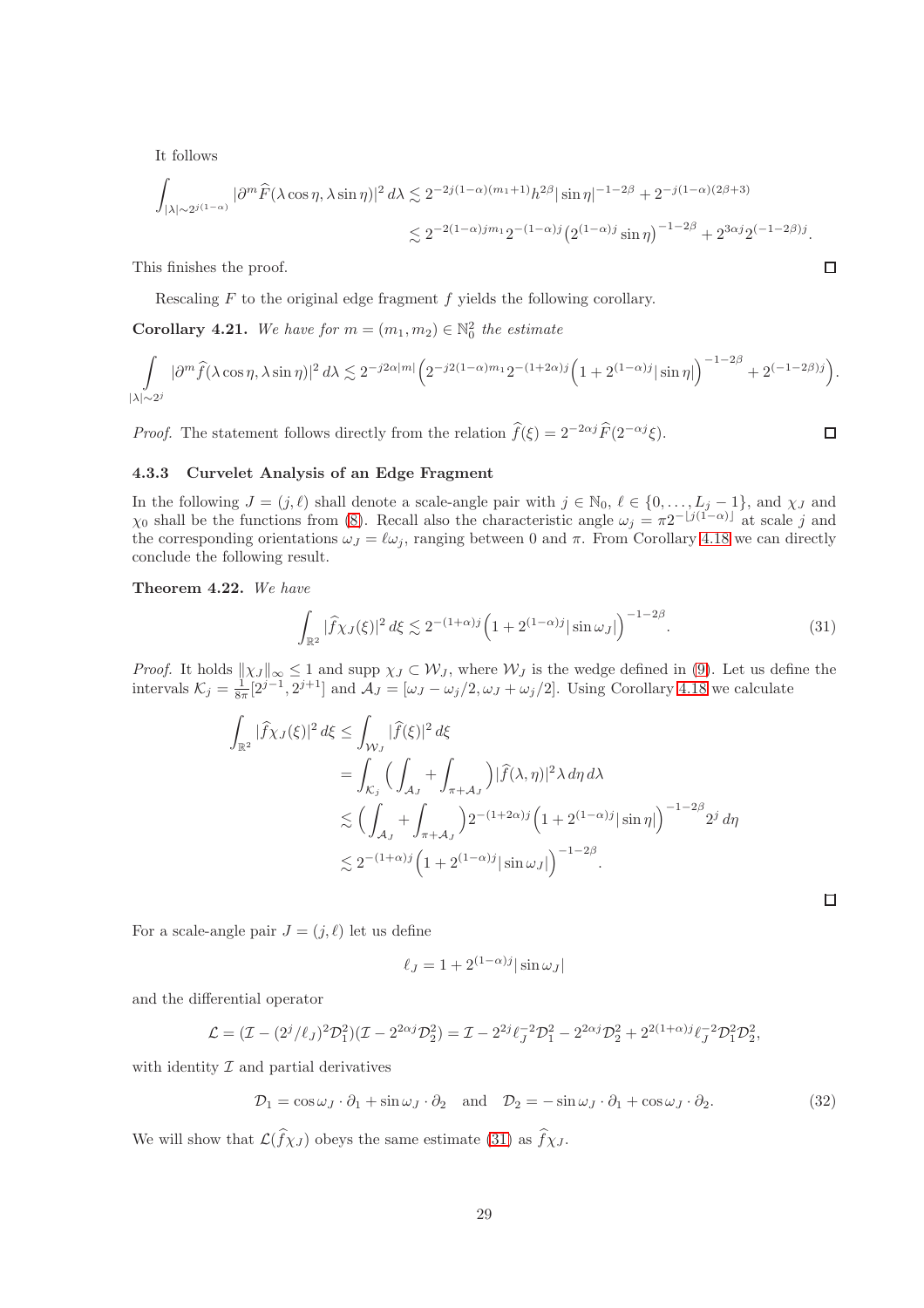It follows

$$\int_{|\lambda|\sim 2^{j(1-\alpha)}} |\partial^m \widehat{F}(\lambda\cos\eta,\lambda\sin\eta)|^2\,d\lambda \lesssim 2^{-2j(1-\alpha)(m_1+1)}h^{2\beta}|\sin\eta|^{-1-2\beta} + 2^{-j(1-\alpha)(2\beta+3)}$$

$$\lesssim 2^{-2(1-\alpha)jm_1}2^{-(1-\alpha)j}\big(2^{(1-\alpha)j}\sin\eta\big)^{-1-2\beta} + 2^{3\alpha j}2^{(-1-2\beta)j}.$$

This finishes the proof. ∎

Rescaling $F$ to the original edge fragment $f$ yields the following corollary.

**Corollary 4.21.** *We have for $m=(m_1,m_2)\in\mathbb{N}_0^2$ the estimate*

$$\int\limits_{|\lambda|\sim 2^j} |\partial^m \widehat{f}(\lambda\cos\eta,\lambda\sin\eta)|^2\,d\lambda \lesssim 2^{-j2\alpha|m|}\Big(2^{-j2(1-\alpha)m_1}2^{-(1+2\alpha)j}\Big(1+2^{(1-\alpha)j}|\sin\eta|\Big)^{-1-2\beta} + 2^{(-1-2\beta)j}\Big).$$

*Proof.* The statement follows directly from the relation $\widehat{f}(\xi)=2^{-2\alpha j}\widehat{F}(2^{-\alpha j}\xi)$. ∎

### 4.3.3 Curvelet Analysis of an Edge Fragment

In the following $J=(j,\ell)$ shall denote a scale-angle pair with $j\in\mathbb{N}_0$, $\ell\in\{0,\dots,L_j-1\}$, and $\chi_J$ and $\chi_0$ shall be the functions from (8). Recall also the characteristic angle $\omega_j=\pi 2^{-\lfloor j(1-\alpha)\rfloor}$ at scale $j$ and the corresponding orientations $\omega_J=\ell\omega_j$, ranging between 0 and $\pi$. From Corollary 4.18 we can directly conclude the following result.

**Theorem 4.22.** *We have*

$$\int_{\mathbb{R}^2} |\widehat{f}\chi_J(\xi)|^2\,d\xi \lesssim 2^{-(1+\alpha)j}\Big(1+2^{(1-\alpha)j}|\sin\omega_J|\Big)^{-1-2\beta}. \tag{31}$$

*Proof.* It holds $\|\chi_J\|_\infty\le 1$ and $\operatorname{supp}\chi_J\subset\mathcal{W}_J$, where $\mathcal{W}_J$ is the wedge defined in (9). Let us define the intervals $\mathcal{K}_j=\frac{1}{8\pi}[2^{j-1},2^{j+1}]$ and $\mathcal{A}_J=[\omega_J-\omega_j/2,\omega_J+\omega_j/2]$. Using Corollary 4.18 we calculate

$$\begin{aligned}
\int_{\mathbb{R}^2} |\widehat{f}\chi_J(\xi)|^2\,d\xi &\le \int_{\mathcal{W}_J} |\widehat{f}(\xi)|^2\,d\xi \\
&= \int_{\mathcal{K}_j}\Big(\int_{\mathcal{A}_J}+\int_{\pi+\mathcal{A}_J}\Big)|\widehat{f}(\lambda,\eta)|^2\lambda\,d\eta\,d\lambda \\
&\lesssim \Big(\int_{\mathcal{A}_J}+\int_{\pi+\mathcal{A}_J}\Big)2^{-(1+2\alpha)j}\Big(1+2^{(1-\alpha)j}|\sin\eta|\Big)^{-1-2\beta}2^j\,d\eta \\
&\lesssim 2^{-(1+\alpha)j}\Big(1+2^{(1-\alpha)j}|\sin\omega_J|\Big)^{-1-2\beta}.
\end{aligned}$$

∎

For a scale-angle pair $J=(j,\ell)$ let us define

$$\ell_J = 1+2^{(1-\alpha)j}|\sin\omega_J|$$

and the differential operator

$$\mathcal{L}=(\mathcal{I}-(2^j/\ell_J)^2\mathcal{D}_1^2)(\mathcal{I}-2^{2\alpha j}\mathcal{D}_2^2)=\mathcal{I}-2^{2j}\ell_J^{-2}\mathcal{D}_1^2-2^{2\alpha j}\mathcal{D}_2^2+2^{2(1+\alpha)j}\ell_J^{-2}\mathcal{D}_1^2\mathcal{D}_2^2,$$

with identity $\mathcal{I}$ and partial derivatives

$$\mathcal{D}_1=\cos\omega_J\cdot\partial_1+\sin\omega_J\cdot\partial_2 \quad\text{and}\quad \mathcal{D}_2=-\sin\omega_J\cdot\partial_1+\cos\omega_J\cdot\partial_2. \tag{32}$$

We will show that $\mathcal{L}(\widehat{f}\chi_J)$ obeys the same estimate (31) as $\widehat{f}\chi_J$.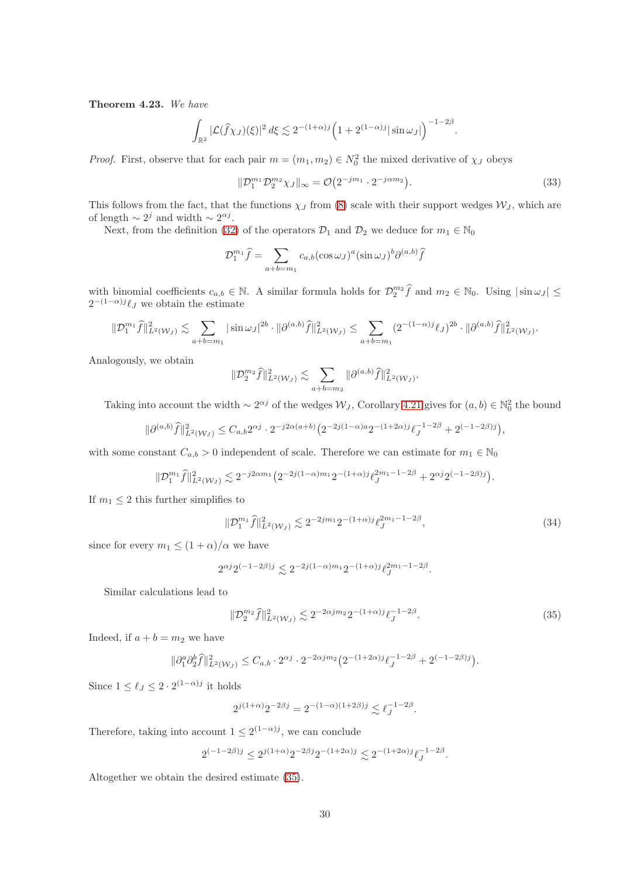**Theorem 4.23.** *We have*

$$\int_{\mathbb{R}^2} |\mathcal{L}(\widehat{f}\chi_J)(\xi)|^2 \, d\xi \lesssim 2^{-(1+\alpha)j}\Big(1 + 2^{(1-\alpha)j}|\sin\omega_J|\Big)^{-1-2\beta}.$$

*Proof.* First, observe that for each pair $m = (m_1, m_2) \in N_0^2$ the mixed derivative of $\chi_J$ obeys

$$\|\mathcal{D}_1^{m_1}\mathcal{D}_2^{m_2}\chi_J\|_\infty = \mathcal{O}\big(2^{-jm_1} \cdot 2^{-j\alpha m_2}\big). \tag{33}$$

This follows from the fact, that the functions $\chi_J$ from (8) scale with their support wedges $\mathcal{W}_J$, which are of length $\sim 2^j$ and width $\sim 2^{\alpha j}$.

Next, from the definition (32) of the operators $\mathcal{D}_1$ and $\mathcal{D}_2$ we deduce for $m_1 \in \mathbb{N}_0$

$$\mathcal{D}_1^{m_1}\widehat{f} = \sum_{a+b=m_1} c_{a,b}(\cos\omega_J)^a(\sin\omega_J)^b\partial^{(a,b)}\widehat{f}$$

with binomial coefficients $c_{a,b} \in \mathbb{N}$. A similar formula holds for $\mathcal{D}_2^{m_2}\widehat{f}$ and $m_2 \in \mathbb{N}_0$. Using $|\sin\omega_J| \le 2^{-(1-\alpha)j}\ell_J$ we obtain the estimate

$$\|\mathcal{D}_1^{m_1}\widehat{f}\|^2_{L^2(\mathcal{W}_J)} \lesssim \sum_{a+b=m_1} |\sin\omega_J|^{2b} \cdot \|\partial^{(a,b)}\widehat{f}\|^2_{L^2(\mathcal{W}_J)} \le \sum_{a+b=m_1} (2^{-(1-\alpha)j}\ell_J)^{2b} \cdot \|\partial^{(a,b)}\widehat{f}\|^2_{L^2(\mathcal{W}_J)}.$$

Analogously, we obtain

$$\|\mathcal{D}_2^{m_2}\widehat{f}\|^2_{L^2(\mathcal{W}_J)} \lesssim \sum_{a+b=m_2} \|\partial^{(a,b)}\widehat{f}\|^2_{L^2(\mathcal{W}_J)}.$$

Taking into account the width $\sim 2^{\alpha j}$ of the wedges $\mathcal{W}_J$, Corollary 4.21 gives for $(a,b) \in \mathbb{N}_0^2$ the bound

$$\|\partial^{(a,b)}\widehat{f}\|^2_{L^2(\mathcal{W}_J)} \le C_{a,b}2^{\alpha j} \cdot 2^{-j2\alpha(a+b)}\big(2^{-2j(1-\alpha)a}2^{-(1+2\alpha)j}\ell_J^{-1-2\beta} + 2^{(-1-2\beta)j}\big),$$

with some constant $C_{a,b} > 0$ independent of scale. Therefore we can estimate for $m_1 \in \mathbb{N}_0$

$$\|\mathcal{D}_1^{m_1}\widehat{f}\|^2_{L^2(\mathcal{W}_J)} \lesssim 2^{-j2\alpha m_1}\big(2^{-2j(1-\alpha)m_1}2^{-(1+\alpha)j}\ell_J^{2m_1-1-2\beta} + 2^{\alpha j}2^{(-1-2\beta)j}\big).$$

If $m_1 \le 2$ this further simplifies to

$$\|\mathcal{D}_1^{m_1}\widehat{f}\|^2_{L^2(\mathcal{W}_J)} \lesssim 2^{-2jm_1}2^{-(1+\alpha)j}\ell_J^{2m_1-1-2\beta}, \tag{34}$$

since for every $m_1 \le (1+\alpha)/\alpha$ we have

$$2^{\alpha j}2^{(-1-2\beta)j} \lesssim 2^{-2j(1-\alpha)m_1}2^{-(1+\alpha)j}\ell_J^{2m_1-1-2\beta}.$$

Similar calculations lead to

$$\|\mathcal{D}_2^{m_2}\widehat{f}\|^2_{L^2(\mathcal{W}_J)} \lesssim 2^{-2\alpha jm_2}2^{-(1+\alpha)j}\ell_J^{-1-2\beta}. \tag{35}$$

Indeed, if $a + b = m_2$ we have

$$\|\partial_1^a\partial_2^b\widehat{f}\|^2_{L^2(\mathcal{W}_J)} \le C_{a,b} \cdot 2^{\alpha j} \cdot 2^{-2\alpha jm_2}\big(2^{-(1+2\alpha)j}\ell_J^{-1-2\beta} + 2^{(-1-2\beta)j}\big).$$

Since $1 \le \ell_J \le 2 \cdot 2^{(1-\alpha)j}$ it holds

$$2^{j(1+\alpha)}2^{-2\beta j} = 2^{-(1-\alpha)(1+2\beta)j} \lesssim \ell_J^{-1-2\beta}.$$

Therefore, taking into account $1 \le 2^{(1-\alpha)j}$, we can conclude

$$2^{(-1-2\beta)j} \le 2^{j(1+\alpha)}2^{-2\beta j}2^{-(1+2\alpha)j} \lesssim 2^{-(1+2\alpha)j}\ell_J^{-1-2\beta}.$$

Altogether we obtain the desired estimate (35).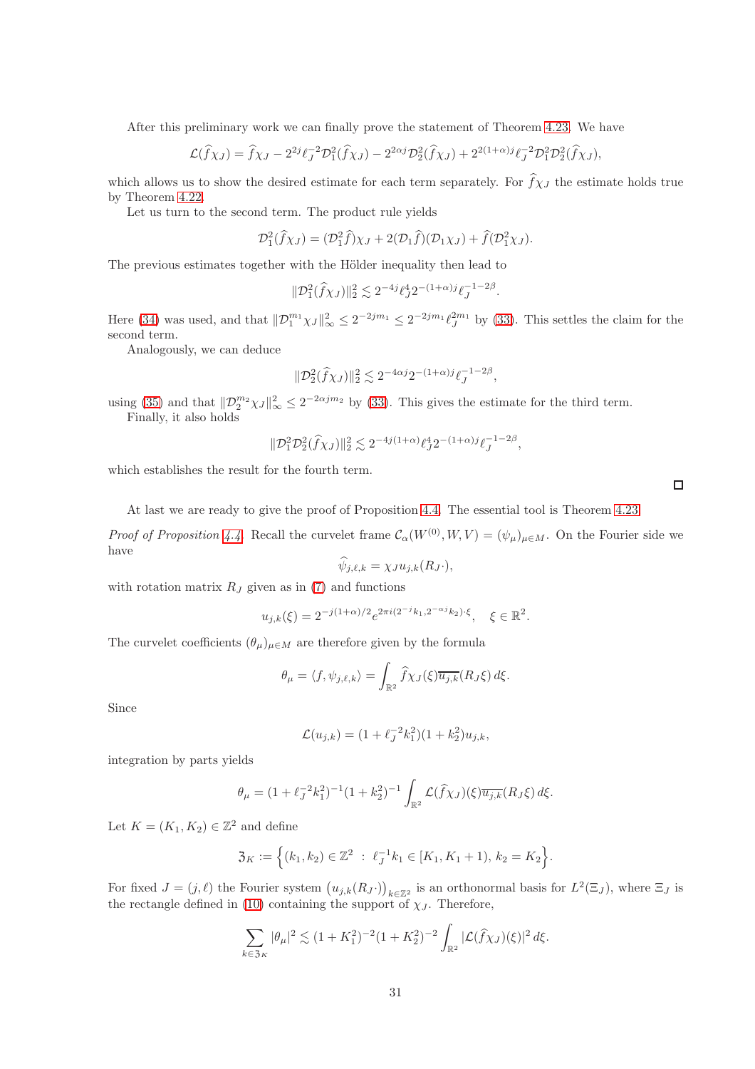After this preliminary work we can finally prove the statement of Theorem 4.23. We have

$$\mathcal{L}(\widehat{f}\chi_J) = \widehat{f}\chi_J - 2^{2j}\ell_J^{-2}\mathcal{D}_1^2(\widehat{f}\chi_J) - 2^{2\alpha j}\mathcal{D}_2^2(\widehat{f}\chi_J) + 2^{2(1+\alpha)j}\ell_J^{-2}\mathcal{D}_1^2\mathcal{D}_2^2(\widehat{f}\chi_J),$$

which allows us to show the desired estimate for each term separately. For $\widehat{f}\chi_J$ the estimate holds true by Theorem 4.22.

Let us turn to the second term. The product rule yields

$$\mathcal{D}_1^2(\widehat{f}\chi_J) = (\mathcal{D}_1^2\widehat{f})\chi_J + 2(\mathcal{D}_1\widehat{f})(\mathcal{D}_1\chi_J) + \widehat{f}(\mathcal{D}_1^2\chi_J).$$

The previous estimates together with the Hölder inequality then lead to

$$\|\mathcal{D}_1^2(\widehat{f}\chi_J)\|_2^2 \lesssim 2^{-4j}\ell_J^4 2^{-(1+\alpha)j}\ell_J^{-1-2\beta}.$$

Here (34) was used, and that $\|\mathcal{D}_1^{m_1}\chi_J\|_\infty^2 \le 2^{-2jm_1} \le 2^{-2jm_1}\ell_J^{2m_1}$ by (33). This settles the claim for the second term.

Analogously, we can deduce

$$\|\mathcal{D}_2^2(\widehat{f}\chi_J)\|_2^2 \lesssim 2^{-4\alpha j}2^{-(1+\alpha)j}\ell_J^{-1-2\beta},$$

using (35) and that $\|\mathcal{D}_2^{m_2}\chi_J\|_\infty^2 \le 2^{-2\alpha j m_2}$ by (33). This gives the estimate for the third term.

Finally, it also holds

$$\|\mathcal{D}_1^2\mathcal{D}_2^2(\widehat{f}\chi_J)\|_2^2 \lesssim 2^{-4j(1+\alpha)}\ell_J^4 2^{-(1+\alpha)j}\ell_J^{-1-2\beta},$$

which establishes the result for the fourth term.

□

At last we are ready to give the proof of Proposition 4.4. The essential tool is Theorem 4.23.

*Proof of Proposition 4.4.* Recall the curvelet frame $\mathcal{C}_\alpha(W^{(0)}, W, V) = (\psi_\mu)_{\mu\in M}$. On the Fourier side we have

$$\widehat{\psi}_{j,\ell,k} = \chi_J u_{j,k}(R_J\cdot),$$

with rotation matrix $R_J$ given as in (7) and functions

$$u_{j,k}(\xi) = 2^{-j(1+\alpha)/2}e^{2\pi i(2^{-j}k_1, 2^{-\alpha j}k_2)\cdot\xi}, \quad \xi \in \mathbb{R}^2.$$

The curvelet coefficients $(\theta_\mu)_{\mu\in M}$ are therefore given by the formula

$$\theta_\mu = \langle f, \psi_{j,\ell,k}\rangle = \int_{\mathbb{R}^2} \widehat{f}\chi_J(\xi)\overline{u_{j,k}}(R_J\xi)\,d\xi.$$

Since

$$\mathcal{L}(u_{j,k}) = (1+\ell_J^{-2}k_1^2)(1+k_2^2)u_{j,k},$$

integration by parts yields

$$\theta_\mu = (1+\ell_J^{-2}k_1^2)^{-1}(1+k_2^2)^{-1}\int_{\mathbb{R}^2} \mathcal{L}(\widehat{f}\chi_J)(\xi)\overline{u_{j,k}}(R_J\xi)\,d\xi.$$

Let $K = (K_1, K_2) \in \mathbb{Z}^2$ and define

$$\mathfrak{Z}_K := \Big\{(k_1, k_2) \in \mathbb{Z}^2 \;:\; \ell_J^{-1}k_1 \in [K_1, K_1+1),\, k_2 = K_2\Big\}.$$

For fixed $J = (j,\ell)$ the Fourier system $\big(u_{j,k}(R_J\cdot)\big)_{k\in\mathbb{Z}^2}$ is an orthonormal basis for $L^2(\Xi_J)$, where $\Xi_J$ is the rectangle defined in (10) containing the support of $\chi_J$. Therefore,

$$\sum_{k\in\mathfrak{Z}_K} |\theta_\mu|^2 \lesssim (1+K_1^2)^{-2}(1+K_2^2)^{-2}\int_{\mathbb{R}^2} |\mathcal{L}(\widehat{f}\chi_J)(\xi)|^2\,d\xi.$$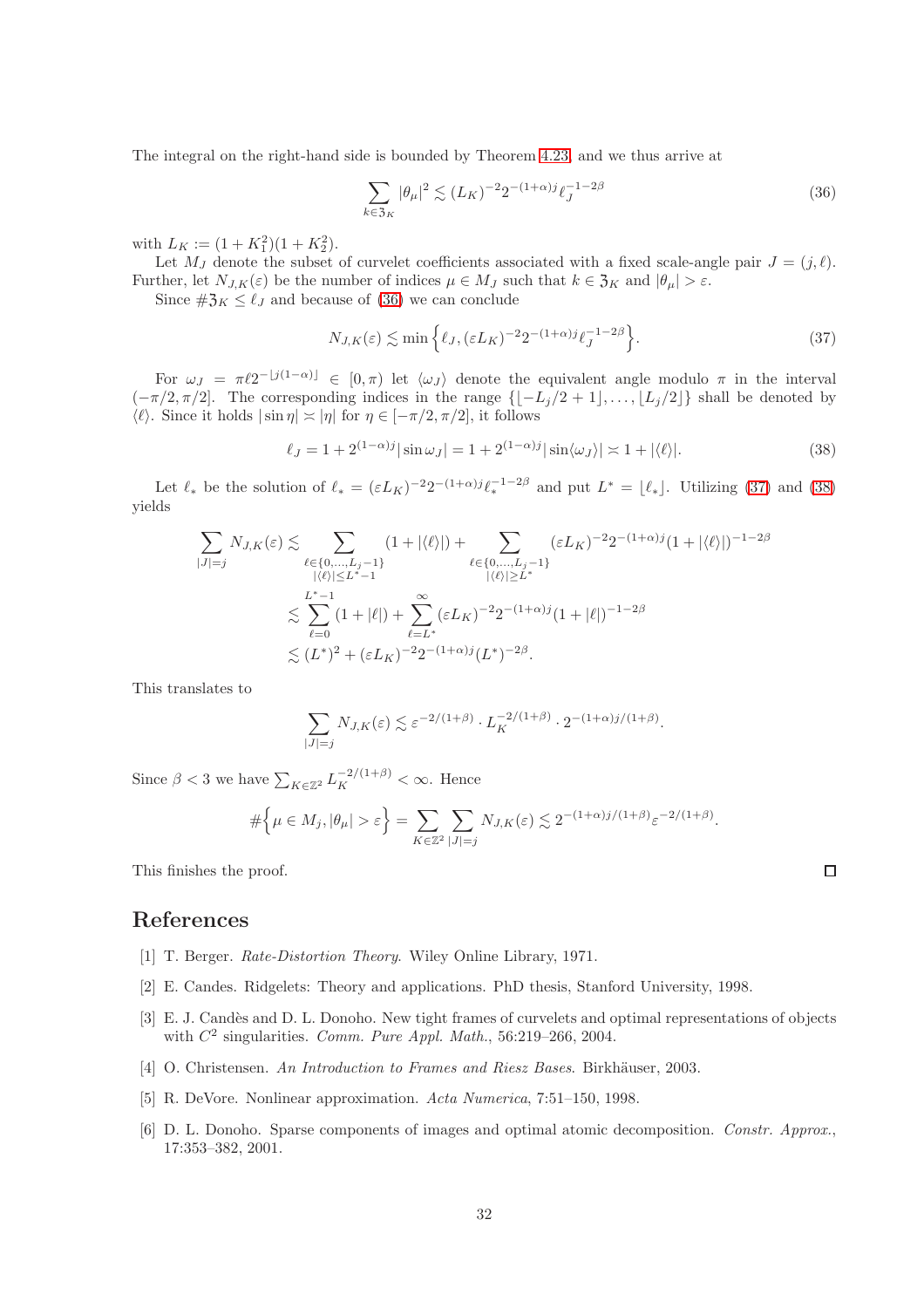The integral on the right-hand side is bounded by Theorem 4.23, and we thus arrive at

$$\sum_{k \in \mathfrak{Z}_K} |\theta_\mu|^2 \lesssim (L_K)^{-2} 2^{-(1+\alpha)j} \ell_J^{-1-2\beta} \tag{36}$$

with $L_K := (1 + K_1^2)(1 + K_2^2)$.

Let $M_J$ denote the subset of curvelet coefficients associated with a fixed scale-angle pair $J = (j, \ell)$. Further, let $N_{J,K}(\varepsilon)$ be the number of indices $\mu \in M_J$ such that $k \in \mathfrak{Z}_K$ and $|\theta_\mu| > \varepsilon$.

Since $\# \mathfrak{Z}_K \leq \ell_J$ and because of (36) we can conclude

$$N_{J,K}(\varepsilon) \lesssim \min \Big\{ \ell_J, (\varepsilon L_K)^{-2} 2^{-(1+\alpha)j} \ell_J^{-1-2\beta} \Big\}. \tag{37}$$

For $\omega_J = \pi \ell 2^{-\lfloor j(1-\alpha) \rfloor} \in [0, \pi)$ let $\langle \omega_J \rangle$ denote the equivalent angle modulo $\pi$ in the interval $(-\pi/2, \pi/2]$. The corresponding indices in the range $\{\lfloor -L_j/2 + 1 \rfloor, \ldots, \lfloor L_j/2 \rfloor\}$ shall be denoted by $\langle \ell \rangle$. Since it holds $|\sin \eta| \asymp |\eta|$ for $\eta \in [-\pi/2, \pi/2]$, it follows

$$\ell_J = 1 + 2^{(1-\alpha)j} |\sin \omega_J| = 1 + 2^{(1-\alpha)j} |\sin \langle \omega_J \rangle| \asymp 1 + |\langle \ell \rangle|. \tag{38}$$

Let $\ell_*$ be the solution of $\ell_* = (\varepsilon L_K)^{-2} 2^{-(1+\alpha)j} \ell_*^{-1-2\beta}$ and put $L^* = \lfloor \ell_* \rfloor$. Utilizing (37) and (38) yields

$$\begin{aligned}
\sum_{|J|=j} N_{J,K}(\varepsilon) &\lesssim \sum_{\substack{\ell \in \{0, \ldots, L_j - 1\} \\ |\langle \ell \rangle| \leq L^* - 1}} (1 + |\langle \ell \rangle|) + \sum_{\substack{\ell \in \{0, \ldots, L_j - 1\} \\ |\langle \ell \rangle| \geq L^*}} (\varepsilon L_K)^{-2} 2^{-(1+\alpha)j} (1 + |\langle \ell \rangle|)^{-1-2\beta} \\
&\lesssim \sum_{\ell=0}^{L^*-1} (1 + |\ell|) + \sum_{\ell = L^*}^{\infty} (\varepsilon L_K)^{-2} 2^{-(1+\alpha)j} (1 + |\ell|)^{-1-2\beta} \\
&\lesssim (L^*)^2 + (\varepsilon L_K)^{-2} 2^{-(1+\alpha)j} (L^*)^{-2\beta}.
\end{aligned}$$

This translates to

$$\sum_{|J|=j} N_{J,K}(\varepsilon) \lesssim \varepsilon^{-2/(1+\beta)} \cdot L_K^{-2/(1+\beta)} \cdot 2^{-(1+\alpha)j/(1+\beta)}.$$

Since $\beta < 3$ we have $\sum_{K \in \mathbb{Z}^2} L_K^{-2/(1+\beta)} < \infty$. Hence

$$\# \Big\{ \mu \in M_j, |\theta_\mu| > \varepsilon \Big\} = \sum_{K \in \mathbb{Z}^2} \sum_{|J|=j} N_{J,K}(\varepsilon) \lesssim 2^{-(1+\alpha)j/(1+\beta)} \varepsilon^{-2/(1+\beta)}.$$

This finishes the proof. □

## References

[1] T. Berger. *Rate-Distortion Theory*. Wiley Online Library, 1971.

[2] E. Candes. Ridgelets: Theory and applications. PhD thesis, Stanford University, 1998.

[3] E. J. Candès and D. L. Donoho. New tight frames of curvelets and optimal representations of objects with $C^2$ singularities. *Comm. Pure Appl. Math.*, 56:219–266, 2004.

[4] O. Christensen. *An Introduction to Frames and Riesz Bases*. Birkhäuser, 2003.

[5] R. DeVore. Nonlinear approximation. *Acta Numerica*, 7:51–150, 1998.

[6] D. L. Donoho. Sparse components of images and optimal atomic decomposition. *Constr. Approx.*, 17:353–382, 2001.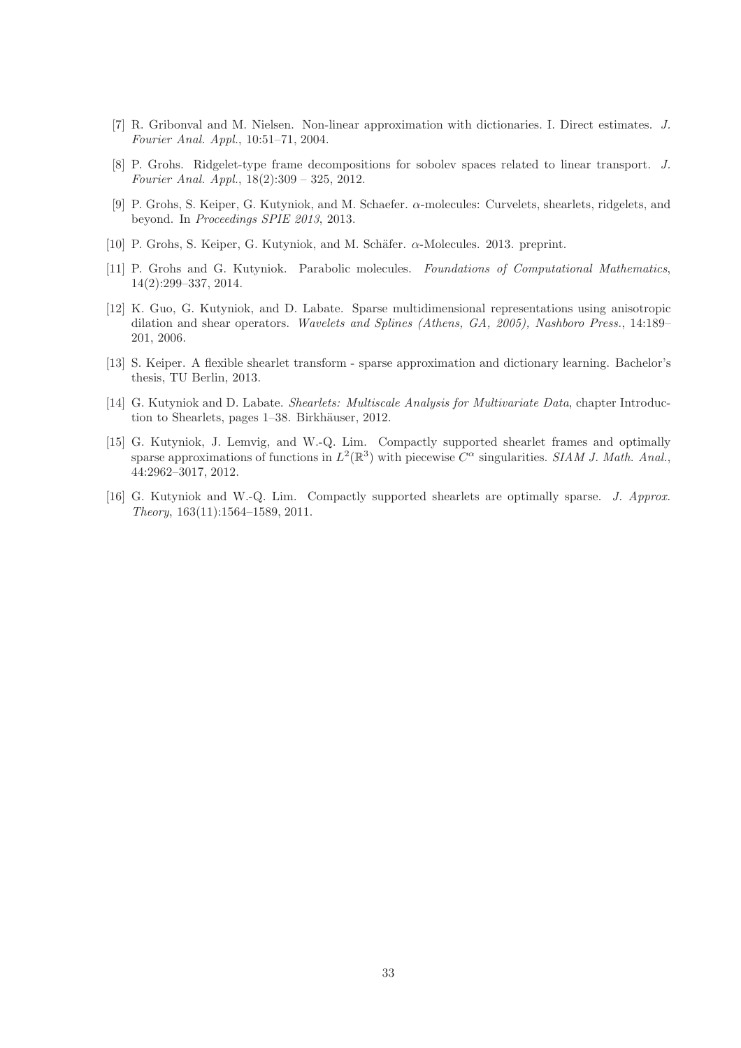[7] R. Gribonval and M. Nielsen. Non-linear approximation with dictionaries. I. Direct estimates. *J. Fourier Anal. Appl.*, 10:51–71, 2004.

[8] P. Grohs. Ridgelet-type frame decompositions for sobolev spaces related to linear transport. *J. Fourier Anal. Appl.*, 18(2):309 – 325, 2012.

[9] P. Grohs, S. Keiper, G. Kutyniok, and M. Schaefer. $\alpha$-molecules: Curvelets, shearlets, ridgelets, and beyond. In *Proceedings SPIE 2013*, 2013.

[10] P. Grohs, S. Keiper, G. Kutyniok, and M. Schäfer. $\alpha$-Molecules. 2013. preprint.

[11] P. Grohs and G. Kutyniok. Parabolic molecules. *Foundations of Computational Mathematics*, 14(2):299–337, 2014.

[12] K. Guo, G. Kutyniok, and D. Labate. Sparse multidimensional representations using anisotropic dilation and shear operators. *Wavelets and Splines (Athens, GA, 2005), Nashboro Press.*, 14:189–201, 2006.

[13] S. Keiper. A flexible shearlet transform - sparse approximation and dictionary learning. Bachelor's thesis, TU Berlin, 2013.

[14] G. Kutyniok and D. Labate. *Shearlets: Multiscale Analysis for Multivariate Data*, chapter Introduction to Shearlets, pages 1–38. Birkhäuser, 2012.

[15] G. Kutyniok, J. Lemvig, and W.-Q. Lim. Compactly supported shearlet frames and optimally sparse approximations of functions in $L^2(\mathbb{R}^3)$ with piecewise $C^\alpha$ singularities. *SIAM J. Math. Anal.*, 44:2962–3017, 2012.

[16] G. Kutyniok and W.-Q. Lim. Compactly supported shearlets are optimally sparse. *J. Approx. Theory*, 163(11):1564–1589, 2011.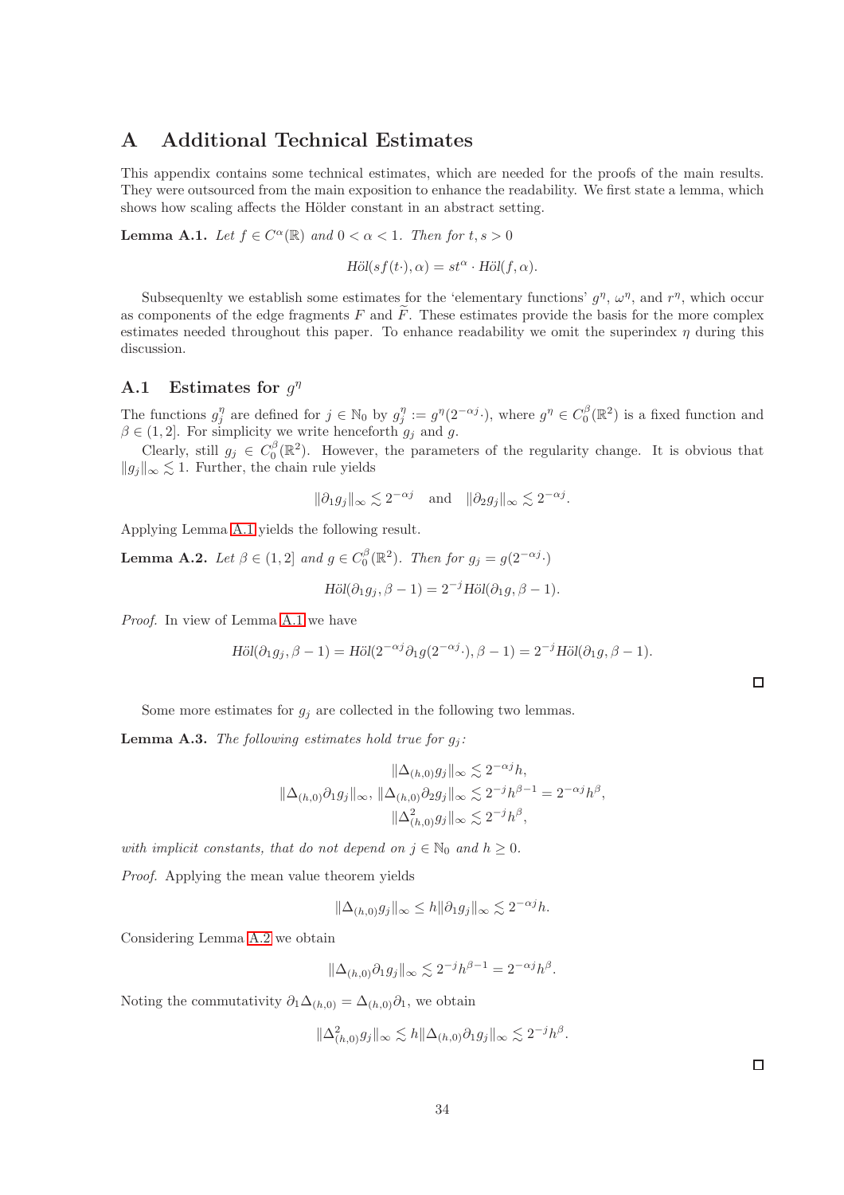# A Additional Technical Estimates

This appendix contains some technical estimates, which are needed for the proofs of the main results. They were outsourced from the main exposition to enhance the readability. We first state a lemma, which shows how scaling affects the Hölder constant in an abstract setting.

**Lemma A.1.** *Let $f \in C^\alpha(\mathbb{R})$ and $0 < \alpha < 1$. Then for $t, s > 0$*

$$\text{Höl}(sf(t\cdot), \alpha) = st^\alpha \cdot \text{Höl}(f, \alpha).$$

Subsequenlty we establish some estimates for the 'elementary functions' $g^\eta$, $\omega^\eta$, and $r^\eta$, which occur as components of the edge fragments $F$ and $\widetilde{F}$. These estimates provide the basis for the more complex estimates needed throughout this paper. To enhance readability we omit the superindex $\eta$ during this discussion.

## A.1 Estimates for $g^\eta$

The functions $g_j^\eta$ are defined for $j \in \mathbb{N}_0$ by $g_j^\eta := g^\eta(2^{-\alpha j}\cdot)$, where $g^\eta \in C_0^\beta(\mathbb{R}^2)$ is a fixed function and $\beta \in (1, 2]$. For simplicity we write henceforth $g_j$ and $g$.

Clearly, still $g_j \in C_0^\beta(\mathbb{R}^2)$. However, the parameters of the regularity change. It is obvious that $\|g_j\|_\infty \lesssim 1$. Further, the chain rule yields

$$\|\partial_1 g_j\|_\infty \lesssim 2^{-\alpha j} \quad \text{and} \quad \|\partial_2 g_j\|_\infty \lesssim 2^{-\alpha j}.$$

Applying Lemma A.1 yields the following result.

**Lemma A.2.** *Let $\beta \in (1, 2]$ and $g \in C_0^\beta(\mathbb{R}^2)$. Then for $g_j = g(2^{-\alpha j}\cdot)$*

$$\text{Höl}(\partial_1 g_j, \beta - 1) = 2^{-j}\text{Höl}(\partial_1 g, \beta - 1).$$

*Proof.* In view of Lemma A.1 we have

$$\text{Höl}(\partial_1 g_j, \beta - 1) = \text{Höl}(2^{-\alpha j}\partial_1 g(2^{-\alpha j}\cdot), \beta - 1) = 2^{-j}\text{Höl}(\partial_1 g, \beta - 1).$$

$\square$

Some more estimates for $g_j$ are collected in the following two lemmas.

**Lemma A.3.** *The following estimates hold true for $g_j$:*

$$\|\Delta_{(h,0)} g_j\|_\infty \lesssim 2^{-\alpha j} h,$$
$$\|\Delta_{(h,0)}\partial_1 g_j\|_\infty, \|\Delta_{(h,0)}\partial_2 g_j\|_\infty \lesssim 2^{-j}h^{\beta-1} = 2^{-\alpha j}h^\beta,$$
$$\|\Delta^2_{(h,0)} g_j\|_\infty \lesssim 2^{-j}h^\beta,$$

*with implicit constants, that do not depend on $j \in \mathbb{N}_0$ and $h \geq 0$.*

*Proof.* Applying the mean value theorem yields

$$\|\Delta_{(h,0)} g_j\|_\infty \leq h\|\partial_1 g_j\|_\infty \lesssim 2^{-\alpha j}h.$$

Considering Lemma A.2 we obtain

$$\|\Delta_{(h,0)}\partial_1 g_j\|_\infty \lesssim 2^{-j}h^{\beta-1} = 2^{-\alpha j}h^\beta.$$

Noting the commutativity $\partial_1 \Delta_{(h,0)} = \Delta_{(h,0)}\partial_1$, we obtain

$$\|\Delta^2_{(h,0)} g_j\|_\infty \lesssim h\|\Delta_{(h,0)}\partial_1 g_j\|_\infty \lesssim 2^{-j}h^\beta.$$

$\square$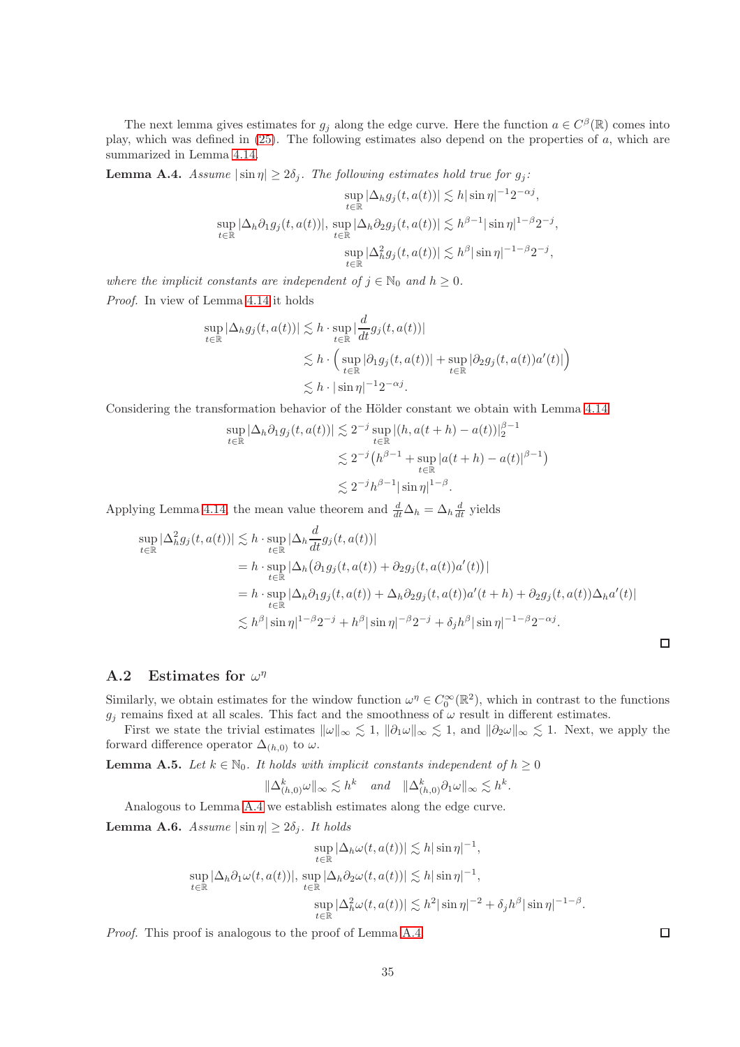The next lemma gives estimates for $g_j$ along the edge curve. Here the function $a \in C^\beta(\mathbb{R})$ comes into play, which was defined in (25). The following estimates also depend on the properties of $a$, which are summarized in Lemma 4.14.

**Lemma A.4.** *Assume $|\sin\eta| \geq 2\delta_j$. The following estimates hold true for $g_j$:*

$$\sup_{t\in\mathbb{R}} |\Delta_h g_j(t, a(t))| \lesssim h|\sin\eta|^{-1} 2^{-\alpha j},$$

$$\sup_{t\in\mathbb{R}} |\Delta_h \partial_1 g_j(t, a(t))|, \ \sup_{t\in\mathbb{R}} |\Delta_h \partial_2 g_j(t, a(t))| \lesssim h^{\beta-1}|\sin\eta|^{1-\beta} 2^{-j},$$

$$\sup_{t\in\mathbb{R}} |\Delta_h^2 g_j(t, a(t))| \lesssim h^{\beta}|\sin\eta|^{-1-\beta} 2^{-j},$$

*where the implicit constants are independent of $j \in \mathbb{N}_0$ and $h \geq 0$.*

*Proof.* In view of Lemma 4.14 it holds

$$\begin{aligned}
\sup_{t\in\mathbb{R}} |\Delta_h g_j(t, a(t))| &\lesssim h \cdot \sup_{t\in\mathbb{R}} \Big|\frac{d}{dt} g_j(t, a(t))\Big| \\
&\lesssim h \cdot \Big( \sup_{t\in\mathbb{R}} |\partial_1 g_j(t, a(t))| + \sup_{t\in\mathbb{R}} |\partial_2 g_j(t, a(t)) a'(t)| \Big) \\
&\lesssim h \cdot |\sin\eta|^{-1} 2^{-\alpha j}.
\end{aligned}$$

Considering the transformation behavior of the Hölder constant we obtain with Lemma 4.14

$$\begin{aligned}
\sup_{t\in\mathbb{R}} |\Delta_h \partial_1 g_j(t, a(t))| &\lesssim 2^{-j} \sup_{t\in\mathbb{R}} |(h, a(t+h) - a(t))|_2^{\beta-1} \\
&\lesssim 2^{-j} \big( h^{\beta-1} + \sup_{t\in\mathbb{R}} |a(t+h) - a(t)|^{\beta-1} \big) \\
&\lesssim 2^{-j} h^{\beta-1} |\sin\eta|^{1-\beta}.
\end{aligned}$$

Applying Lemma 4.14, the mean value theorem and $\frac{d}{dt}\Delta_h = \Delta_h \frac{d}{dt}$ yields

$$\begin{aligned}
\sup_{t\in\mathbb{R}} |\Delta_h^2 g_j(t, a(t))| &\lesssim h \cdot \sup_{t\in\mathbb{R}} \Big|\Delta_h \frac{d}{dt} g_j(t, a(t))\Big| \\
&= h \cdot \sup_{t\in\mathbb{R}} \big|\Delta_h \big(\partial_1 g_j(t, a(t)) + \partial_2 g_j(t, a(t)) a'(t)\big)\big| \\
&= h \cdot \sup_{t\in\mathbb{R}} \big|\Delta_h \partial_1 g_j(t, a(t)) + \Delta_h \partial_2 g_j(t, a(t)) a'(t+h) + \partial_2 g_j(t, a(t)) \Delta_h a'(t)\big| \\
&\lesssim h^\beta |\sin\eta|^{1-\beta} 2^{-j} + h^\beta |\sin\eta|^{-\beta} 2^{-j} + \delta_j h^\beta |\sin\eta|^{-1-\beta} 2^{-\alpha j}.
\end{aligned}$$

$\square$

## A.2 Estimates for $\omega^\eta$

Similarly, we obtain estimates for the window function $\omega^\eta \in C_0^\infty(\mathbb{R}^2)$, which in contrast to the functions $g_j$ remains fixed at all scales. This fact and the smoothness of $\omega$ result in different estimates.

First we state the trivial estimates $\|\omega\|_\infty \lesssim 1$, $\|\partial_1\omega\|_\infty \lesssim 1$, and $\|\partial_2\omega\|_\infty \lesssim 1$. Next, we apply the forward difference operator $\Delta_{(h,0)}$ to $\omega$.

**Lemma A.5.** *Let $k \in \mathbb{N}_0$. It holds with implicit constants independent of $h \geq 0$*

$$\|\Delta_{(h,0)}^k \omega\|_\infty \lesssim h^k \quad \text{and} \quad \|\Delta_{(h,0)}^k \partial_1\omega\|_\infty \lesssim h^k.$$

Analogous to Lemma A.4 we establish estimates along the edge curve.

**Lemma A.6.** *Assume $|\sin\eta| \geq 2\delta_j$. It holds*

$$\sup_{t\in\mathbb{R}} |\Delta_h \omega(t, a(t))| \lesssim h|\sin\eta|^{-1},$$

$$\sup_{t\in\mathbb{R}} |\Delta_h \partial_1 \omega(t, a(t))|, \ \sup_{t\in\mathbb{R}} |\Delta_h \partial_2 \omega(t, a(t))| \lesssim h|\sin\eta|^{-1},$$

$$\sup_{t\in\mathbb{R}} |\Delta_h^2 \omega(t, a(t))| \lesssim h^2|\sin\eta|^{-2} + \delta_j h^\beta |\sin\eta|^{-1-\beta}.$$

*Proof.* This proof is analogous to the proof of Lemma A.4. $\square$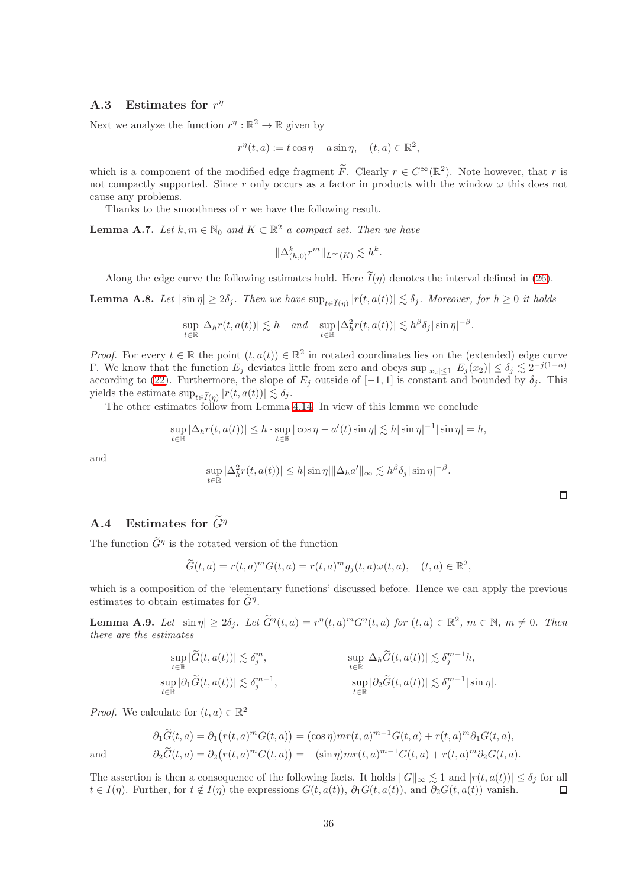### A.3 Estimates for $r^\eta$

Next we analyze the function $r^\eta : \mathbb{R}^2 \to \mathbb{R}$ given by

$$r^\eta(t,a) := t\cos\eta - a\sin\eta, \quad (t,a) \in \mathbb{R}^2,$$

which is a component of the modified edge fragment $\widetilde{F}$. Clearly $r \in C^\infty(\mathbb{R}^2)$. Note however, that $r$ is not compactly supported. Since $r$ only occurs as a factor in products with the window $\omega$ this does not cause any problems.

Thanks to the smoothness of $r$ we have the following result.

**Lemma A.7.** *Let $k, m \in \mathbb{N}_0$ and $K \subset \mathbb{R}^2$ a compact set. Then we have*

$$\|\Delta^k_{(h,0)} r^m\|_{L^\infty(K)} \lesssim h^k.$$

Along the edge curve the following estimates hold. Here $\widetilde{I}(\eta)$ denotes the interval defined in (26).

**Lemma A.8.** *Let $|\sin\eta| \geq 2\delta_j$. Then we have $\sup_{t\in\widetilde{I}(\eta)} |r(t,a(t))| \lesssim \delta_j$. Moreover, for $h \geq 0$ it holds*

$$\sup_{t\in\mathbb{R}} |\Delta_h r(t,a(t))| \lesssim h \quad \textit{and} \quad \sup_{t\in\mathbb{R}} |\Delta^2_h r(t,a(t))| \lesssim h^\beta \delta_j |\sin\eta|^{-\beta}.$$

*Proof.* For every $t \in \mathbb{R}$ the point $(t,a(t)) \in \mathbb{R}^2$ in rotated coordinates lies on the (extended) edge curve $\Gamma$. We know that the function $E_j$ deviates little from zero and obeys $\sup_{|x_2|\leq 1} |E_j(x_2)| \leq \delta_j \lesssim 2^{-j(1-\alpha)}$ according to (22). Furthermore, the slope of $E_j$ outside of $[-1,1]$ is constant and bounded by $\delta_j$. This yields the estimate $\sup_{t\in\widetilde{I}(\eta)} |r(t,a(t))| \lesssim \delta_j$.

The other estimates follow from Lemma 4.14. In view of this lemma we conclude

$$\sup_{t\in\mathbb{R}} |\Delta_h r(t,a(t))| \leq h \cdot \sup_{t\in\mathbb{R}} |\cos\eta - a'(t)\sin\eta| \lesssim h|\sin\eta|^{-1}|\sin\eta| = h,$$

and

$$\sup_{t\in\mathbb{R}} |\Delta^2_h r(t,a(t))| \leq h|\sin\eta| \|\Delta_h a'\|_\infty \lesssim h^\beta \delta_j |\sin\eta|^{-\beta}.$$

□

### A.4 Estimates for $\widetilde{G}^\eta$

The function $\widetilde{G}^\eta$ is the rotated version of the function

$$\widetilde{G}(t,a) = r(t,a)^m G(t,a) = r(t,a)^m g_j(t,a)\omega(t,a), \quad (t,a) \in \mathbb{R}^2,$$

which is a composition of the 'elementary functions' discussed before. Hence we can apply the previous estimates to obtain estimates for $\widetilde{G}^\eta$.

**Lemma A.9.** *Let $|\sin\eta| \geq 2\delta_j$. Let $\widetilde{G}^\eta(t,a) = r^\eta(t,a)^m G^\eta(t,a)$ for $(t,a) \in \mathbb{R}^2$, $m \in \mathbb{N}$, $m \neq 0$. Then there are the estimates*

$$\sup_{t\in\mathbb{R}} |\widetilde{G}(t,a(t))| \lesssim \delta_j^m, \qquad \sup_{t\in\mathbb{R}} |\Delta_h \widetilde{G}(t,a(t))| \lesssim \delta_j^{m-1} h,$$

$$\sup_{t\in\mathbb{R}} |\partial_1 \widetilde{G}(t,a(t))| \lesssim \delta_j^{m-1}, \qquad \sup_{t\in\mathbb{R}} |\partial_2 \widetilde{G}(t,a(t))| \lesssim \delta_j^{m-1} |\sin\eta|.$$

*Proof.* We calculate for $(t,a) \in \mathbb{R}^2$

$$\partial_1 \widetilde{G}(t,a) = \partial_1\big(r(t,a)^m G(t,a)\big) = (\cos\eta) m r(t,a)^{m-1} G(t,a) + r(t,a)^m \partial_1 G(t,a),$$

and

$$\partial_2 \widetilde{G}(t,a) = \partial_2\big(r(t,a)^m G(t,a)\big) = -(\sin\eta) m r(t,a)^{m-1} G(t,a) + r(t,a)^m \partial_2 G(t,a).$$

The assertion is then a consequence of the following facts. It holds $\|G\|_\infty \lesssim 1$ and $|r(t,a(t))| \leq \delta_j$ for all $t \in I(\eta)$. Further, for $t \notin I(\eta)$ the expressions $G(t,a(t))$, $\partial_1 G(t,a(t))$, and $\partial_2 G(t,a(t))$ vanish. □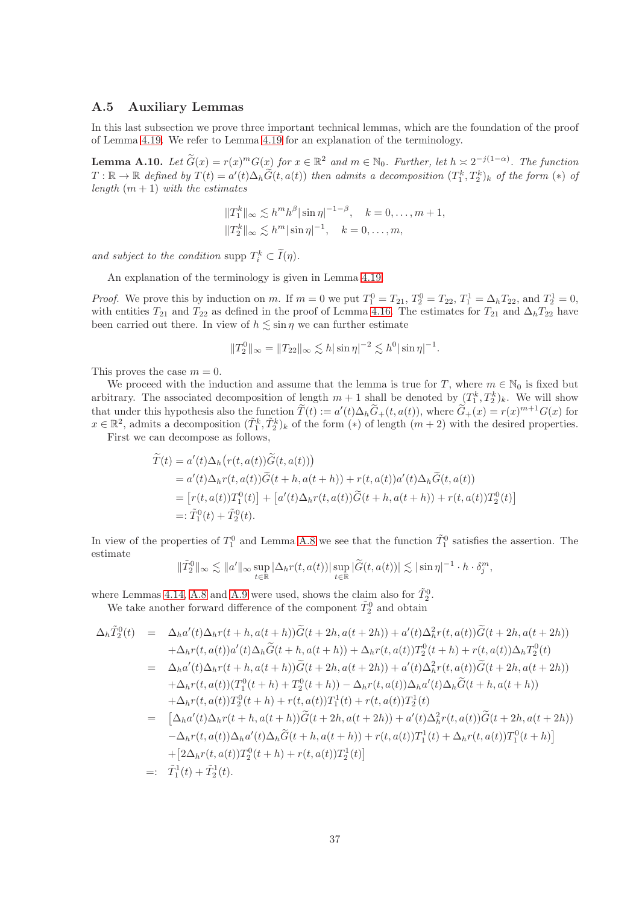### A.5 Auxiliary Lemmas

In this last subsection we prove three important technical lemmas, which are the foundation of the proof of Lemma 4.19. We refer to Lemma 4.19 for an explanation of the terminology.

**Lemma A.10.** *Let $\widetilde{G}(x) = r(x)^m G(x)$ for $x \in \mathbb{R}^2$ and $m \in \mathbb{N}_0$. Further, let $h \asymp 2^{-j(1-\alpha)}$. The function $T : \mathbb{R} \to \mathbb{R}$ defined by $T(t) = a'(t)\Delta_h \widetilde{G}(t, a(t))$ then admits a decomposition $(T_1^k, T_2^k)_k$ of the form $(*)$ of length $(m+1)$ with the estimates*

$$\|T_1^k\|_\infty \lesssim h^m h^\beta |\sin\eta|^{-1-\beta}, \quad k = 0, \ldots, m+1,$$
$$\|T_2^k\|_\infty \lesssim h^m |\sin\eta|^{-1}, \quad k = 0, \ldots, m,$$

*and subject to the condition* $\operatorname{supp} T_i^k \subset \widetilde{I}(\eta)$.

An explanation of the terminology is given in Lemma 4.19.

*Proof.* We prove this by induction on $m$. If $m = 0$ we put $T_1^0 = T_{21}$, $T_2^0 = T_{22}$, $T_1^1 = \Delta_h T_{22}$, and $T_2^1 = 0$, with entities $T_{21}$ and $T_{22}$ as defined in the proof of Lemma 4.16. The estimates for $T_{21}$ and $\Delta_h T_{22}$ have been carried out there. In view of $h \lesssim \sin\eta$ we can further estimate

$$\|T_2^0\|_\infty = \|T_{22}\|_\infty \lesssim h|\sin\eta|^{-2} \lesssim h^0 |\sin\eta|^{-1}.$$

This proves the case $m = 0$.

We proceed with the induction and assume that the lemma is true for $T$, where $m \in \mathbb{N}_0$ is fixed but arbitrary. The associated decomposition of length $m+1$ shall be denoted by $(T_1^k, T_2^k)_k$. We will show that under this hypothesis also the function $\widetilde{T}(t) := a'(t)\Delta_h \widetilde{G}_+(t, a(t))$, where $\widetilde{G}_+(x) = r(x)^{m+1}G(x)$ for $x \in \mathbb{R}^2$, admits a decomposition $(\tilde{T}_1^k, \tilde{T}_2^k)_k$ of the form $(*)$ of length $(m+2)$ with the desired properties.

First we can decompose as follows,

$$\begin{aligned}
\widetilde{T}(t) &= a'(t)\Delta_h\big(r(t,a(t))\widetilde{G}(t,a(t))\big) \\
&= a'(t)\Delta_h r(t,a(t))\widetilde{G}(t+h, a(t+h)) + r(t,a(t))a'(t)\Delta_h\widetilde{G}(t,a(t)) \\
&= \big[r(t,a(t))T_1^0(t)\big] + \big[a'(t)\Delta_h r(t,a(t))\widetilde{G}(t+h,a(t+h)) + r(t,a(t))T_2^0(t)\big] \\
&=: \tilde{T}_1^0(t) + \tilde{T}_2^0(t).
\end{aligned}$$

In view of the properties of $T_1^0$ and Lemma A.8 we see that the function $\tilde{T}_1^0$ satisfies the assertion. The estimate

$$\|\tilde{T}_2^0\|_\infty \lesssim \|a'\|_\infty \sup_{t\in\mathbb{R}} |\Delta_h r(t,a(t))| \sup_{t\in\mathbb{R}} |\widetilde{G}(t,a(t))| \lesssim |\sin\eta|^{-1} \cdot h \cdot \delta_j^m,$$

where Lemmas 4.14, A.8 and A.9 were used, shows the claim also for $\tilde{T}_2^0$.

We take another forward difference of the component $\tilde{T}_2^0$ and obtain

$$\begin{aligned}
\Delta_h\tilde{T}_2^0(t) &= \Delta_h a'(t)\Delta_h r(t+h,a(t+h))\widetilde{G}(t+2h,a(t+2h)) + a'(t)\Delta_h^2 r(t,a(t))\widetilde{G}(t+2h,a(t+2h)) \\
&\quad + \Delta_h r(t,a(t))a'(t)\Delta_h\widetilde{G}(t+h,a(t+h)) + \Delta_h r(t,a(t))T_2^0(t+h) + r(t,a(t))\Delta_h T_2^0(t) \\
&= \Delta_h a'(t)\Delta_h r(t+h,a(t+h))\widetilde{G}(t+2h,a(t+2h)) + a'(t)\Delta_h^2 r(t,a(t))\widetilde{G}(t+2h,a(t+2h)) \\
&\quad + \Delta_h r(t,a(t))(T_1^0(t+h) + T_2^0(t+h)) - \Delta_h r(t,a(t))\Delta_h a'(t)\Delta_h\widetilde{G}(t+h,a(t+h)) \\
&\quad + \Delta_h r(t,a(t))T_2^0(t+h) + r(t,a(t))T_1^1(t) + r(t,a(t))T_2^1(t) \\
&= \big[\Delta_h a'(t)\Delta_h r(t+h,a(t+h))\widetilde{G}(t+2h,a(t+2h)) + a'(t)\Delta_h^2 r(t,a(t))\widetilde{G}(t+2h,a(t+2h)) \\
&\quad - \Delta_h r(t,a(t))\Delta_h a'(t)\Delta_h\widetilde{G}(t+h,a(t+h)) + r(t,a(t))T_1^1(t) + \Delta_h r(t,a(t))T_1^0(t+h)\big] \\
&\quad + \big[2\Delta_h r(t,a(t))T_2^0(t+h) + r(t,a(t))T_2^1(t)\big] \\
&=: \tilde{T}_1^1(t) + \tilde{T}_2^1(t).
\end{aligned}$$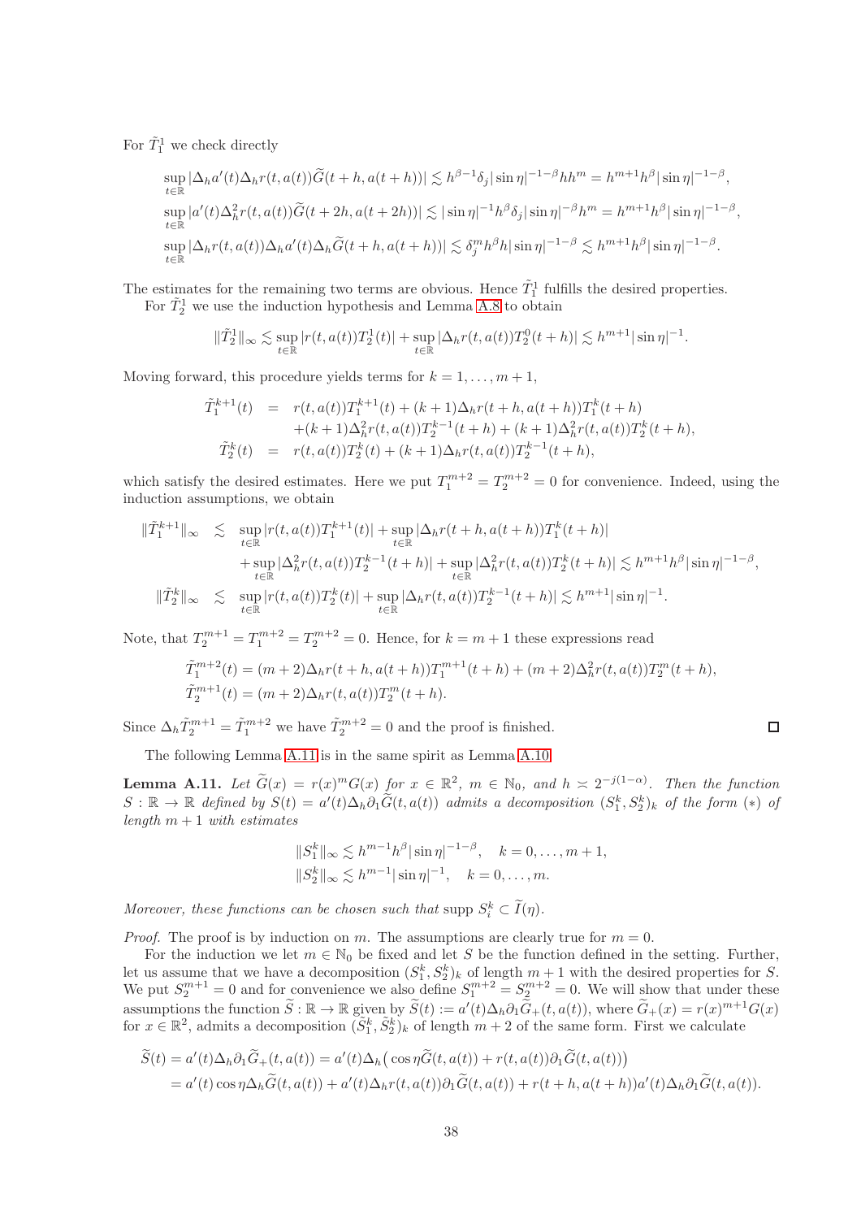For $\tilde{T}_1^1$ we check directly

$$
\begin{aligned}
&\sup_{t\in\mathbb{R}} |\Delta_h a'(t)\Delta_h r(t,a(t))\widetilde{G}(t+h,a(t+h))| \lesssim h^{\beta-1}\delta_j|\sin\eta|^{-1-\beta}hh^m = h^{m+1}h^\beta|\sin\eta|^{-1-\beta},\\
&\sup_{t\in\mathbb{R}} |a'(t)\Delta_h^2 r(t,a(t))\widetilde{G}(t+2h,a(t+2h))| \lesssim |\sin\eta|^{-1}h^\beta\delta_j|\sin\eta|^{-\beta}h^m = h^{m+1}h^\beta|\sin\eta|^{-1-\beta},\\
&\sup_{t\in\mathbb{R}} |\Delta_h r(t,a(t))\Delta_h a'(t)\Delta_h\widetilde{G}(t+h,a(t+h))| \lesssim \delta_j^m h^\beta h|\sin\eta|^{-1-\beta} \lesssim h^{m+1}h^\beta|\sin\eta|^{-1-\beta}.
\end{aligned}
$$

The estimates for the remaining two terms are obvious. Hence $\tilde{T}_1^1$ fulfills the desired properties.
For $\tilde{T}_2^1$ we use the induction hypothesis and Lemma A.8 to obtain

$$
\|\tilde{T}_2^1\|_\infty \lesssim \sup_{t\in\mathbb{R}} |r(t,a(t))T_2^1(t)| + \sup_{t\in\mathbb{R}} |\Delta_h r(t,a(t))T_2^0(t+h)| \lesssim h^{m+1}|\sin\eta|^{-1}.
$$

Moving forward, this procedure yields terms for $k=1,\dots,m+1$,

$$
\begin{aligned}
\tilde{T}_1^{k+1}(t) &= r(t,a(t))T_1^{k+1}(t) + (k+1)\Delta_h r(t+h,a(t+h))T_1^k(t+h)\\
&\quad + (k+1)\Delta_h^2 r(t,a(t))T_2^{k-1}(t+h) + (k+1)\Delta_h^2 r(t,a(t))T_2^k(t+h),\\
\tilde{T}_2^k(t) &= r(t,a(t))T_2^k(t) + (k+1)\Delta_h r(t,a(t))T_2^{k-1}(t+h),
\end{aligned}
$$

which satisfy the desired estimates. Here we put $T_1^{m+2}=T_2^{m+2}=0$ for convenience. Indeed, using the induction assumptions, we obtain

$$
\begin{aligned}
\|\tilde{T}_1^{k+1}\|_\infty &\lesssim \sup_{t\in\mathbb{R}} |r(t,a(t))T_1^{k+1}(t)| + \sup_{t\in\mathbb{R}} |\Delta_h r(t+h,a(t+h))T_1^k(t+h)|\\
&\quad + \sup_{t\in\mathbb{R}} |\Delta_h^2 r(t,a(t))T_2^{k-1}(t+h)| + \sup_{t\in\mathbb{R}} |\Delta_h^2 r(t,a(t))T_2^k(t+h)| \lesssim h^{m+1}h^\beta|\sin\eta|^{-1-\beta},\\
\|\tilde{T}_2^k\|_\infty &\lesssim \sup_{t\in\mathbb{R}} |r(t,a(t))T_2^k(t)| + \sup_{t\in\mathbb{R}} |\Delta_h r(t,a(t))T_2^{k-1}(t+h)| \lesssim h^{m+1}|\sin\eta|^{-1}.
\end{aligned}
$$

Note, that $T_2^{m+1}=T_1^{m+2}=T_2^{m+2}=0$. Hence, for $k=m+1$ these expressions read

$$
\begin{aligned}
&\tilde{T}_1^{m+2}(t) = (m+2)\Delta_h r(t+h,a(t+h))T_1^{m+1}(t+h) + (m+2)\Delta_h^2 r(t,a(t))T_2^m(t+h),\\
&\tilde{T}_2^{m+1}(t) = (m+2)\Delta_h r(t,a(t))T_2^m(t+h).
\end{aligned}
$$

Since $\Delta_h\tilde{T}_2^{m+1} = \tilde{T}_1^{m+2}$ we have $\tilde{T}_2^{m+2}=0$ and the proof is finished. $\square$

The following Lemma A.11 is in the same spirit as Lemma A.10.

**Lemma A.11.** *Let $\widetilde{G}(x) = r(x)^m G(x)$ for $x\in\mathbb{R}^2$, $m\in\mathbb{N}_0$, and $h \asymp 2^{-j(1-\alpha)}$. Then the function $S:\mathbb{R}\to\mathbb{R}$ defined by $S(t) = a'(t)\Delta_h\partial_1\widetilde{G}(t,a(t))$ admits a decomposition $(S_1^k,S_2^k)_k$ of the form $(*)$ of length $m+1$ with estimates*

$$
\begin{aligned}
&\|S_1^k\|_\infty \lesssim h^{m-1}h^\beta|\sin\eta|^{-1-\beta}, \quad k=0,\dots,m+1,\\
&\|S_2^k\|_\infty \lesssim h^{m-1}|\sin\eta|^{-1}, \quad k=0,\dots,m.
\end{aligned}
$$

*Moreover, these functions can be chosen such that* supp $S_i^k \subset \widetilde{I}(\eta)$.

*Proof.* The proof is by induction on $m$. The assumptions are clearly true for $m=0$.

For the induction we let $m\in\mathbb{N}_0$ be fixed and let $S$ be the function defined in the setting. Further, let us assume that we have a decomposition $(S_1^k,S_2^k)_k$ of length $m+1$ with the desired properties for $S$. We put $S_2^{m+1}=0$ and for convenience we also define $S_1^{m+2}=S_2^{m+2}=0$. We will show that under these assumptions the function $\widetilde{S}:\mathbb{R}\to\mathbb{R}$ given by $\widetilde{S}(t) := a'(t)\Delta_h\partial_1\widetilde{G}_+(t,a(t))$, where $\widetilde{G}_+(x) = r(x)^{m+1}G(x)$ for $x\in\mathbb{R}^2$, admits a decomposition $(\tilde{S}_1^k,\tilde{S}_2^k)_k$ of length $m+2$ of the same form. First we calculate

$$
\begin{aligned}
\widetilde{S}(t) &= a'(t)\Delta_h\partial_1\widetilde{G}_+(t,a(t)) = a'(t)\Delta_h\big(\cos\eta\widetilde{G}(t,a(t)) + r(t,a(t))\partial_1\widetilde{G}(t,a(t))\big)\\
&= a'(t)\cos\eta\Delta_h\widetilde{G}(t,a(t)) + a'(t)\Delta_h r(t,a(t))\partial_1\widetilde{G}(t,a(t)) + r(t+h,a(t+h))a'(t)\Delta_h\partial_1\widetilde{G}(t,a(t)).
\end{aligned}
$$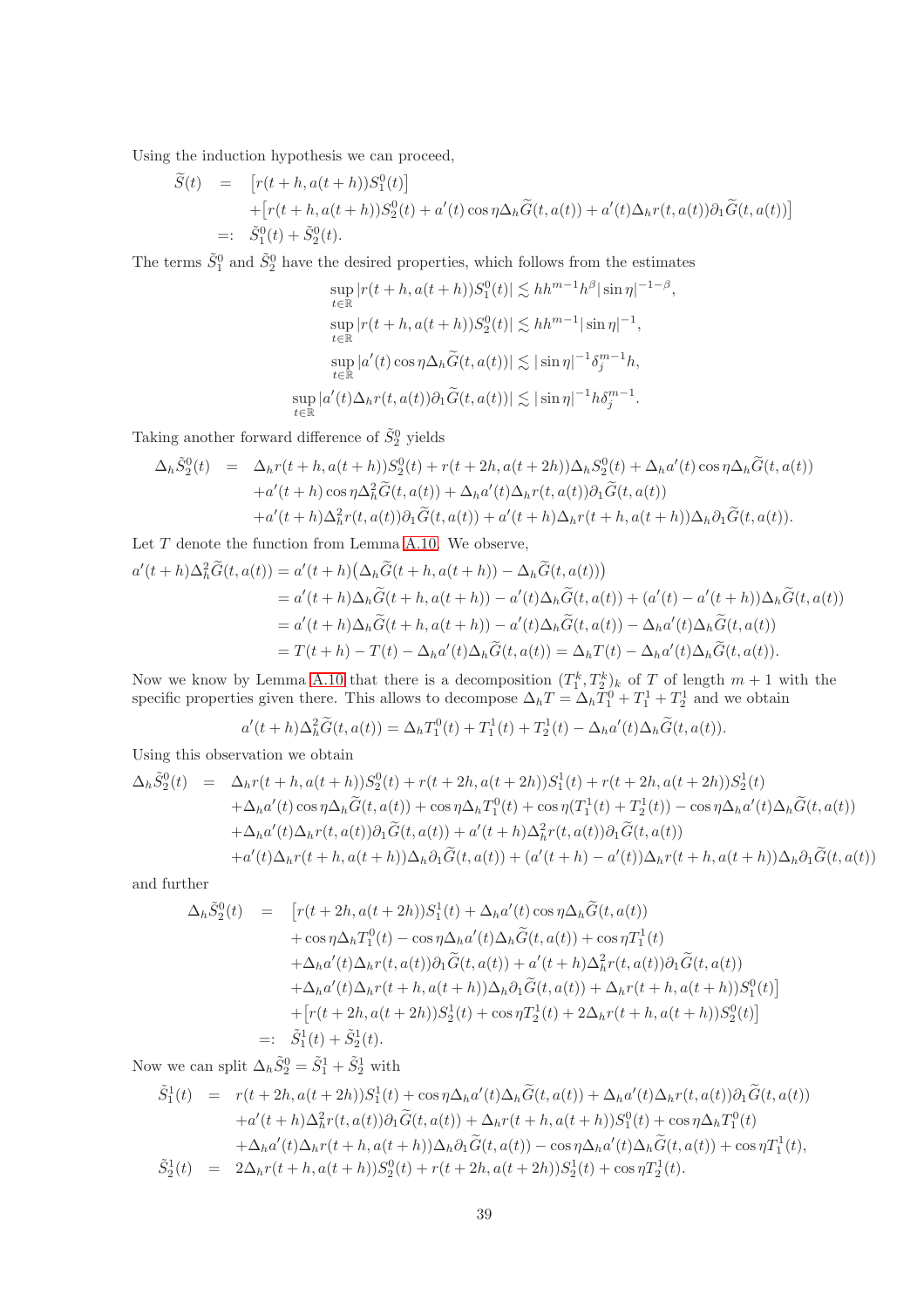Using the induction hypothesis we can proceed,

$$
\begin{aligned}
\widetilde{S}(t) &= \big[r(t+h,a(t+h))S_1^0(t)\big] \\
&\quad + \big[r(t+h,a(t+h))S_2^0(t) + a'(t)\cos\eta\Delta_h\widetilde{G}(t,a(t)) + a'(t)\Delta_h r(t,a(t))\partial_1\widetilde{G}(t,a(t))\big] \\
&=: \tilde{S}_1^0(t) + \tilde{S}_2^0(t).
\end{aligned}
$$

The terms $\tilde{S}_1^0$ and $\tilde{S}_2^0$ have the desired properties, which follows from the estimates

$$
\begin{aligned}
\sup_{t\in\mathbb{R}} |r(t+h,a(t+h))S_1^0(t)| &\lesssim hh^{m-1}h^\beta|\sin\eta|^{-1-\beta}, \\
\sup_{t\in\mathbb{R}} |r(t+h,a(t+h))S_2^0(t)| &\lesssim hh^{m-1}|\sin\eta|^{-1}, \\
\sup_{t\in\mathbb{R}} |a'(t)\cos\eta\Delta_h\widetilde{G}(t,a(t))| &\lesssim |\sin\eta|^{-1}\delta_j^{m-1}h, \\
\sup_{t\in\mathbb{R}} |a'(t)\Delta_h r(t,a(t))\partial_1\widetilde{G}(t,a(t))| &\lesssim |\sin\eta|^{-1}h\delta_j^{m-1}.
\end{aligned}
$$

Taking another forward difference of $\tilde{S}_2^0$ yields

$$
\begin{aligned}
\Delta_h\tilde{S}_2^0(t) &= \Delta_h r(t+h,a(t+h))S_2^0(t) + r(t+2h,a(t+2h))\Delta_h S_2^0(t) + \Delta_h a'(t)\cos\eta\Delta_h\widetilde{G}(t,a(t)) \\
&\quad + a'(t+h)\cos\eta\Delta_h^2\widetilde{G}(t,a(t)) + \Delta_h a'(t)\Delta_h r(t,a(t))\partial_1\widetilde{G}(t,a(t)) \\
&\quad + a'(t+h)\Delta_h^2 r(t,a(t))\partial_1\widetilde{G}(t,a(t)) + a'(t+h)\Delta_h r(t+h,a(t+h))\Delta_h\partial_1\widetilde{G}(t,a(t)).
\end{aligned}
$$

Let $T$ denote the function from Lemma A.10. We observe,

$$
\begin{aligned}
a'(t+h)\Delta_h^2\widetilde{G}(t,a(t)) &= a'(t+h)\big(\Delta_h\widetilde{G}(t+h,a(t+h)) - \Delta_h\widetilde{G}(t,a(t))\big) \\
&= a'(t+h)\Delta_h\widetilde{G}(t+h,a(t+h)) - a'(t)\Delta_h\widetilde{G}(t,a(t)) + (a'(t)-a'(t+h))\Delta_h\widetilde{G}(t,a(t)) \\
&= a'(t+h)\Delta_h\widetilde{G}(t+h,a(t+h)) - a'(t)\Delta_h\widetilde{G}(t,a(t)) - \Delta_h a'(t)\Delta_h\widetilde{G}(t,a(t)) \\
&= T(t+h) - T(t) - \Delta_h a'(t)\Delta_h\widetilde{G}(t,a(t)) = \Delta_h T(t) - \Delta_h a'(t)\Delta_h\widetilde{G}(t,a(t)).
\end{aligned}
$$

Now we know by Lemma A.10 that there is a decomposition $(T_1^k, T_2^k)_k$ of $T$ of length $m+1$ with the specific properties given there. This allows to decompose $\Delta_h T = \Delta_h T_1^0 + T_1^1 + T_2^1$ and we obtain

$$
a'(t+h)\Delta_h^2\widetilde{G}(t,a(t)) = \Delta_h T_1^0(t) + T_1^1(t) + T_2^1(t) - \Delta_h a'(t)\Delta_h\widetilde{G}(t,a(t)).
$$

Using this observation we obtain

$$
\begin{aligned}
\Delta_h\tilde{S}_2^0(t) &= \Delta_h r(t+h,a(t+h))S_2^0(t) + r(t+2h,a(t+2h))S_1^1(t) + r(t+2h,a(t+2h))S_2^1(t) \\
&\quad + \Delta_h a'(t)\cos\eta\Delta_h\widetilde{G}(t,a(t)) + \cos\eta\Delta_h T_1^0(t) + \cos\eta(T_1^1(t)+T_2^1(t)) - \cos\eta\Delta_h a'(t)\Delta_h\widetilde{G}(t,a(t)) \\
&\quad + \Delta_h a'(t)\Delta_h r(t,a(t))\partial_1\widetilde{G}(t,a(t)) + a'(t+h)\Delta_h^2 r(t,a(t))\partial_1\widetilde{G}(t,a(t)) \\
&\quad + a'(t)\Delta_h r(t+h,a(t+h))\Delta_h\partial_1\widetilde{G}(t,a(t)) + (a'(t+h)-a'(t))\Delta_h r(t+h,a(t+h))\Delta_h\partial_1\widetilde{G}(t,a(t))
\end{aligned}
$$

and further

$$
\begin{aligned}
\Delta_h\tilde{S}_2^0(t) &= \big[r(t+2h,a(t+2h))S_1^1(t) + \Delta_h a'(t)\cos\eta\Delta_h\widetilde{G}(t,a(t)) \\
&\quad + \cos\eta\Delta_h T_1^0(t) - \cos\eta\Delta_h a'(t)\Delta_h\widetilde{G}(t,a(t)) + \cos\eta T_1^1(t) \\
&\quad + \Delta_h a'(t)\Delta_h r(t,a(t))\partial_1\widetilde{G}(t,a(t)) + a'(t+h)\Delta_h^2 r(t,a(t))\partial_1\widetilde{G}(t,a(t)) \\
&\quad + \Delta_h a'(t)\Delta_h r(t+h,a(t+h))\Delta_h\partial_1\widetilde{G}(t,a(t)) + \Delta_h r(t+h,a(t+h))S_1^0(t)\big] \\
&\quad + \big[r(t+2h,a(t+2h))S_2^1(t) + \cos\eta T_2^1(t) + 2\Delta_h r(t+h,a(t+h))S_2^0(t)\big] \\
&=: \tilde{S}_1^1(t) + \tilde{S}_2^1(t).
\end{aligned}
$$

Now we can split $\Delta_h\tilde{S}_2^0 = \tilde{S}_1^1 + \tilde{S}_2^1$ with

$$
\begin{aligned}
\tilde{S}_1^1(t) &= r(t+2h,a(t+2h))S_1^1(t) + \cos\eta\Delta_h a'(t)\Delta_h\widetilde{G}(t,a(t)) + \Delta_h a'(t)\Delta_h r(t,a(t))\partial_1\widetilde{G}(t,a(t)) \\
&\quad + a'(t+h)\Delta_h^2 r(t,a(t))\partial_1\widetilde{G}(t,a(t)) + \Delta_h r(t+h,a(t+h))S_1^0(t) + \cos\eta\Delta_h T_1^0(t) \\
&\quad + \Delta_h a'(t)\Delta_h r(t+h,a(t+h))\Delta_h\partial_1\widetilde{G}(t,a(t)) - \cos\eta\Delta_h a'(t)\Delta_h\widetilde{G}(t,a(t)) + \cos\eta T_1^1(t), \\
\tilde{S}_2^1(t) &= 2\Delta_h r(t+h,a(t+h))S_2^0(t) + r(t+2h,a(t+2h))S_2^1(t) + \cos\eta T_2^1(t).
\end{aligned}
$$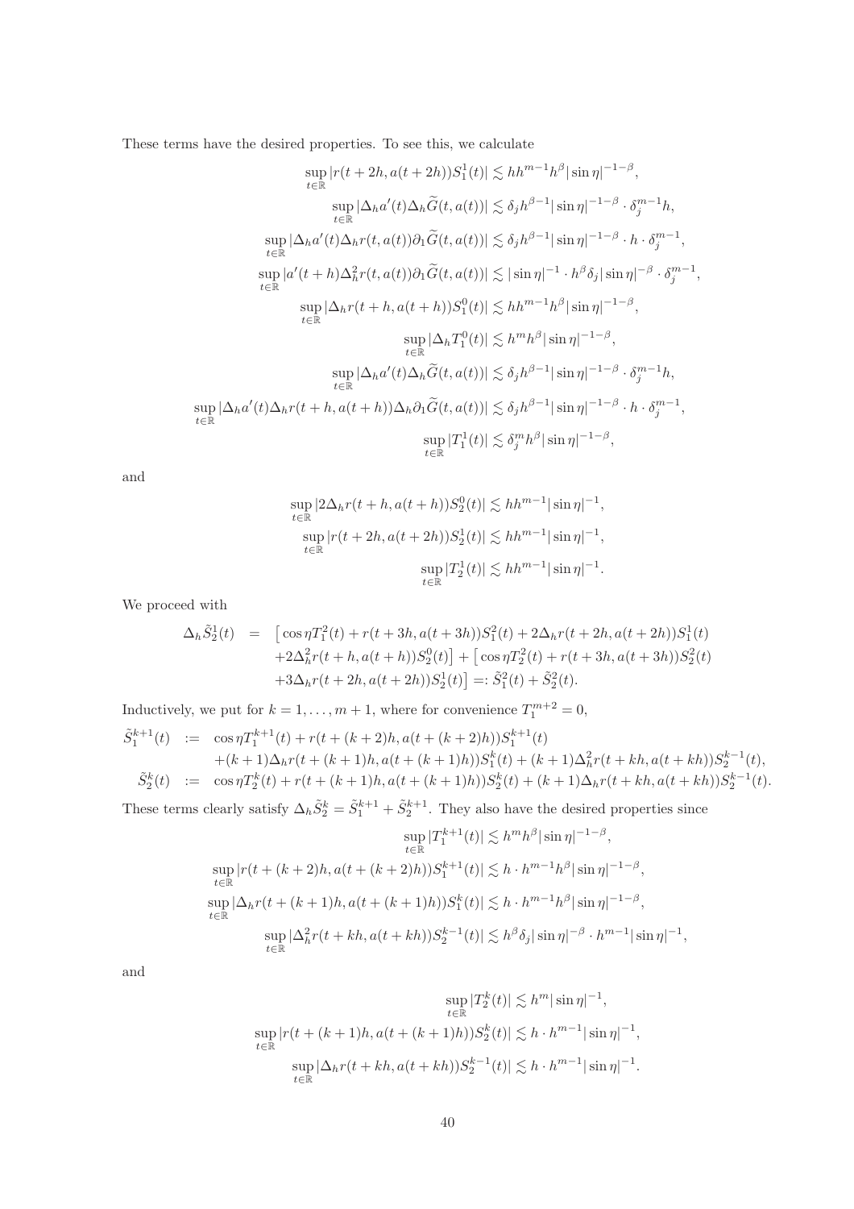These terms have the desired properties. To see this, we calculate

$$
\begin{aligned}
\sup_{t\in\mathbb{R}} |r(t+2h, a(t+2h))S_1^1(t)| &\lesssim h h^{m-1} h^{\beta} |\sin\eta|^{-1-\beta},\\
\sup_{t\in\mathbb{R}} |\Delta_h a'(t)\Delta_h \widetilde{G}(t,a(t))| &\lesssim \delta_j h^{\beta-1}|\sin\eta|^{-1-\beta}\cdot \delta_j^{m-1} h,\\
\sup_{t\in\mathbb{R}} |\Delta_h a'(t)\Delta_h r(t,a(t))\partial_1 \widetilde{G}(t,a(t))| &\lesssim \delta_j h^{\beta-1}|\sin\eta|^{-1-\beta}\cdot h\cdot \delta_j^{m-1},\\
\sup_{t\in\mathbb{R}} |a'(t+h)\Delta_h^2 r(t,a(t))\partial_1 \widetilde{G}(t,a(t))| &\lesssim |\sin\eta|^{-1}\cdot h^{\beta}\delta_j|\sin\eta|^{-\beta}\cdot \delta_j^{m-1},\\
\sup_{t\in\mathbb{R}} |\Delta_h r(t+h,a(t+h))S_1^0(t)| &\lesssim h h^{m-1} h^{\beta}|\sin\eta|^{-1-\beta},\\
\sup_{t\in\mathbb{R}} |\Delta_h T_1^0(t)| &\lesssim h^m h^{\beta}|\sin\eta|^{-1-\beta},\\
\sup_{t\in\mathbb{R}} |\Delta_h a'(t)\Delta_h \widetilde{G}(t,a(t))| &\lesssim \delta_j h^{\beta-1}|\sin\eta|^{-1-\beta}\cdot \delta_j^{m-1} h,\\
\sup_{t\in\mathbb{R}} |\Delta_h a'(t)\Delta_h r(t+h,a(t+h))\Delta_h \partial_1 \widetilde{G}(t,a(t))| &\lesssim \delta_j h^{\beta-1}|\sin\eta|^{-1-\beta}\cdot h\cdot \delta_j^{m-1},\\
\sup_{t\in\mathbb{R}} |T_1^1(t)| &\lesssim \delta_j^m h^{\beta}|\sin\eta|^{-1-\beta},
\end{aligned}
$$

and

$$
\begin{aligned}
\sup_{t\in\mathbb{R}} |2\Delta_h r(t+h,a(t+h))S_2^0(t)| &\lesssim h h^{m-1}|\sin\eta|^{-1},\\
\sup_{t\in\mathbb{R}} |r(t+2h,a(t+2h))S_2^1(t)| &\lesssim h h^{m-1}|\sin\eta|^{-1},\\
\sup_{t\in\mathbb{R}} |T_2^1(t)| &\lesssim h h^{m-1}|\sin\eta|^{-1}.
\end{aligned}
$$

We proceed with

$$
\begin{aligned}
\Delta_h \tilde{S}_2^1(t) &= \big[\cos\eta T_1^2(t) + r(t+3h,a(t+3h))S_1^2(t) + 2\Delta_h r(t+2h,a(t+2h))S_1^1(t)\\
&\quad + 2\Delta_h^2 r(t+h,a(t+h))S_2^0(t)\big] + \big[\cos\eta T_2^2(t) + r(t+3h,a(t+3h))S_2^2(t)\\
&\quad + 3\Delta_h r(t+2h,a(t+2h))S_2^1(t)\big] =: \tilde{S}_1^2(t) + \tilde{S}_2^2(t).
\end{aligned}
$$

Inductively, we put for $k=1,\ldots,m+1$, where for convenience $T_1^{m+2}=0$,

$$
\begin{aligned}
\tilde{S}_1^{k+1}(t) &:= \cos\eta T_1^{k+1}(t) + r(t+(k+2)h,a(t+(k+2)h))S_1^{k+1}(t)\\
&\quad + (k+1)\Delta_h r(t+(k+1)h,a(t+(k+1)h))S_1^k(t) + (k+1)\Delta_h^2 r(t+kh,a(t+kh))S_2^{k-1}(t),\\
\tilde{S}_2^k(t) &:= \cos\eta T_2^k(t) + r(t+(k+1)h,a(t+(k+1)h))S_2^k(t) + (k+1)\Delta_h r(t+kh,a(t+kh))S_2^{k-1}(t).
\end{aligned}
$$

These terms clearly satisfy $\Delta_h \tilde{S}_2^k = \tilde{S}_1^{k+1} + \tilde{S}_2^{k+1}$. They also have the desired properties since

$$
\begin{aligned}
\sup_{t\in\mathbb{R}} |T_1^{k+1}(t)| &\lesssim h^m h^{\beta}|\sin\eta|^{-1-\beta},\\
\sup_{t\in\mathbb{R}} |r(t+(k+2)h,a(t+(k+2)h))S_1^{k+1}(t)| &\lesssim h\cdot h^{m-1}h^{\beta}|\sin\eta|^{-1-\beta},\\
\sup_{t\in\mathbb{R}} |\Delta_h r(t+(k+1)h,a(t+(k+1)h))S_1^k(t)| &\lesssim h\cdot h^{m-1}h^{\beta}|\sin\eta|^{-1-\beta},\\
\sup_{t\in\mathbb{R}} |\Delta_h^2 r(t+kh,a(t+kh))S_2^{k-1}(t)| &\lesssim h^{\beta}\delta_j|\sin\eta|^{-\beta}\cdot h^{m-1}|\sin\eta|^{-1},
\end{aligned}
$$

and

$$
\begin{aligned}
\sup_{t\in\mathbb{R}} |T_2^k(t)| &\lesssim h^m|\sin\eta|^{-1},\\
\sup_{t\in\mathbb{R}} |r(t+(k+1)h,a(t+(k+1)h))S_2^k(t)| &\lesssim h\cdot h^{m-1}|\sin\eta|^{-1},\\
\sup_{t\in\mathbb{R}} |\Delta_h r(t+kh,a(t+kh))S_2^{k-1}(t)| &\lesssim h\cdot h^{m-1}|\sin\eta|^{-1}.
\end{aligned}
$$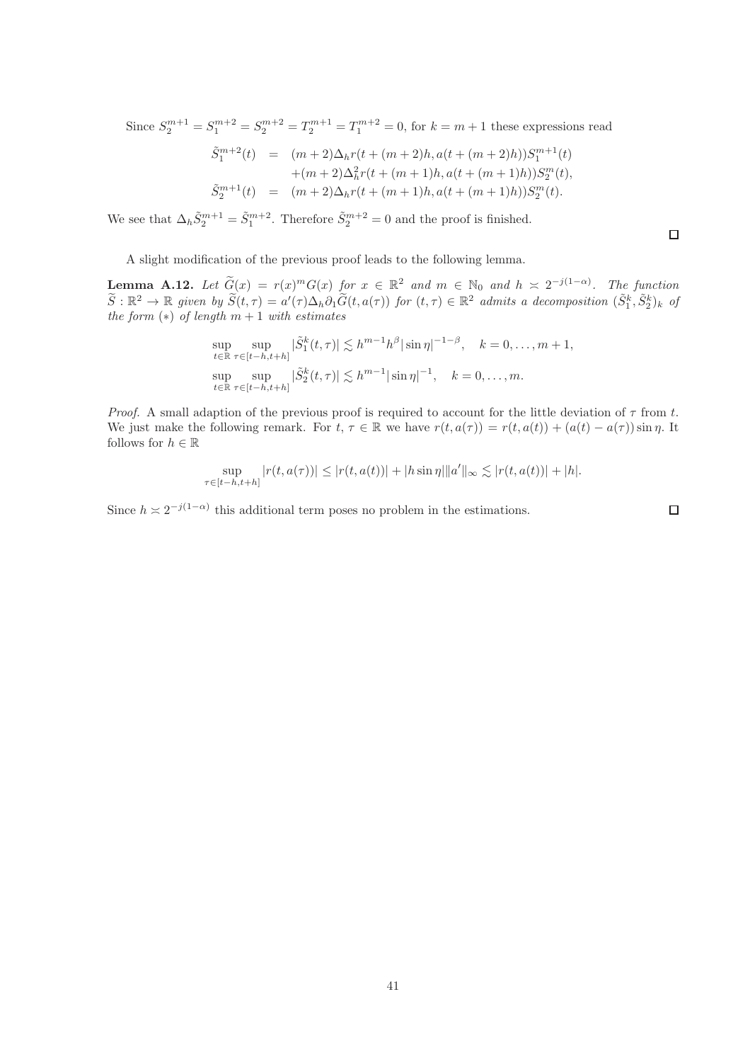Since $S_2^{m+1} = S_1^{m+2} = S_2^{m+2} = T_2^{m+1} = T_1^{m+2} = 0$, for $k = m+1$ these expressions read

$$
\begin{aligned}
\tilde{S}_1^{m+2}(t) &= (m+2)\Delta_h r(t+(m+2)h, a(t+(m+2)h)) S_1^{m+1}(t) \\
&\quad + (m+2)\Delta_h^2 r(t+(m+1)h, a(t+(m+1)h)) S_2^m(t), \\
\tilde{S}_2^{m+1}(t) &= (m+2)\Delta_h r(t+(m+1)h, a(t+(m+1)h)) S_2^m(t).
\end{aligned}
$$

We see that $\Delta_h \tilde{S}_2^{m+1} = \tilde{S}_1^{m+2}$. Therefore $\tilde{S}_2^{m+2} = 0$ and the proof is finished. □

A slight modification of the previous proof leads to the following lemma.

**Lemma A.12.** *Let $\widetilde{G}(x) = r(x)^m G(x)$ for $x \in \mathbb{R}^2$ and $m \in \mathbb{N}_0$ and $h \asymp 2^{-j(1-\alpha)}$. The function $\widetilde{S} : \mathbb{R}^2 \to \mathbb{R}$ given by $\widetilde{S}(t,\tau) = a'(\tau)\Delta_h \partial_1 \widetilde{G}(t, a(\tau))$ for $(t,\tau) \in \mathbb{R}^2$ admits a decomposition $(\tilde{S}_1^k, \tilde{S}_2^k)_k$ of the form $(*)$ of length $m+1$ with estimates*

$$
\sup_{t\in\mathbb{R}} \sup_{\tau\in[t-h,t+h]} |\tilde{S}_1^k(t,\tau)| \lesssim h^{m-1} h^{\beta} |\sin\eta|^{-1-\beta}, \quad k = 0,\dots,m+1,
$$

$$
\sup_{t\in\mathbb{R}} \sup_{\tau\in[t-h,t+h]} |\tilde{S}_2^k(t,\tau)| \lesssim h^{m-1} |\sin\eta|^{-1}, \quad k = 0,\dots,m.
$$

*Proof.* A small adaption of the previous proof is required to account for the little deviation of $\tau$ from $t$. We just make the following remark. For $t, \tau \in \mathbb{R}$ we have $r(t, a(\tau)) = r(t, a(t)) + (a(t) - a(\tau))\sin\eta$. It follows for $h \in \mathbb{R}$

$$
\sup_{\tau\in[t-h,t+h]} |r(t,a(\tau))| \le |r(t,a(t))| + |h\sin\eta| \|a'\|_\infty \lesssim |r(t,a(t))| + |h|.
$$

Since $h \asymp 2^{-j(1-\alpha)}$ this additional term poses no problem in the estimations. □